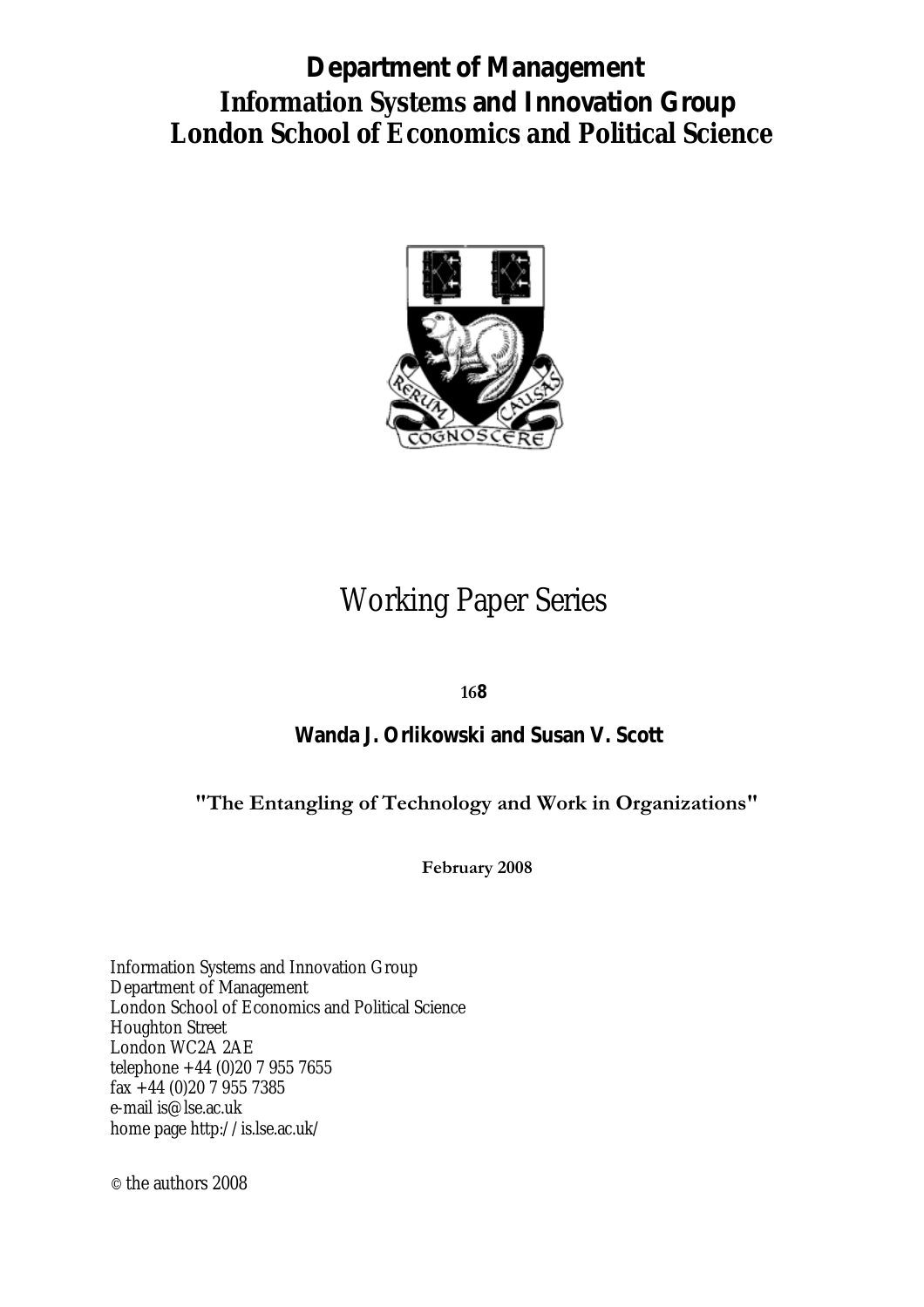# Department of Management
# Information Systems and Innovation Group
# London School of Economics and Political Science

Working Paper Series

**168**

**Wanda J. Orlikowski and Susan V. Scott**

**"The Entangling of Technology and Work in Organizations"**

**February 2008**

Information Systems and Innovation Group
Department of Management
London School of Economics and Political Science
Houghton Street
London WC2A 2AE
telephone +44 (0)20 7 955 7655
fax +44 (0)20 7 955 7385
e-mail is@lse.ac.uk
home page http://is.lse.ac.uk/

© the authors 2008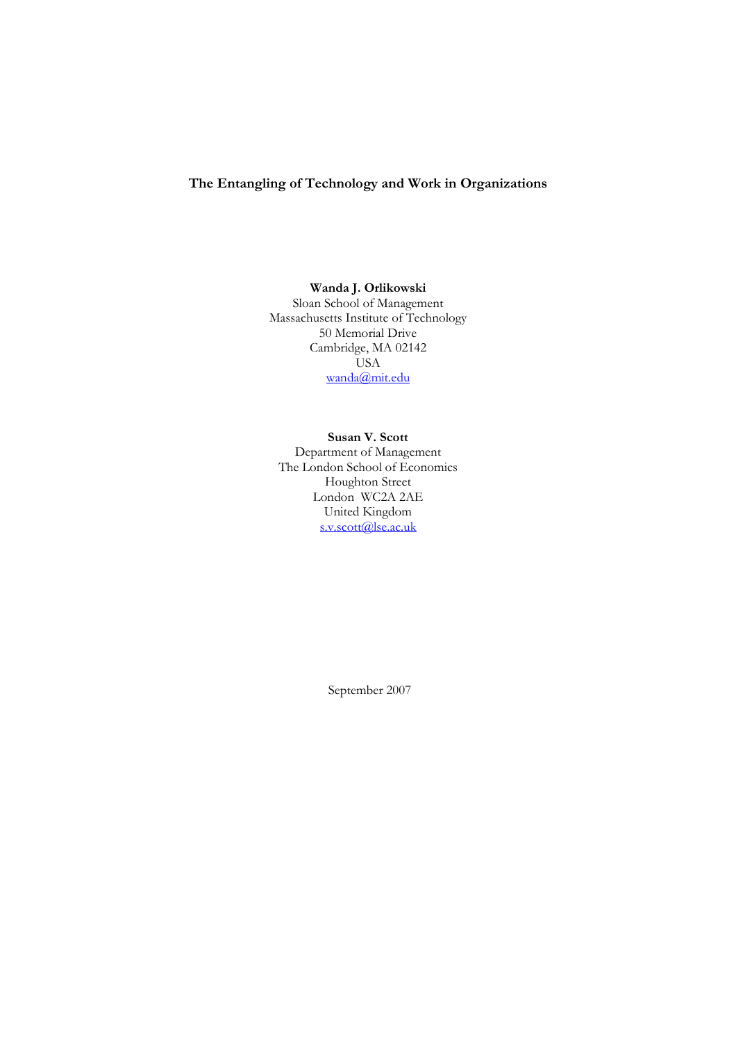# The Entangling of Technology and Work in Organizations

**Wanda J. Orlikowski**
Sloan School of Management
Massachusetts Institute of Technology
50 Memorial Drive
Cambridge, MA 02142
USA
wanda@mit.edu

**Susan V. Scott**
Department of Management
The London School of Economics
Houghton Street
London WC2A 2AE
United Kingdom
s.v.scott@lse.ac.uk

September 2007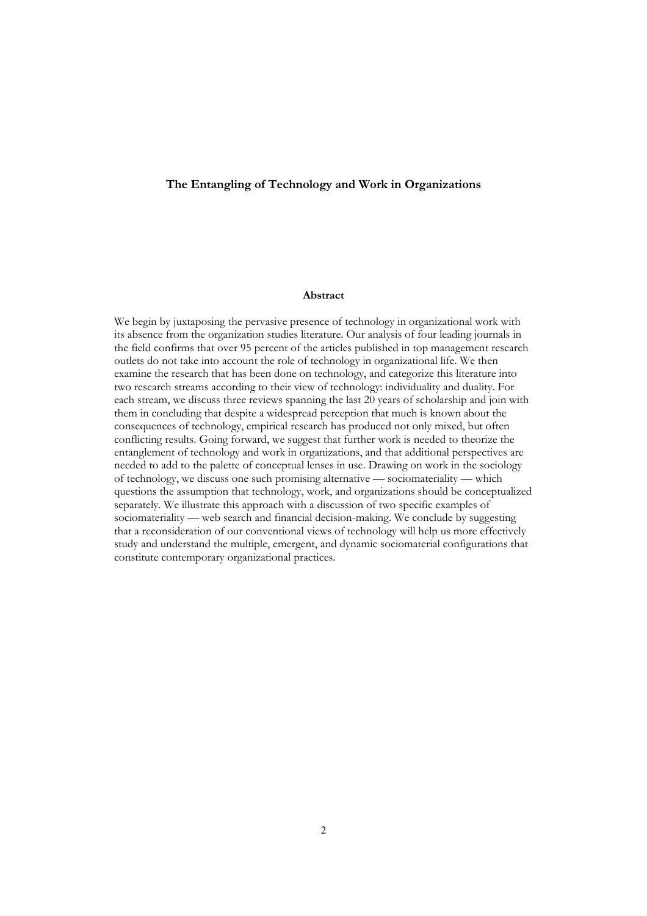**The Entangling of Technology and Work in Organizations**

**Abstract**

We begin by juxtaposing the pervasive presence of technology in organizational work with its absence from the organization studies literature. Our analysis of four leading journals in the field confirms that over 95 percent of the articles published in top management research outlets do not take into account the role of technology in organizational life. We then examine the research that has been done on technology, and categorize this literature into two research streams according to their view of technology: individuality and duality. For each stream, we discuss three reviews spanning the last 20 years of scholarship and join with them in concluding that despite a widespread perception that much is known about the consequences of technology, empirical research has produced not only mixed, but often conflicting results. Going forward, we suggest that further work is needed to theorize the entanglement of technology and work in organizations, and that additional perspectives are needed to add to the palette of conceptual lenses in use. Drawing on work in the sociology of technology, we discuss one such promising alternative — sociomateriality — which questions the assumption that technology, work, and organizations should be conceptualized separately. We illustrate this approach with a discussion of two specific examples of sociomateriality — web search and financial decision-making. We conclude by suggesting that a reconsideration of our conventional views of technology will help us more effectively study and understand the multiple, emergent, and dynamic sociomaterial configurations that constitute contemporary organizational practices.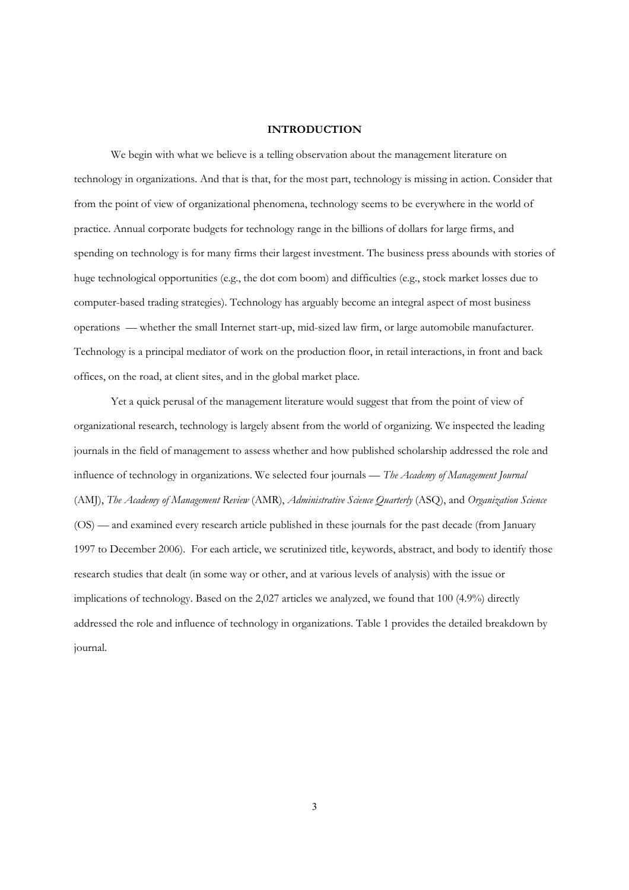## INTRODUCTION

We begin with what we believe is a telling observation about the management literature on technology in organizations. And that is that, for the most part, technology is missing in action. Consider that from the point of view of organizational phenomena, technology seems to be everywhere in the world of practice. Annual corporate budgets for technology range in the billions of dollars for large firms, and spending on technology is for many firms their largest investment. The business press abounds with stories of huge technological opportunities (e.g., the dot com boom) and difficulties (e.g., stock market losses due to computer-based trading strategies). Technology has arguably become an integral aspect of most business operations — whether the small Internet start-up, mid-sized law firm, or large automobile manufacturer. Technology is a principal mediator of work on the production floor, in retail interactions, in front and back offices, on the road, at client sites, and in the global market place.

Yet a quick perusal of the management literature would suggest that from the point of view of organizational research, technology is largely absent from the world of organizing. We inspected the leading journals in the field of management to assess whether and how published scholarship addressed the role and influence of technology in organizations. We selected four journals — *The Academy of Management Journal* (AMJ), *The Academy of Management Review* (AMR), *Administrative Science Quarterly* (ASQ), and *Organization Science* (OS) — and examined every research article published in these journals for the past decade (from January 1997 to December 2006). For each article, we scrutinized title, keywords, abstract, and body to identify those research studies that dealt (in some way or other, and at various levels of analysis) with the issue or implications of technology. Based on the 2,027 articles we analyzed, we found that 100 (4.9%) directly addressed the role and influence of technology in organizations. Table 1 provides the detailed breakdown by journal.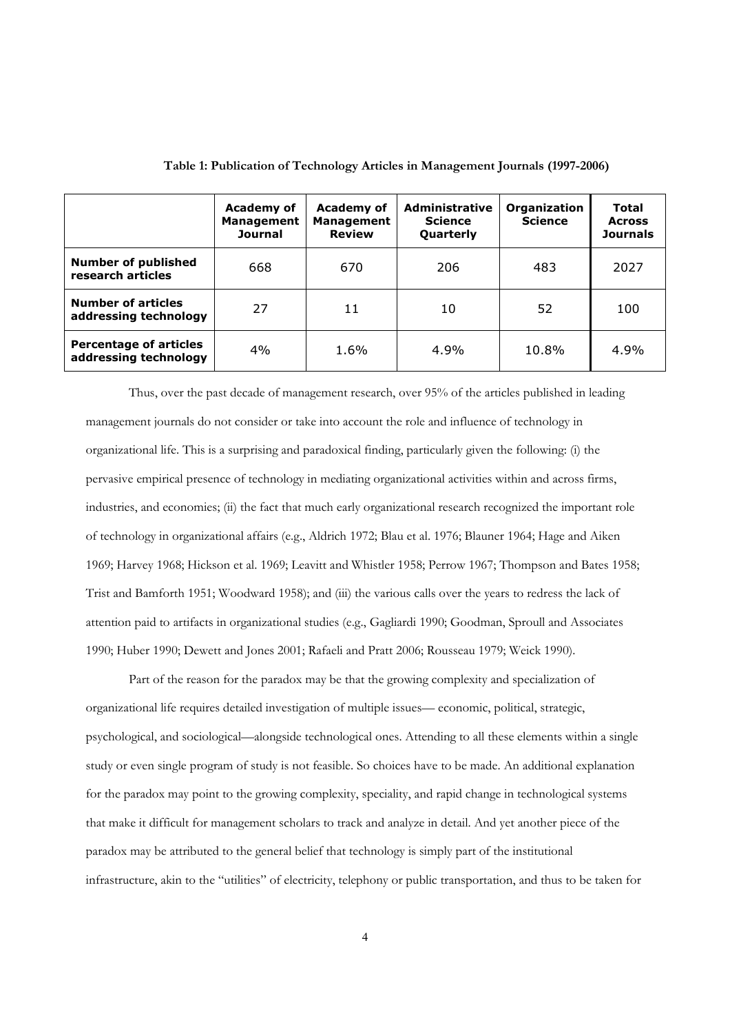**Table 1: Publication of Technology Articles in Management Journals (1997-2006)**

| | Academy of Management Journal | Academy of Management Review | Administrative Science Quarterly | Organization Science | Total Across Journals |
|---|---|---|---|---|---|
| **Number of published research articles** | 668 | 670 | 206 | 483 | 2027 |
| **Number of articles addressing technology** | 27 | 11 | 10 | 52 | 100 |
| **Percentage of articles addressing technology** | 4% | 1.6% | 4.9% | 10.8% | 4.9% |

Thus, over the past decade of management research, over 95% of the articles published in leading management journals do not consider or take into account the role and influence of technology in organizational life. This is a surprising and paradoxical finding, particularly given the following: (i) the pervasive empirical presence of technology in mediating organizational activities within and across firms, industries, and economies; (ii) the fact that much early organizational research recognized the important role of technology in organizational affairs (e.g., Aldrich 1972; Blau et al. 1976; Blauner 1964; Hage and Aiken 1969; Harvey 1968; Hickson et al. 1969; Leavitt and Whistler 1958; Perrow 1967; Thompson and Bates 1958; Trist and Bamforth 1951; Woodward 1958); and (iii) the various calls over the years to redress the lack of attention paid to artifacts in organizational studies (e.g., Gagliardi 1990; Goodman, Sproull and Associates 1990; Huber 1990; Dewett and Jones 2001; Rafaeli and Pratt 2006; Rousseau 1979; Weick 1990).

Part of the reason for the paradox may be that the growing complexity and specialization of organizational life requires detailed investigation of multiple issues— economic, political, strategic, psychological, and sociological—alongside technological ones. Attending to all these elements within a single study or even single program of study is not feasible. So choices have to be made. An additional explanation for the paradox may point to the growing complexity, speciality, and rapid change in technological systems that make it difficult for management scholars to track and analyze in detail. And yet another piece of the paradox may be attributed to the general belief that technology is simply part of the institutional infrastructure, akin to the "utilities" of electricity, telephony or public transportation, and thus to be taken for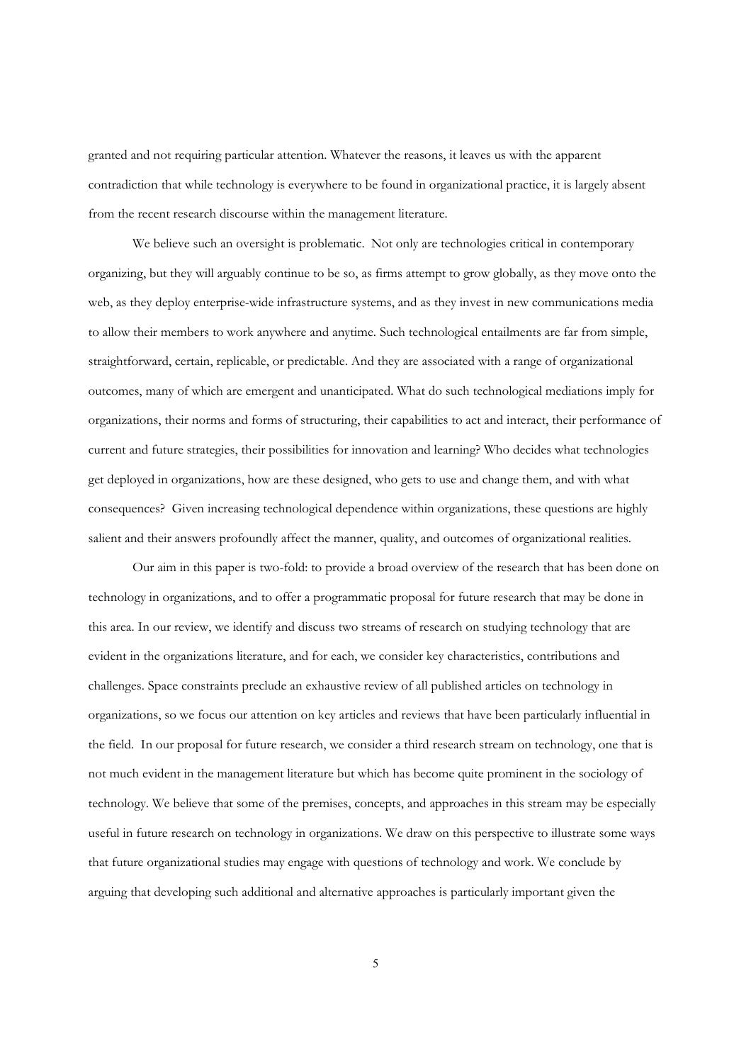granted and not requiring particular attention. Whatever the reasons, it leaves us with the apparent contradiction that while technology is everywhere to be found in organizational practice, it is largely absent from the recent research discourse within the management literature.

We believe such an oversight is problematic. Not only are technologies critical in contemporary organizing, but they will arguably continue to be so, as firms attempt to grow globally, as they move onto the web, as they deploy enterprise-wide infrastructure systems, and as they invest in new communications media to allow their members to work anywhere and anytime. Such technological entailments are far from simple, straightforward, certain, replicable, or predictable. And they are associated with a range of organizational outcomes, many of which are emergent and unanticipated. What do such technological mediations imply for organizations, their norms and forms of structuring, their capabilities to act and interact, their performance of current and future strategies, their possibilities for innovation and learning? Who decides what technologies get deployed in organizations, how are these designed, who gets to use and change them, and with what consequences? Given increasing technological dependence within organizations, these questions are highly salient and their answers profoundly affect the manner, quality, and outcomes of organizational realities.

Our aim in this paper is two-fold: to provide a broad overview of the research that has been done on technology in organizations, and to offer a programmatic proposal for future research that may be done in this area. In our review, we identify and discuss two streams of research on studying technology that are evident in the organizations literature, and for each, we consider key characteristics, contributions and challenges. Space constraints preclude an exhaustive review of all published articles on technology in organizations, so we focus our attention on key articles and reviews that have been particularly influential in the field. In our proposal for future research, we consider a third research stream on technology, one that is not much evident in the management literature but which has become quite prominent in the sociology of technology. We believe that some of the premises, concepts, and approaches in this stream may be especially useful in future research on technology in organizations. We draw on this perspective to illustrate some ways that future organizational studies may engage with questions of technology and work. We conclude by arguing that developing such additional and alternative approaches is particularly important given the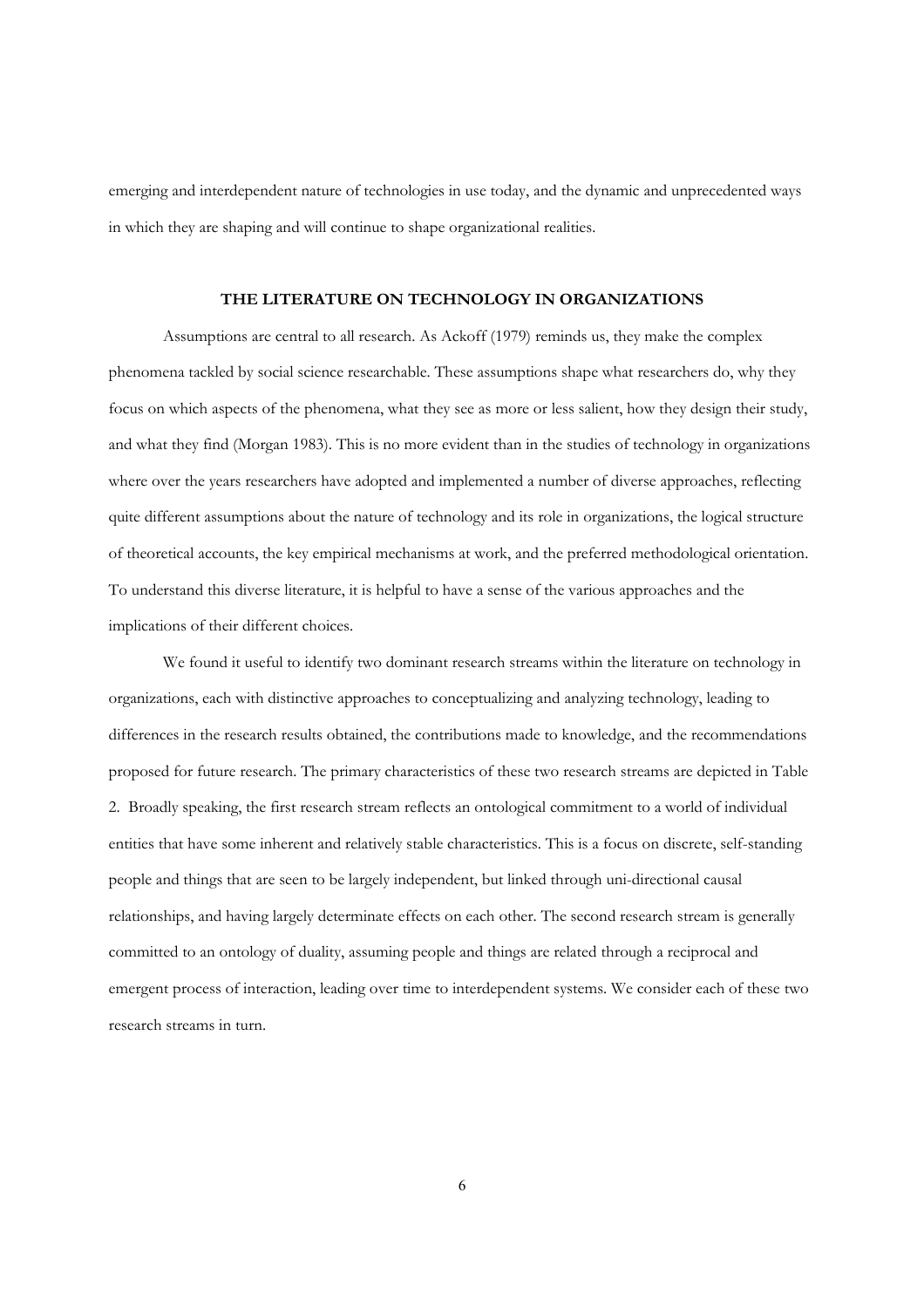emerging and interdependent nature of technologies in use today, and the dynamic and unprecedented ways in which they are shaping and will continue to shape organizational realities.

## THE LITERATURE ON TECHNOLOGY IN ORGANIZATIONS

Assumptions are central to all research. As Ackoff (1979) reminds us, they make the complex phenomena tackled by social science researchable. These assumptions shape what researchers do, why they focus on which aspects of the phenomena, what they see as more or less salient, how they design their study, and what they find (Morgan 1983). This is no more evident than in the studies of technology in organizations where over the years researchers have adopted and implemented a number of diverse approaches, reflecting quite different assumptions about the nature of technology and its role in organizations, the logical structure of theoretical accounts, the key empirical mechanisms at work, and the preferred methodological orientation. To understand this diverse literature, it is helpful to have a sense of the various approaches and the implications of their different choices.

We found it useful to identify two dominant research streams within the literature on technology in organizations, each with distinctive approaches to conceptualizing and analyzing technology, leading to differences in the research results obtained, the contributions made to knowledge, and the recommendations proposed for future research. The primary characteristics of these two research streams are depicted in Table 2. Broadly speaking, the first research stream reflects an ontological commitment to a world of individual entities that have some inherent and relatively stable characteristics. This is a focus on discrete, self-standing people and things that are seen to be largely independent, but linked through uni-directional causal relationships, and having largely determinate effects on each other. The second research stream is generally committed to an ontology of duality, assuming people and things are related through a reciprocal and emergent process of interaction, leading over time to interdependent systems. We consider each of these two research streams in turn.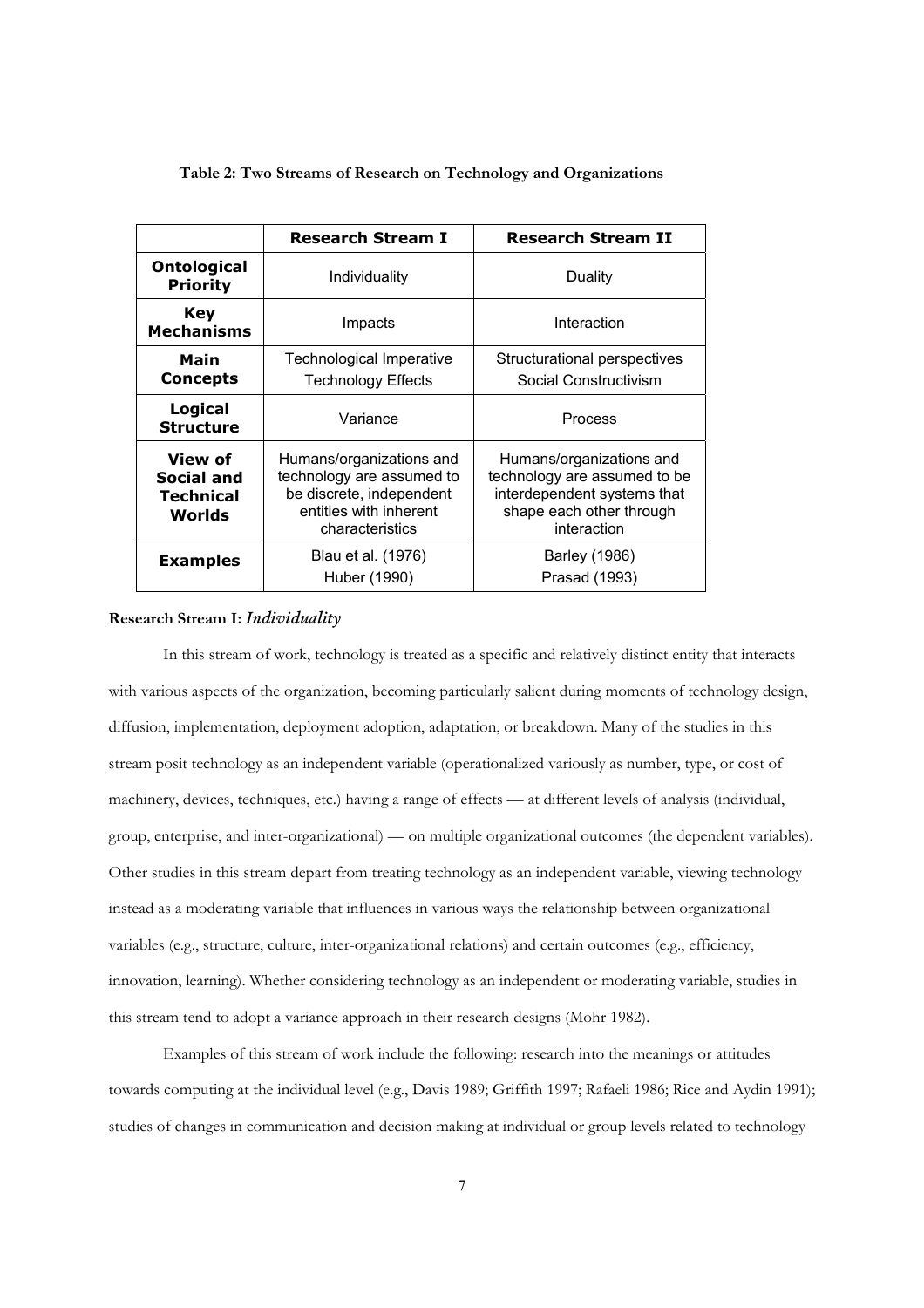**Table 2: Two Streams of Research on Technology and Organizations**

| | **Research Stream I** | **Research Stream II** |
|---|---|---|
| **Ontological Priority** | Individuality | Duality |
| **Key Mechanisms** | Impacts | Interaction |
| **Main Concepts** | Technological Imperative<br>Technology Effects | Structurational perspectives<br>Social Constructivism |
| **Logical Structure** | Variance | Process |
| **View of Social and Technical Worlds** | Humans/organizations and technology are assumed to be discrete, independent entities with inherent characteristics | Humans/organizations and technology are assumed to be interdependent systems that shape each other through interaction |
| **Examples** | Blau et al. (1976)<br>Huber (1990) | Barley (1986)<br>Prasad (1993) |

**Research Stream I:** ***Individuality***

In this stream of work, technology is treated as a specific and relatively distinct entity that interacts with various aspects of the organization, becoming particularly salient during moments of technology design, diffusion, implementation, deployment adoption, adaptation, or breakdown. Many of the studies in this stream posit technology as an independent variable (operationalized variously as number, type, or cost of machinery, devices, techniques, etc.) having a range of effects — at different levels of analysis (individual, group, enterprise, and inter-organizational) — on multiple organizational outcomes (the dependent variables). Other studies in this stream depart from treating technology as an independent variable, viewing technology instead as a moderating variable that influences in various ways the relationship between organizational variables (e.g., structure, culture, inter-organizational relations) and certain outcomes (e.g., efficiency, innovation, learning). Whether considering technology as an independent or moderating variable, studies in this stream tend to adopt a variance approach in their research designs (Mohr 1982).

Examples of this stream of work include the following: research into the meanings or attitudes towards computing at the individual level (e.g., Davis 1989; Griffith 1997; Rafaeli 1986; Rice and Aydin 1991); studies of changes in communication and decision making at individual or group levels related to technology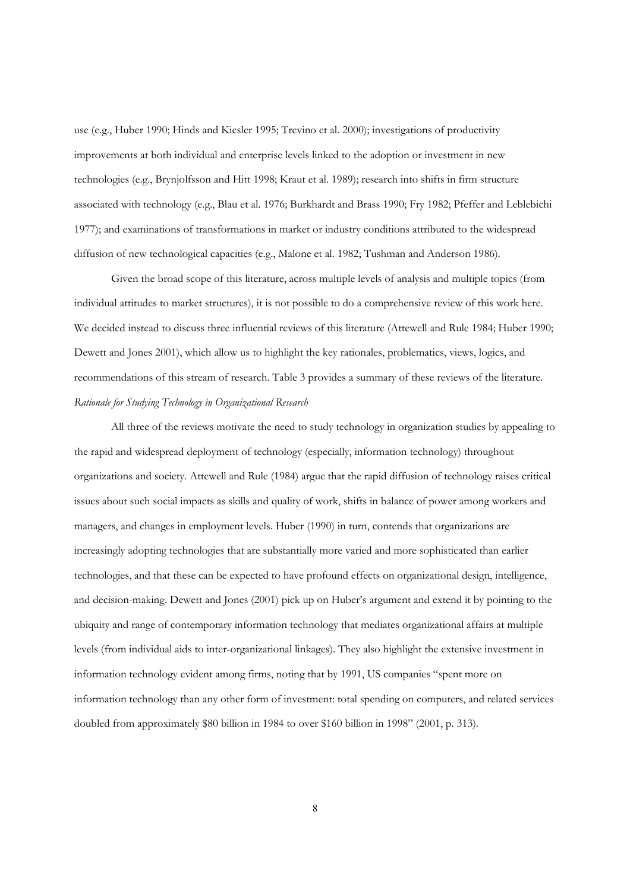use (e.g., Huber 1990; Hinds and Kiesler 1995; Trevino et al. 2000); investigations of productivity improvements at both individual and enterprise levels linked to the adoption or investment in new technologies (e.g., Brynjolfsson and Hitt 1998; Kraut et al. 1989); research into shifts in firm structure associated with technology (e.g., Blau et al. 1976; Burkhardt and Brass 1990; Fry 1982; Pfeffer and Leblebichi 1977); and examinations of transformations in market or industry conditions attributed to the widespread diffusion of new technological capacities (e.g., Malone et al. 1982; Tushman and Anderson 1986).

Given the broad scope of this literature, across multiple levels of analysis and multiple topics (from individual attitudes to market structures), it is not possible to do a comprehensive review of this work here. We decided instead to discuss three influential reviews of this literature (Attewell and Rule 1984; Huber 1990; Dewett and Jones 2001), which allow us to highlight the key rationales, problematics, views, logics, and recommendations of this stream of research. Table 3 provides a summary of these reviews of the literature.

*Rationale for Studying Technology in Organizational Research*

All three of the reviews motivate the need to study technology in organization studies by appealing to the rapid and widespread deployment of technology (especially, information technology) throughout organizations and society. Attewell and Rule (1984) argue that the rapid diffusion of technology raises critical issues about such social impacts as skills and quality of work, shifts in balance of power among workers and managers, and changes in employment levels. Huber (1990) in turn, contends that organizations are increasingly adopting technologies that are substantially more varied and more sophisticated than earlier technologies, and that these can be expected to have profound effects on organizational design, intelligence, and decision-making. Dewett and Jones (2001) pick up on Huber's argument and extend it by pointing to the ubiquity and range of contemporary information technology that mediates organizational affairs at multiple levels (from individual aids to inter-organizational linkages). They also highlight the extensive investment in information technology evident among firms, noting that by 1991, US companies "spent more on information technology than any other form of investment: total spending on computers, and related services doubled from approximately $80 billion in 1984 to over $160 billion in 1998" (2001, p. 313).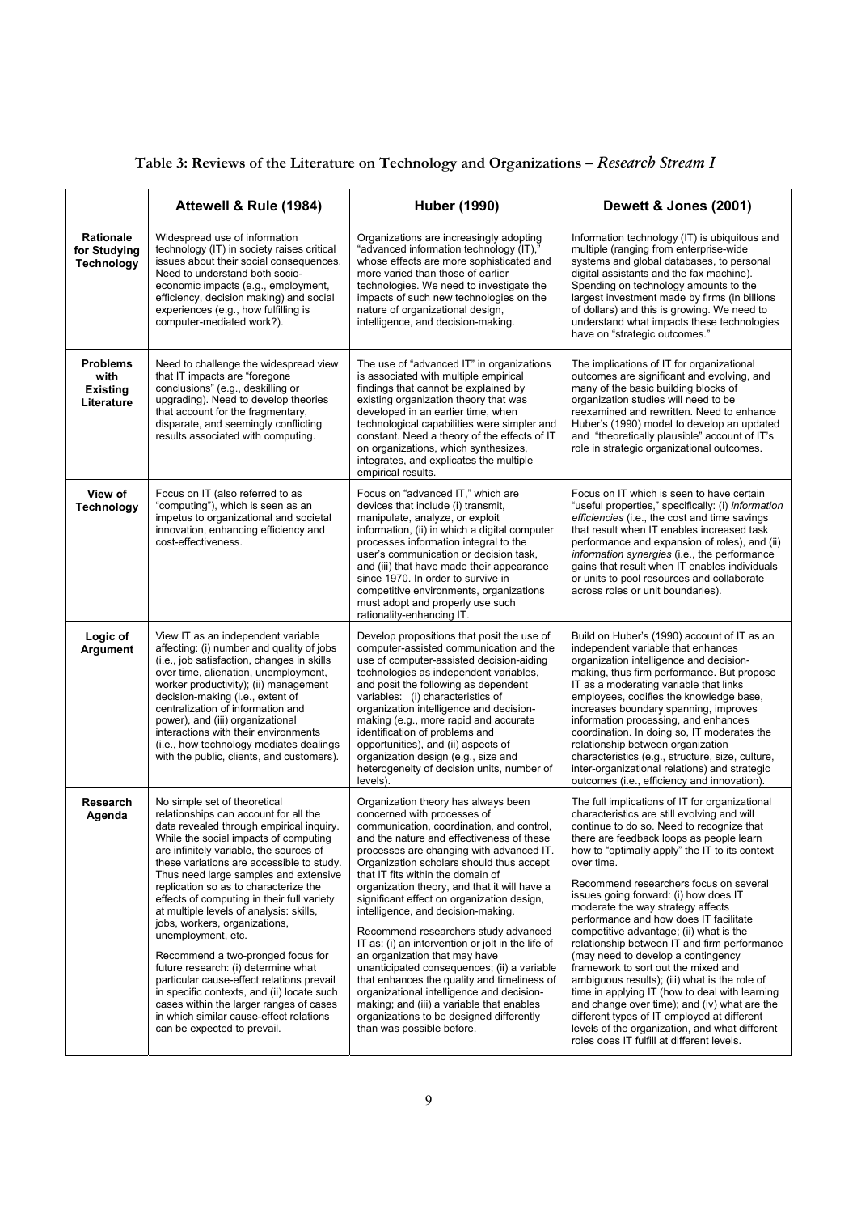**Table 3: Reviews of the Literature on Technology and Organizations – *Research Stream I***

| | Attewell & Rule (1984) | Huber (1990) | Dewett & Jones (2001) |
|---|---|---|---|
| **Rationale for Studying Technology** | Widespread use of information technology (IT) in society raises critical issues about their social consequences. Need to understand both socio-economic impacts (e.g., employment, efficiency, decision making) and social experiences (e.g., how fulfilling is computer-mediated work?). | Organizations are increasingly adopting "advanced information technology (IT)," whose effects are more sophisticated and more varied than those of earlier technologies. We need to investigate the impacts of such new technologies on the nature of organizational design, intelligence, and decision-making. | Information technology (IT) is ubiquitous and multiple (ranging from enterprise-wide systems and global databases, to personal digital assistants and the fax machine). Spending on technology amounts to the largest investment made by firms (in billions of dollars) and this is growing. We need to understand what impacts these technologies have on "strategic outcomes." |
| **Problems with Existing Literature** | Need to challenge the widespread view that IT impacts are "foregone conclusions" (e.g., deskilling or upgrading). Need to develop theories that account for the fragmentary, disparate, and seemingly conflicting results associated with computing. | The use of "advanced IT" in organizations is associated with multiple empirical findings that cannot be explained by existing organization theory that was developed in an earlier time, when technological capabilities were simpler and constant. Need a theory of the effects of IT on organizations, which synthesizes, integrates, and explicates the multiple empirical results. | The implications of IT for organizational outcomes are significant and evolving, and many of the basic building blocks of organization studies will need to be reexamined and rewritten. Need to enhance Huber's (1990) model to develop an updated and "theoretically plausible" account of IT's role in strategic organizational outcomes. |
| **View of Technology** | Focus on IT (also referred to as "computing"), which is seen as an impetus to organizational and societal innovation, enhancing efficiency and cost-effectiveness. | Focus on "advanced IT," which are devices that include (i) transmit, manipulate, analyze, or exploit information, (ii) in which a digital computer processes information integral to the user's communication or decision task, and (iii) that have made their appearance since 1970. In order to survive in competitive environments, organizations must adopt and properly use such rationality-enhancing IT. | Focus on IT which is seen to have certain "useful properties," specifically: (i) *information efficiencies* (i.e., the cost and time savings that result when IT enables increased task performance and expansion of roles), and (ii) *information synergies* (i.e., the performance gains that result when IT enables individuals or units to pool resources and collaborate across roles or unit boundaries). |
| **Logic of Argument** | View IT as an independent variable affecting: (i) number and quality of jobs (i.e., job satisfaction, changes in skills over time, alienation, unemployment, worker productivity); (ii) management decision-making (i.e., extent of centralization of information and power), and (iii) organizational interactions with their environments (i.e., how technology mediates dealings with the public, clients, and customers). | Develop propositions that posit the use of computer-assisted communication and the use of computer-assisted decision-aiding technologies as independent variables, and posit the following as dependent variables: (i) characteristics of organization intelligence and decision-making (e.g., more rapid and accurate identification of problems and opportunities), and (ii) aspects of organization design (e.g., size and heterogeneity of decision units, number of levels). | Build on Huber's (1990) account of IT as an independent variable that enhances organization intelligence and decision-making, thus firm performance. But propose IT as a moderating variable that links employees, codifies the knowledge base, increases boundary spanning, improves information processing, and enhances coordination. In doing so, IT moderates the relationship between organization characteristics (e.g., structure, size, culture, inter-organizational relations) and strategic outcomes (i.e., efficiency and innovation). |
| **Research Agenda** | No simple set of theoretical relationships can account for all the data revealed through empirical inquiry. While the social impacts of computing are infinitely variable, the sources of these variations are accessible to study. Thus need large samples and extensive replication so as to characterize the effects of computing in their full variety at multiple levels of analysis: skills, jobs, workers, organizations, unemployment, etc.<br><br>Recommend a two-pronged focus for future research: (i) determine what particular cause-effect relations prevail in specific contexts, and (ii) locate such cases within the larger ranges of cases in which similar cause-effect relations can be expected to prevail. | Organization theory has always been concerned with processes of communication, coordination, and control, and the nature and effectiveness of these processes are changing with advanced IT. Organization scholars should thus accept that IT fits within the domain of organization theory, and that it will have a significant effect on organization design, intelligence, and decision-making.<br><br>Recommend researchers study advanced IT as: (i) an intervention or jolt in the life of an organization that may have unanticipated consequences; (ii) a variable that enhances the quality and timeliness of organizational intelligence and decision-making; and (iii) a variable that enables organizations to be designed differently than was possible before. | The full implications of IT for organizational characteristics are still evolving and will continue to do so. Need to recognize that there are feedback loops as people learn how to "optimally apply" the IT to its context over time.<br><br>Recommend researchers focus on several issues going forward: (i) how does IT moderate the way strategy affects performance and how does IT facilitate competitive advantage; (ii) what is the relationship between IT and firm performance (may need to develop a contingency framework to sort out the mixed and ambiguous results); (iii) what is the role of time in applying IT (how to deal with learning and change over time); and (iv) what are the different types of IT employed at different levels of the organization, and what different roles does IT fulfill at different levels. |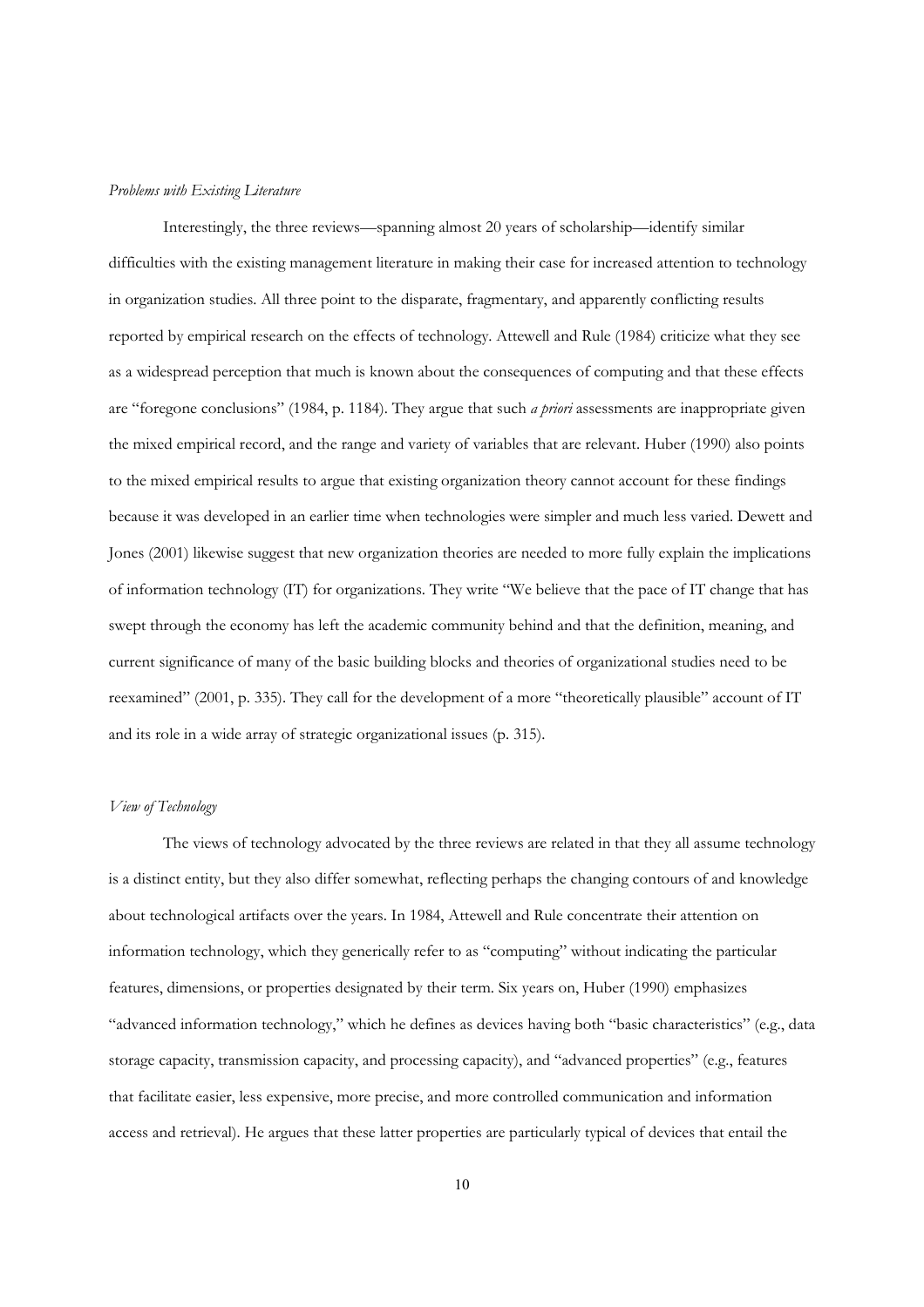*Problems with Existing Literature*

Interestingly, the three reviews—spanning almost 20 years of scholarship—identify similar difficulties with the existing management literature in making their case for increased attention to technology in organization studies. All three point to the disparate, fragmentary, and apparently conflicting results reported by empirical research on the effects of technology. Attewell and Rule (1984) criticize what they see as a widespread perception that much is known about the consequences of computing and that these effects are "foregone conclusions" (1984, p. 1184). They argue that such *a priori* assessments are inappropriate given the mixed empirical record, and the range and variety of variables that are relevant. Huber (1990) also points to the mixed empirical results to argue that existing organization theory cannot account for these findings because it was developed in an earlier time when technologies were simpler and much less varied. Dewett and Jones (2001) likewise suggest that new organization theories are needed to more fully explain the implications of information technology (IT) for organizations. They write "We believe that the pace of IT change that has swept through the economy has left the academic community behind and that the definition, meaning, and current significance of many of the basic building blocks and theories of organizational studies need to be reexamined" (2001, p. 335). They call for the development of a more "theoretically plausible" account of IT and its role in a wide array of strategic organizational issues (p. 315).

*View of Technology*

The views of technology advocated by the three reviews are related in that they all assume technology is a distinct entity, but they also differ somewhat, reflecting perhaps the changing contours of and knowledge about technological artifacts over the years. In 1984, Attewell and Rule concentrate their attention on information technology, which they generically refer to as "computing" without indicating the particular features, dimensions, or properties designated by their term. Six years on, Huber (1990) emphasizes "advanced information technology," which he defines as devices having both "basic characteristics" (e.g., data storage capacity, transmission capacity, and processing capacity), and "advanced properties" (e.g., features that facilitate easier, less expensive, more precise, and more controlled communication and information access and retrieval). He argues that these latter properties are particularly typical of devices that entail the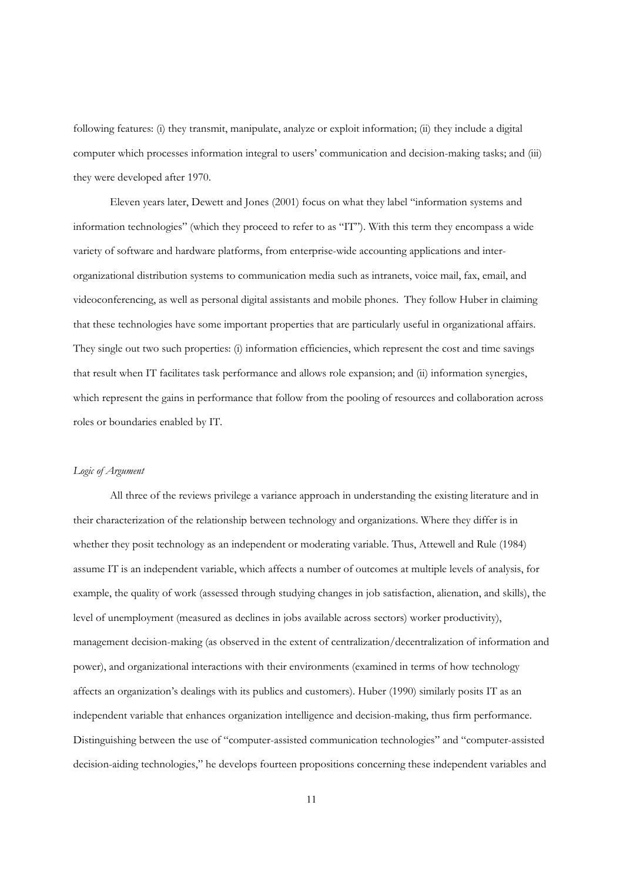following features: (i) they transmit, manipulate, analyze or exploit information; (ii) they include a digital computer which processes information integral to users' communication and decision-making tasks; and (iii) they were developed after 1970.

Eleven years later, Dewett and Jones (2001) focus on what they label "information systems and information technologies" (which they proceed to refer to as "IT"). With this term they encompass a wide variety of software and hardware platforms, from enterprise-wide accounting applications and inter-organizational distribution systems to communication media such as intranets, voice mail, fax, email, and videoconferencing, as well as personal digital assistants and mobile phones. They follow Huber in claiming that these technologies have some important properties that are particularly useful in organizational affairs. They single out two such properties: (i) information efficiencies, which represent the cost and time savings that result when IT facilitates task performance and allows role expansion; and (ii) information synergies, which represent the gains in performance that follow from the pooling of resources and collaboration across roles or boundaries enabled by IT.

*Logic of Argument*

All three of the reviews privilege a variance approach in understanding the existing literature and in their characterization of the relationship between technology and organizations. Where they differ is in whether they posit technology as an independent or moderating variable. Thus, Attewell and Rule (1984) assume IT is an independent variable, which affects a number of outcomes at multiple levels of analysis, for example, the quality of work (assessed through studying changes in job satisfaction, alienation, and skills), the level of unemployment (measured as declines in jobs available across sectors) worker productivity), management decision-making (as observed in the extent of centralization/decentralization of information and power), and organizational interactions with their environments (examined in terms of how technology affects an organization's dealings with its publics and customers). Huber (1990) similarly posits IT as an independent variable that enhances organization intelligence and decision-making, thus firm performance. Distinguishing between the use of "computer-assisted communication technologies" and "computer-assisted decision-aiding technologies," he develops fourteen propositions concerning these independent variables and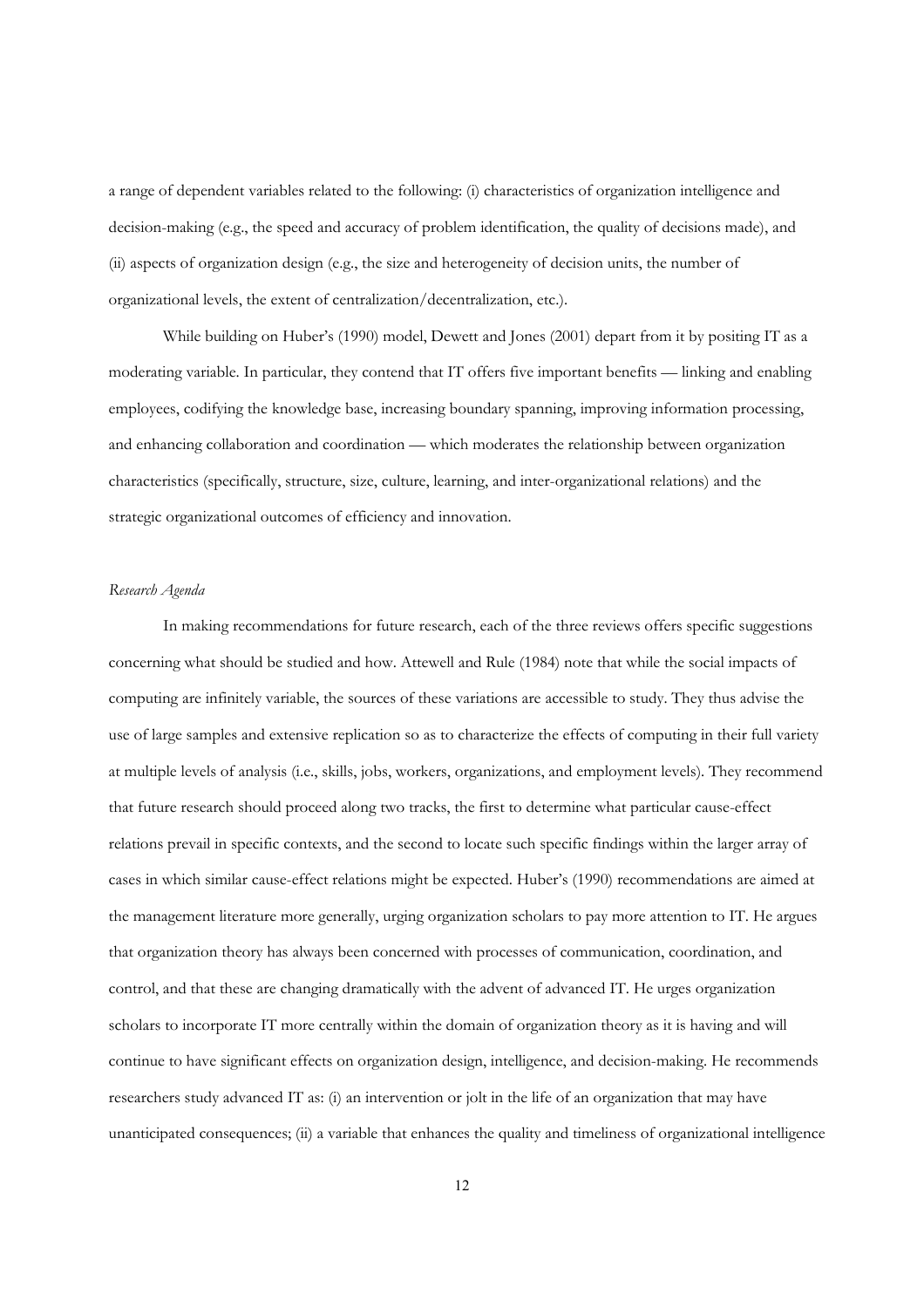a range of dependent variables related to the following: (i) characteristics of organization intelligence and decision-making (e.g., the speed and accuracy of problem identification, the quality of decisions made), and (ii) aspects of organization design (e.g., the size and heterogeneity of decision units, the number of organizational levels, the extent of centralization/decentralization, etc.).

While building on Huber's (1990) model, Dewett and Jones (2001) depart from it by positing IT as a moderating variable. In particular, they contend that IT offers five important benefits — linking and enabling employees, codifying the knowledge base, increasing boundary spanning, improving information processing, and enhancing collaboration and coordination — which moderates the relationship between organization characteristics (specifically, structure, size, culture, learning, and inter-organizational relations) and the strategic organizational outcomes of efficiency and innovation.

*Research Agenda*

In making recommendations for future research, each of the three reviews offers specific suggestions concerning what should be studied and how. Attewell and Rule (1984) note that while the social impacts of computing are infinitely variable, the sources of these variations are accessible to study. They thus advise the use of large samples and extensive replication so as to characterize the effects of computing in their full variety at multiple levels of analysis (i.e., skills, jobs, workers, organizations, and employment levels). They recommend that future research should proceed along two tracks, the first to determine what particular cause-effect relations prevail in specific contexts, and the second to locate such specific findings within the larger array of cases in which similar cause-effect relations might be expected. Huber's (1990) recommendations are aimed at the management literature more generally, urging organization scholars to pay more attention to IT. He argues that organization theory has always been concerned with processes of communication, coordination, and control, and that these are changing dramatically with the advent of advanced IT. He urges organization scholars to incorporate IT more centrally within the domain of organization theory as it is having and will continue to have significant effects on organization design, intelligence, and decision-making. He recommends researchers study advanced IT as: (i) an intervention or jolt in the life of an organization that may have unanticipated consequences; (ii) a variable that enhances the quality and timeliness of organizational intelligence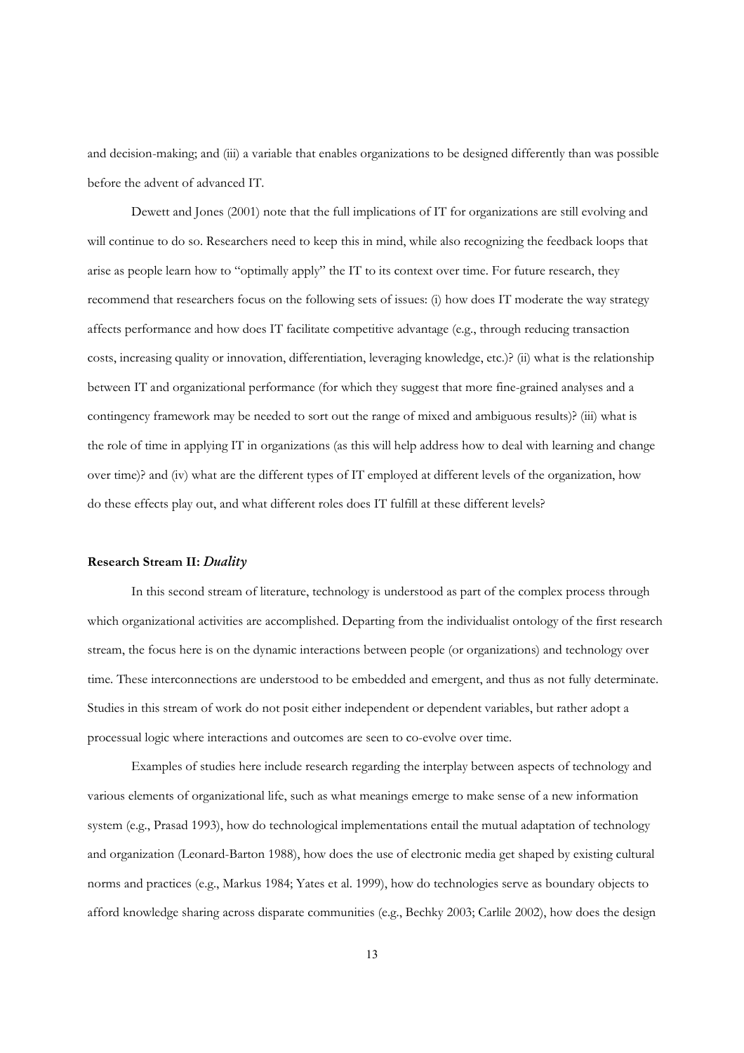and decision-making; and (iii) a variable that enables organizations to be designed differently than was possible before the advent of advanced IT.

Dewett and Jones (2001) note that the full implications of IT for organizations are still evolving and will continue to do so. Researchers need to keep this in mind, while also recognizing the feedback loops that arise as people learn how to "optimally apply" the IT to its context over time. For future research, they recommend that researchers focus on the following sets of issues: (i) how does IT moderate the way strategy affects performance and how does IT facilitate competitive advantage (e.g., through reducing transaction costs, increasing quality or innovation, differentiation, leveraging knowledge, etc.)? (ii) what is the relationship between IT and organizational performance (for which they suggest that more fine-grained analyses and a contingency framework may be needed to sort out the range of mixed and ambiguous results)? (iii) what is the role of time in applying IT in organizations (as this will help address how to deal with learning and change over time)? and (iv) what are the different types of IT employed at different levels of the organization, how do these effects play out, and what different roles does IT fulfill at these different levels?

### Research Stream II: *Duality*

In this second stream of literature, technology is understood as part of the complex process through which organizational activities are accomplished. Departing from the individualist ontology of the first research stream, the focus here is on the dynamic interactions between people (or organizations) and technology over time. These interconnections are understood to be embedded and emergent, and thus as not fully determinate. Studies in this stream of work do not posit either independent or dependent variables, but rather adopt a processual logic where interactions and outcomes are seen to co-evolve over time.

Examples of studies here include research regarding the interplay between aspects of technology and various elements of organizational life, such as what meanings emerge to make sense of a new information system (e.g., Prasad 1993), how do technological implementations entail the mutual adaptation of technology and organization (Leonard-Barton 1988), how does the use of electronic media get shaped by existing cultural norms and practices (e.g., Markus 1984; Yates et al. 1999), how do technologies serve as boundary objects to afford knowledge sharing across disparate communities (e.g., Bechky 2003; Carlile 2002), how does the design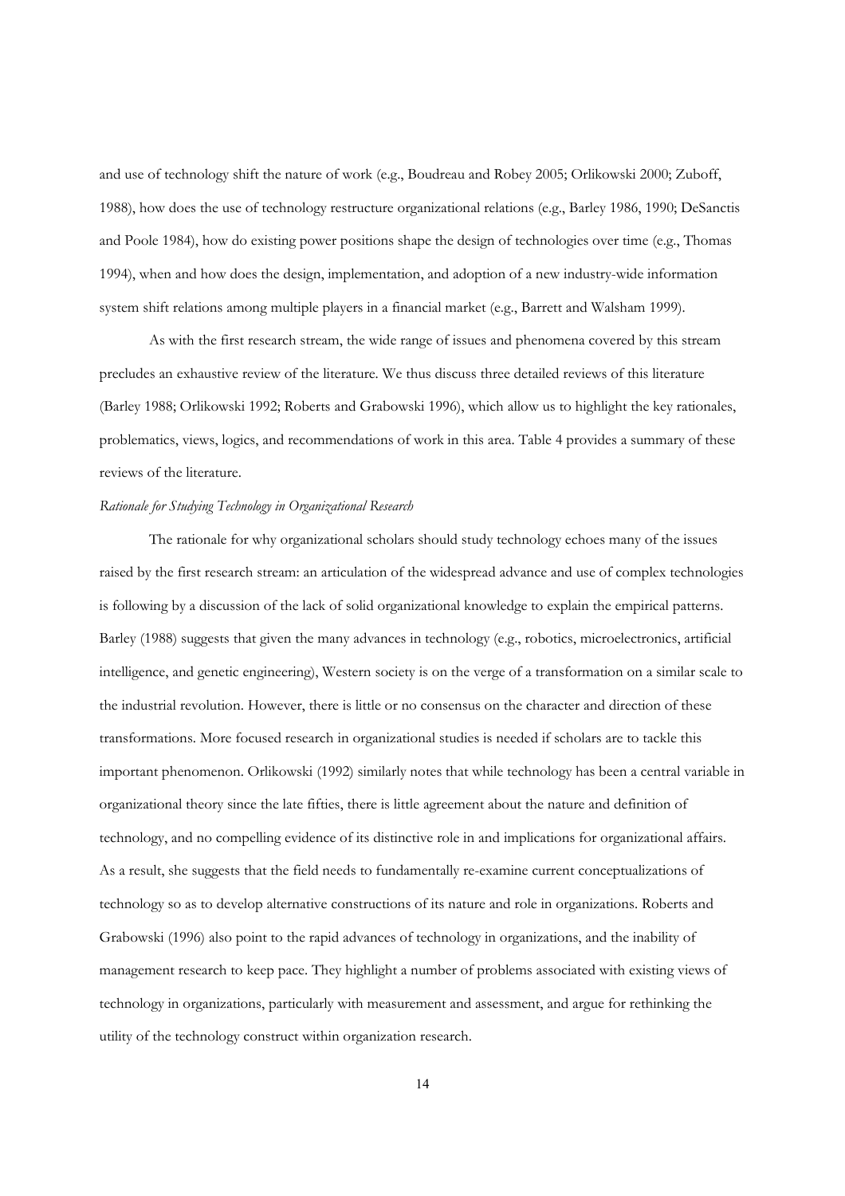and use of technology shift the nature of work (e.g., Boudreau and Robey 2005; Orlikowski 2000; Zuboff, 1988), how does the use of technology restructure organizational relations (e.g., Barley 1986, 1990; DeSanctis and Poole 1984), how do existing power positions shape the design of technologies over time (e.g., Thomas 1994), when and how does the design, implementation, and adoption of a new industry-wide information system shift relations among multiple players in a financial market (e.g., Barrett and Walsham 1999).

As with the first research stream, the wide range of issues and phenomena covered by this stream precludes an exhaustive review of the literature. We thus discuss three detailed reviews of this literature (Barley 1988; Orlikowski 1992; Roberts and Grabowski 1996), which allow us to highlight the key rationales, problematics, views, logics, and recommendations of work in this area. Table 4 provides a summary of these reviews of the literature.

*Rationale for Studying Technology in Organizational Research*

The rationale for why organizational scholars should study technology echoes many of the issues raised by the first research stream: an articulation of the widespread advance and use of complex technologies is following by a discussion of the lack of solid organizational knowledge to explain the empirical patterns. Barley (1988) suggests that given the many advances in technology (e.g., robotics, microelectronics, artificial intelligence, and genetic engineering), Western society is on the verge of a transformation on a similar scale to the industrial revolution. However, there is little or no consensus on the character and direction of these transformations. More focused research in organizational studies is needed if scholars are to tackle this important phenomenon. Orlikowski (1992) similarly notes that while technology has been a central variable in organizational theory since the late fifties, there is little agreement about the nature and definition of technology, and no compelling evidence of its distinctive role in and implications for organizational affairs. As a result, she suggests that the field needs to fundamentally re-examine current conceptualizations of technology so as to develop alternative constructions of its nature and role in organizations. Roberts and Grabowski (1996) also point to the rapid advances of technology in organizations, and the inability of management research to keep pace. They highlight a number of problems associated with existing views of technology in organizations, particularly with measurement and assessment, and argue for rethinking the utility of the technology construct within organization research.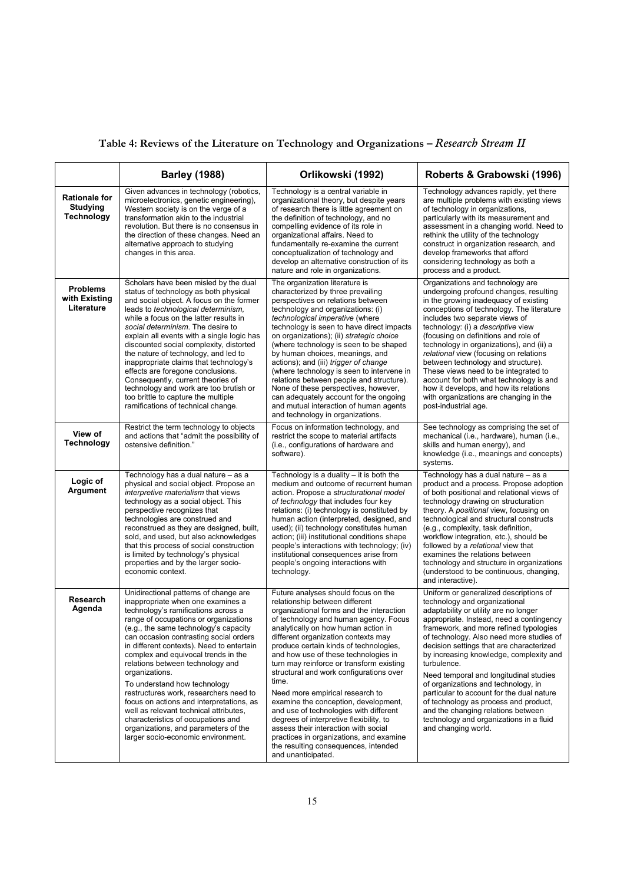**Table 4: Reviews of the Literature on Technology and Organizations –** ***Research Stream II***

| | **Barley (1988)** | **Orlikowski (1992)** | **Roberts & Grabowski (1996)** |
|---|---|---|---|
| **Rationale for Studying Technology** | Given advances in technology (robotics, microelectronics, genetic engineering), Western society is on the verge of a transformation akin to the industrial revolution. But there is no consensus in the direction of these changes. Need an alternative approach to studying changes in this area. | Technology is a central variable in organizational theory, but despite years of research there is little agreement on the definition of technology, and no compelling evidence of its role in organizational affairs. Need to fundamentally re-examine the current conceptualization of technology and develop an alternative construction of its nature and role in organizations. | Technology advances rapidly, yet there are multiple problems with existing views of technology in organizations, particularly with its measurement and assessment in a changing world. Need to rethink the utility of the technology construct in organization research, and develop frameworks that afford considering technology as both a process and a product. |
| **Problems with Existing Literature** | Scholars have been misled by the dual status of technology as both physical and social object. A focus on the former leads to *technological determinism,* while a focus on the latter results in *social determinism*. The desire to explain all events with a single logic has discounted social complexity, distorted the nature of technology, and led to inappropriate claims that technology's effects are foregone conclusions. Consequently, current theories of technology and work are too brutish or too brittle to capture the multiple ramifications of technical change. | The organization literature is characterized by three prevailing perspectives on relations between technology and organizations: (i) *technological imperative* (where technology is seen to have direct impacts on organizations); (ii) *strategic choice* (where technology is seen to be shaped by human choices, meanings, and actions); and (iii) *trigger of change* (where technology is seen to intervene in relations between people and structure). None of these perspectives, however, can adequately account for the ongoing and mutual interaction of human agents and technology in organizations. | Organizations and technology are undergoing profound changes, resulting in the growing inadequacy of existing conceptions of technology. The literature includes two separate views of technology: (i) a *descriptive* view (focusing on definitions and role of technology in organizations), and (ii) a *relational* view (focusing on relations between technology and structure). These views need to be integrated to account for both what technology is and how it develops, and how its relations with organizations are changing in the post-industrial age. |
| **View of Technology** | Restrict the term technology to objects and actions that "admit the possibility of ostensive definition." | Focus on information technology, and restrict the scope to material artifacts (i.e., configurations of hardware and software). | See technology as comprising the set of mechanical (i.e., hardware), human (i.e., skills and human energy), and knowledge (i.e., meanings and concepts) systems. |
| **Logic of Argument** | Technology has a dual nature – as a physical and social object. Propose an *interpretive materialism* that views technology as a social object. This perspective recognizes that technologies are construed and reconstrued as they are designed, built, sold, and used, but also acknowledges that this process of social construction is limited by technology's physical properties and by the larger socio-economic context. | Technology is a duality – it is both the medium and outcome of recurrent human action. Propose a *structurational model of technology* that includes four key relations: (i) technology is constituted by human action (interpreted, designed, and used); (ii) technology constitutes human action; (iii) institutional conditions shape people's interactions with technology; (iv) institutional consequences arise from people's ongoing interactions with technology. | Technology has a dual nature – as a product and a process. Propose adoption of both positional and relational views of technology drawing on structuration theory. A *positional* view, focusing on technological and structural constructs (e.g., complexity, task definition, workflow integration, etc.), should be followed by a *relational* view that examines the relations between technology and structure in organizations (understood to be continuous, changing, and interactive). |
| **Research Agenda** | Unidirectional patterns of change are inappropriate when one examines a technology's ramifications across a range of occupations or organizations (e.g., the same technology's capacity can occasion contrasting social orders in different contexts). Need to entertain complex and equivocal trends in the relations between technology and organizations.<br><br>To understand how technology restructures work, researchers need to focus on actions and interpretations, as well as relevant technical attributes, characteristics of occupations and organizations, and parameters of the larger socio-economic environment. | Future analyses should focus on the relationship between different organizational forms and the interaction of technology and human agency. Focus analytically on how human action in different organization contexts may produce certain kinds of technologies, and how use of these technologies in turn may reinforce or transform existing structural and work configurations over time.<br><br>Need more empirical research to examine the conception, development, and use of technologies with different degrees of interpretive flexibility, to assess their interaction with social practices in organizations, and examine the resulting consequences, intended and unanticipated. | Uniform or generalized descriptions of technology and organizational adaptability or utility are no longer appropriate. Instead, need a contingency framework, and more refined typologies of technology. Also need more studies of decision settings that are characterized by increasing knowledge, complexity and turbulence.<br><br>Need temporal and longitudinal studies of organizations and technology, in particular to account for the dual nature of technology as process and product, and the changing relations between technology and organizations in a fluid and changing world. |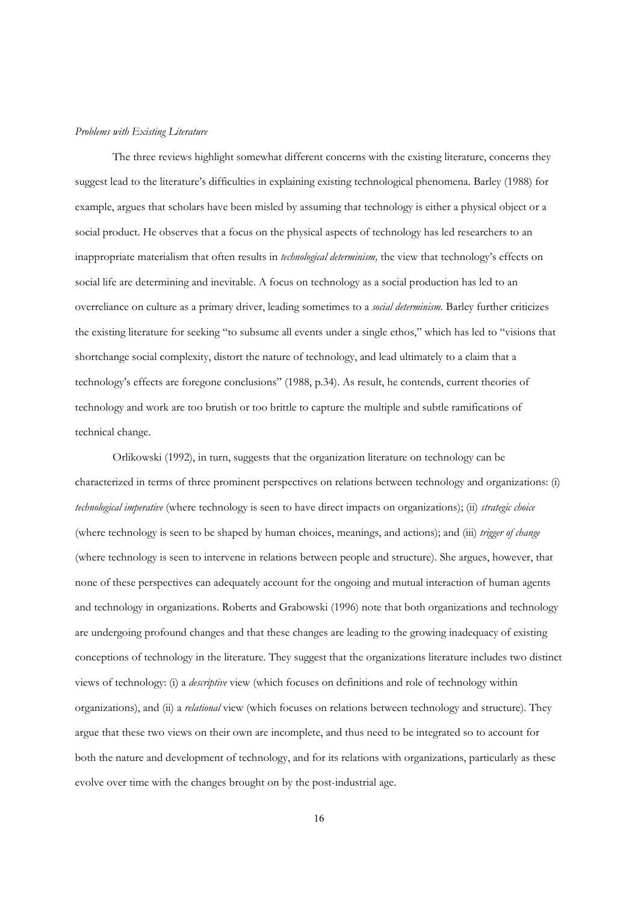*Problems with Existing Literature*

The three reviews highlight somewhat different concerns with the existing literature, concerns they suggest lead to the literature's difficulties in explaining existing technological phenomena. Barley (1988) for example, argues that scholars have been misled by assuming that technology is either a physical object or a social product. He observes that a focus on the physical aspects of technology has led researchers to an inappropriate materialism that often results in *technological determinism,* the view that technology's effects on social life are determining and inevitable. A focus on technology as a social production has led to an overreliance on culture as a primary driver, leading sometimes to a *social determinism.* Barley further criticizes the existing literature for seeking "to subsume all events under a single ethos," which has led to "visions that shortchange social complexity, distort the nature of technology, and lead ultimately to a claim that a technology's effects are foregone conclusions" (1988, p.34). As result, he contends, current theories of technology and work are too brutish or too brittle to capture the multiple and subtle ramifications of technical change.

Orlikowski (1992), in turn, suggests that the organization literature on technology can be characterized in terms of three prominent perspectives on relations between technology and organizations: (i) *technological imperative* (where technology is seen to have direct impacts on organizations); (ii) *strategic choice* (where technology is seen to be shaped by human choices, meanings, and actions); and (iii) *trigger of change* (where technology is seen to intervene in relations between people and structure). She argues, however, that none of these perspectives can adequately account for the ongoing and mutual interaction of human agents and technology in organizations. Roberts and Grabowski (1996) note that both organizations and technology are undergoing profound changes and that these changes are leading to the growing inadequacy of existing conceptions of technology in the literature. They suggest that the organizations literature includes two distinct views of technology: (i) a *descriptive* view (which focuses on definitions and role of technology within organizations), and (ii) a *relational* view (which focuses on relations between technology and structure). They argue that these two views on their own are incomplete, and thus need to be integrated so to account for both the nature and development of technology, and for its relations with organizations, particularly as these evolve over time with the changes brought on by the post-industrial age.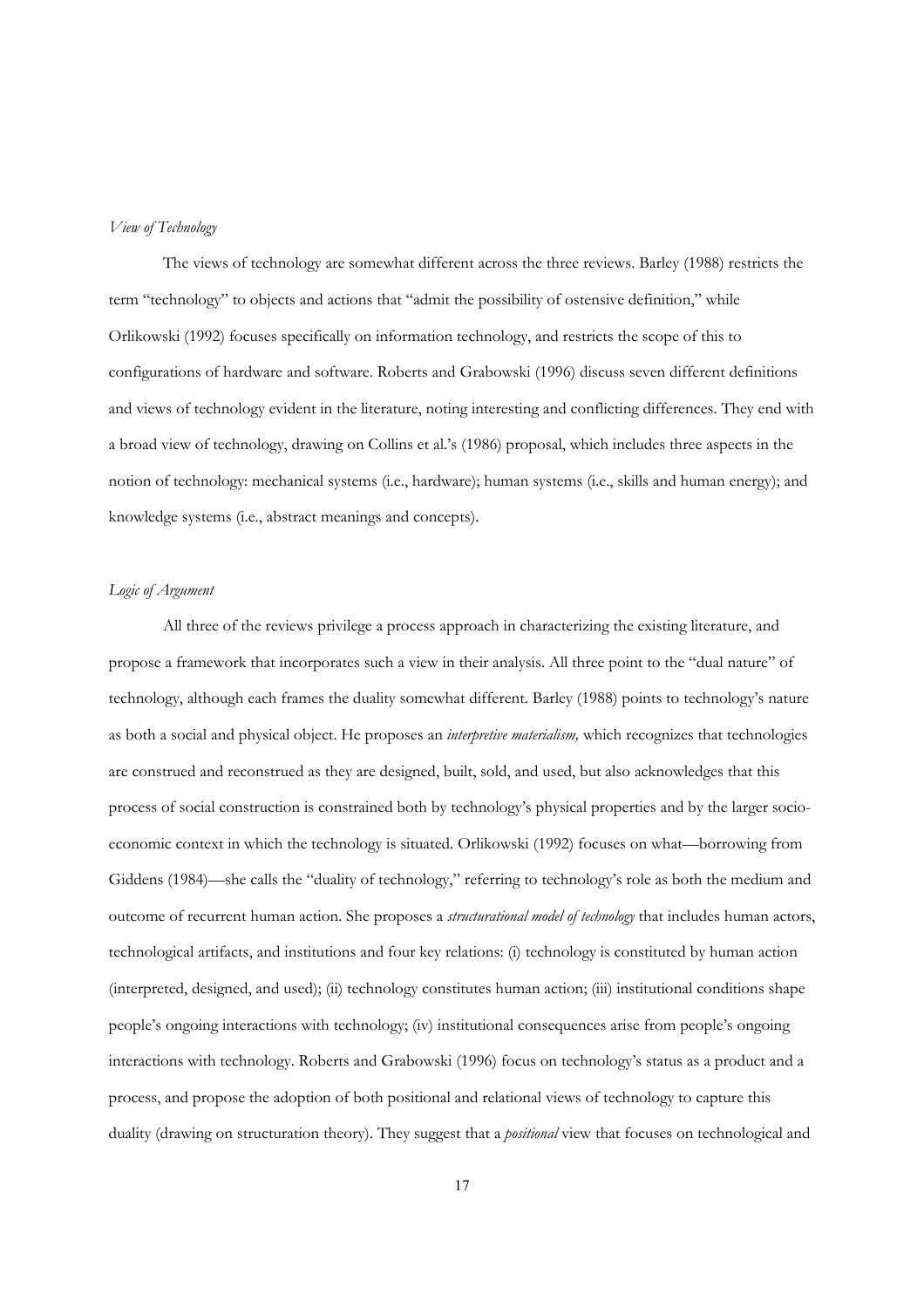*View of Technology*

The views of technology are somewhat different across the three reviews. Barley (1988) restricts the term "technology" to objects and actions that "admit the possibility of ostensive definition," while Orlikowski (1992) focuses specifically on information technology, and restricts the scope of this to configurations of hardware and software. Roberts and Grabowski (1996) discuss seven different definitions and views of technology evident in the literature, noting interesting and conflicting differences. They end with a broad view of technology, drawing on Collins et al.'s (1986) proposal, which includes three aspects in the notion of technology: mechanical systems (i.e., hardware); human systems (i.e., skills and human energy); and knowledge systems (i.e., abstract meanings and concepts).

*Logic of Argument*

All three of the reviews privilege a process approach in characterizing the existing literature, and propose a framework that incorporates such a view in their analysis. All three point to the "dual nature" of technology, although each frames the duality somewhat different. Barley (1988) points to technology's nature as both a social and physical object. He proposes an *interpretive materialism,* which recognizes that technologies are construed and reconstrued as they are designed, built, sold, and used, but also acknowledges that this process of social construction is constrained both by technology's physical properties and by the larger socio-economic context in which the technology is situated. Orlikowski (1992) focuses on what—borrowing from Giddens (1984)—she calls the "duality of technology," referring to technology's role as both the medium and outcome of recurrent human action. She proposes a *structurational model of technology* that includes human actors, technological artifacts, and institutions and four key relations: (i) technology is constituted by human action (interpreted, designed, and used); (ii) technology constitutes human action; (iii) institutional conditions shape people's ongoing interactions with technology; (iv) institutional consequences arise from people's ongoing interactions with technology. Roberts and Grabowski (1996) focus on technology's status as a product and a process, and propose the adoption of both positional and relational views of technology to capture this duality (drawing on structuration theory). They suggest that a *positional* view that focuses on technological and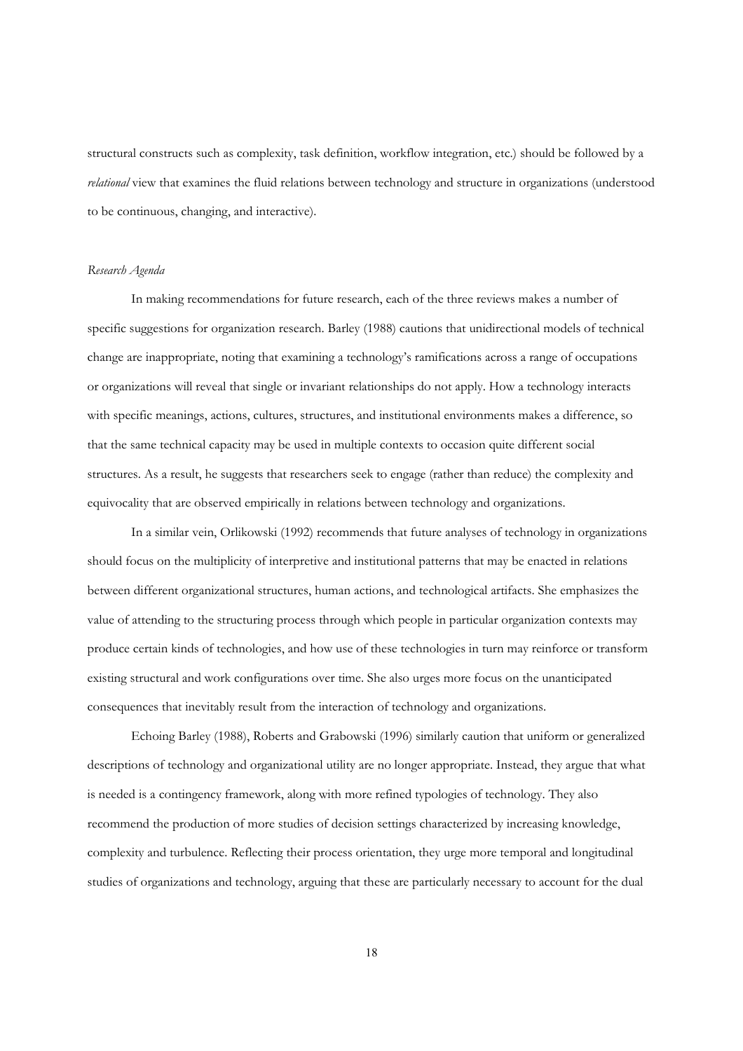structural constructs such as complexity, task definition, workflow integration, etc.) should be followed by a *relational* view that examines the fluid relations between technology and structure in organizations (understood to be continuous, changing, and interactive).

*Research Agenda*

In making recommendations for future research, each of the three reviews makes a number of specific suggestions for organization research. Barley (1988) cautions that unidirectional models of technical change are inappropriate, noting that examining a technology's ramifications across a range of occupations or organizations will reveal that single or invariant relationships do not apply. How a technology interacts with specific meanings, actions, cultures, structures, and institutional environments makes a difference, so that the same technical capacity may be used in multiple contexts to occasion quite different social structures. As a result, he suggests that researchers seek to engage (rather than reduce) the complexity and equivocality that are observed empirically in relations between technology and organizations.

In a similar vein, Orlikowski (1992) recommends that future analyses of technology in organizations should focus on the multiplicity of interpretive and institutional patterns that may be enacted in relations between different organizational structures, human actions, and technological artifacts. She emphasizes the value of attending to the structuring process through which people in particular organization contexts may produce certain kinds of technologies, and how use of these technologies in turn may reinforce or transform existing structural and work configurations over time. She also urges more focus on the unanticipated consequences that inevitably result from the interaction of technology and organizations.

Echoing Barley (1988), Roberts and Grabowski (1996) similarly caution that uniform or generalized descriptions of technology and organizational utility are no longer appropriate. Instead, they argue that what is needed is a contingency framework, along with more refined typologies of technology. They also recommend the production of more studies of decision settings characterized by increasing knowledge, complexity and turbulence. Reflecting their process orientation, they urge more temporal and longitudinal studies of organizations and technology, arguing that these are particularly necessary to account for the dual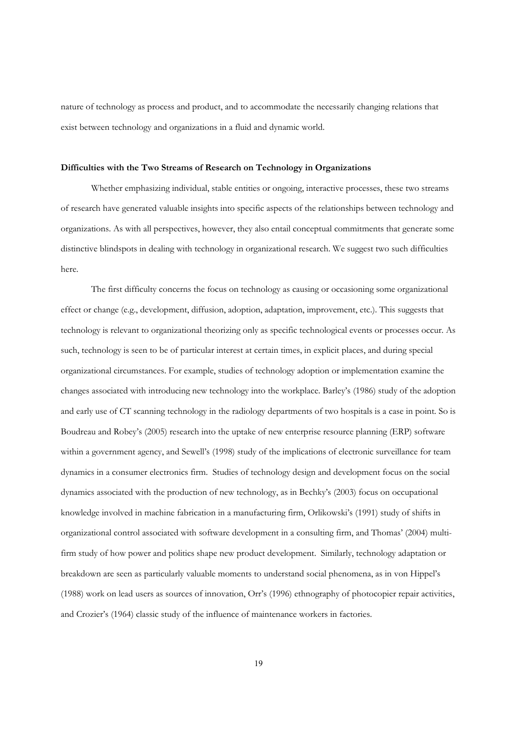nature of technology as process and product, and to accommodate the necessarily changing relations that exist between technology and organizations in a fluid and dynamic world.

**Difficulties with the Two Streams of Research on Technology in Organizations**

Whether emphasizing individual, stable entities or ongoing, interactive processes, these two streams of research have generated valuable insights into specific aspects of the relationships between technology and organizations. As with all perspectives, however, they also entail conceptual commitments that generate some distinctive blindspots in dealing with technology in organizational research. We suggest two such difficulties here.

The first difficulty concerns the focus on technology as causing or occasioning some organizational effect or change (e.g., development, diffusion, adoption, adaptation, improvement, etc.). This suggests that technology is relevant to organizational theorizing only as specific technological events or processes occur. As such, technology is seen to be of particular interest at certain times, in explicit places, and during special organizational circumstances. For example, studies of technology adoption or implementation examine the changes associated with introducing new technology into the workplace. Barley's (1986) study of the adoption and early use of CT scanning technology in the radiology departments of two hospitals is a case in point. So is Boudreau and Robey's (2005) research into the uptake of new enterprise resource planning (ERP) software within a government agency, and Sewell's (1998) study of the implications of electronic surveillance for team dynamics in a consumer electronics firm. Studies of technology design and development focus on the social dynamics associated with the production of new technology, as in Bechky's (2003) focus on occupational knowledge involved in machine fabrication in a manufacturing firm, Orlikowski's (1991) study of shifts in organizational control associated with software development in a consulting firm, and Thomas' (2004) multi-firm study of how power and politics shape new product development. Similarly, technology adaptation or breakdown are seen as particularly valuable moments to understand social phenomena, as in von Hippel's (1988) work on lead users as sources of innovation, Orr's (1996) ethnography of photocopier repair activities, and Crozier's (1964) classic study of the influence of maintenance workers in factories.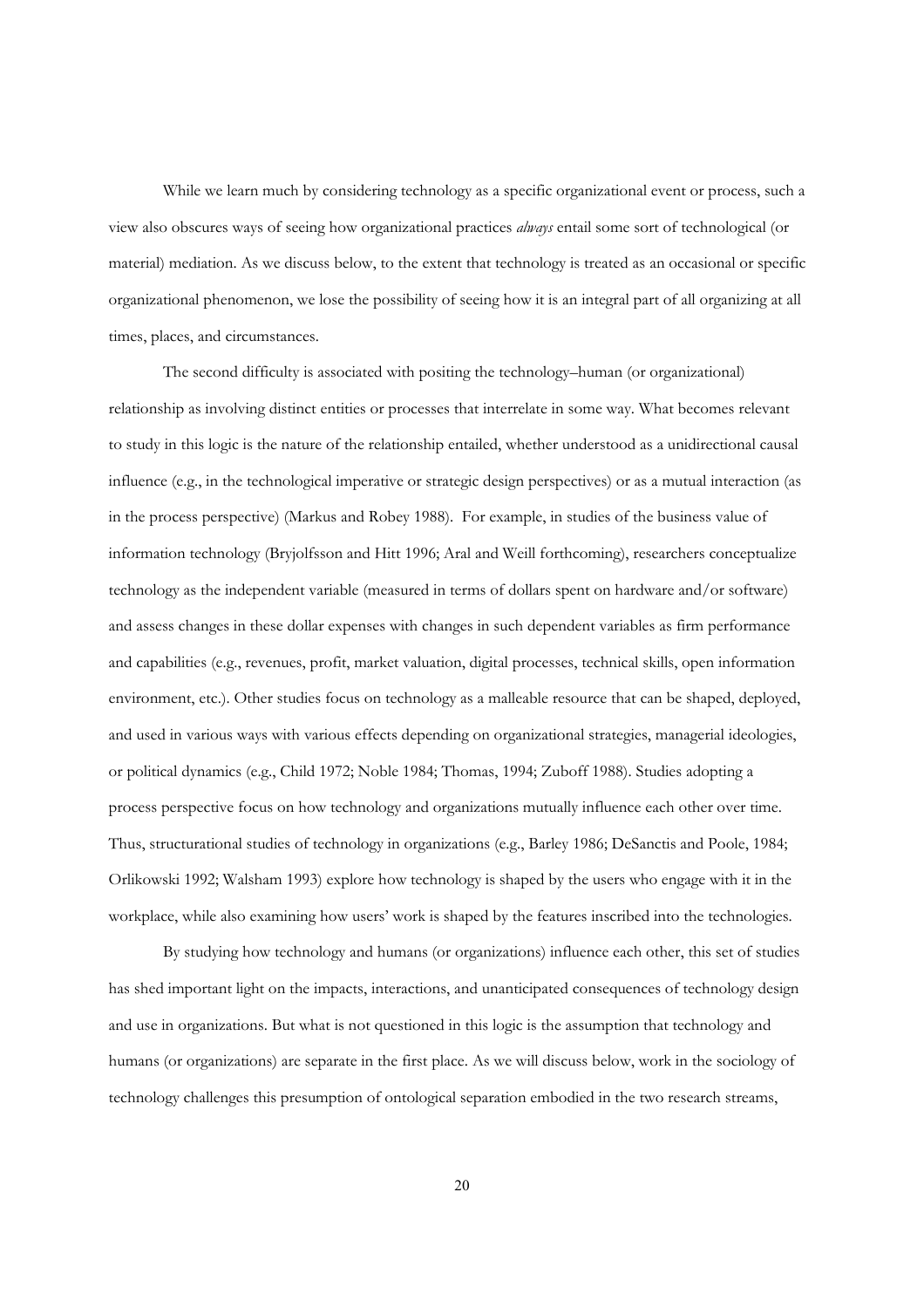While we learn much by considering technology as a specific organizational event or process, such a view also obscures ways of seeing how organizational practices *always* entail some sort of technological (or material) mediation. As we discuss below, to the extent that technology is treated as an occasional or specific organizational phenomenon, we lose the possibility of seeing how it is an integral part of all organizing at all times, places, and circumstances.

The second difficulty is associated with positing the technology–human (or organizational) relationship as involving distinct entities or processes that interrelate in some way. What becomes relevant to study in this logic is the nature of the relationship entailed, whether understood as a unidirectional causal influence (e.g., in the technological imperative or strategic design perspectives) or as a mutual interaction (as in the process perspective) (Markus and Robey 1988). For example, in studies of the business value of information technology (Bryjolfsson and Hitt 1996; Aral and Weill forthcoming), researchers conceptualize technology as the independent variable (measured in terms of dollars spent on hardware and/or software) and assess changes in these dollar expenses with changes in such dependent variables as firm performance and capabilities (e.g., revenues, profit, market valuation, digital processes, technical skills, open information environment, etc.). Other studies focus on technology as a malleable resource that can be shaped, deployed, and used in various ways with various effects depending on organizational strategies, managerial ideologies, or political dynamics (e.g., Child 1972; Noble 1984; Thomas, 1994; Zuboff 1988). Studies adopting a process perspective focus on how technology and organizations mutually influence each other over time. Thus, structurational studies of technology in organizations (e.g., Barley 1986; DeSanctis and Poole, 1984; Orlikowski 1992; Walsham 1993) explore how technology is shaped by the users who engage with it in the workplace, while also examining how users' work is shaped by the features inscribed into the technologies.

By studying how technology and humans (or organizations) influence each other, this set of studies has shed important light on the impacts, interactions, and unanticipated consequences of technology design and use in organizations. But what is not questioned in this logic is the assumption that technology and humans (or organizations) are separate in the first place. As we will discuss below, work in the sociology of technology challenges this presumption of ontological separation embodied in the two research streams,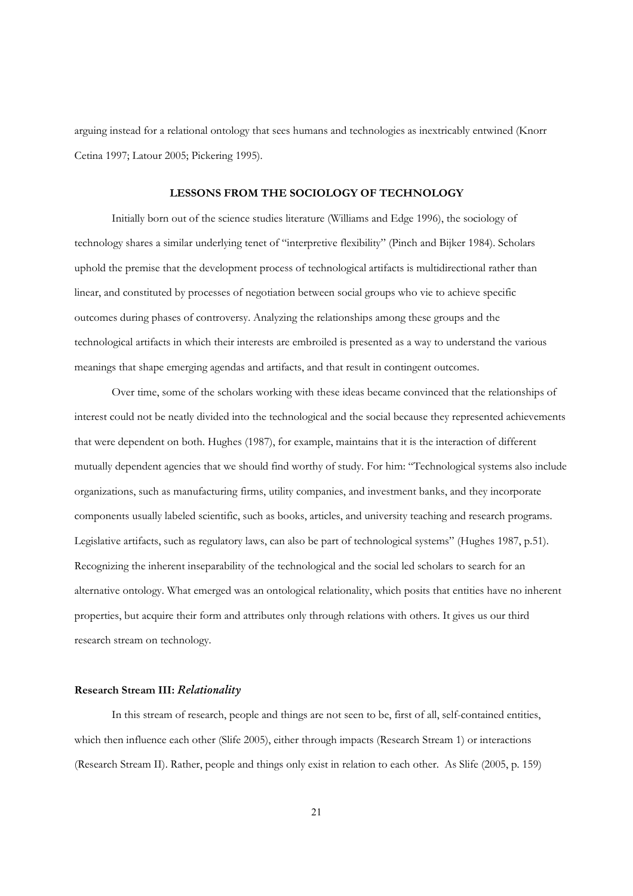arguing instead for a relational ontology that sees humans and technologies as inextricably entwined (Knorr Cetina 1997; Latour 2005; Pickering 1995).

## LESSONS FROM THE SOCIOLOGY OF TECHNOLOGY

Initially born out of the science studies literature (Williams and Edge 1996), the sociology of technology shares a similar underlying tenet of "interpretive flexibility" (Pinch and Bijker 1984). Scholars uphold the premise that the development process of technological artifacts is multidirectional rather than linear, and constituted by processes of negotiation between social groups who vie to achieve specific outcomes during phases of controversy. Analyzing the relationships among these groups and the technological artifacts in which their interests are embroiled is presented as a way to understand the various meanings that shape emerging agendas and artifacts, and that result in contingent outcomes.

Over time, some of the scholars working with these ideas became convinced that the relationships of interest could not be neatly divided into the technological and the social because they represented achievements that were dependent on both. Hughes (1987), for example, maintains that it is the interaction of different mutually dependent agencies that we should find worthy of study. For him: "Technological systems also include organizations, such as manufacturing firms, utility companies, and investment banks, and they incorporate components usually labeled scientific, such as books, articles, and university teaching and research programs. Legislative artifacts, such as regulatory laws, can also be part of technological systems" (Hughes 1987, p.51). Recognizing the inherent inseparability of the technological and the social led scholars to search for an alternative ontology. What emerged was an ontological relationality, which posits that entities have no inherent properties, but acquire their form and attributes only through relations with others. It gives us our third research stream on technology.

### Research Stream III: *Relationality*

In this stream of research, people and things are not seen to be, first of all, self-contained entities, which then influence each other (Slife 2005), either through impacts (Research Stream 1) or interactions (Research Stream II). Rather, people and things only exist in relation to each other. As Slife (2005, p. 159)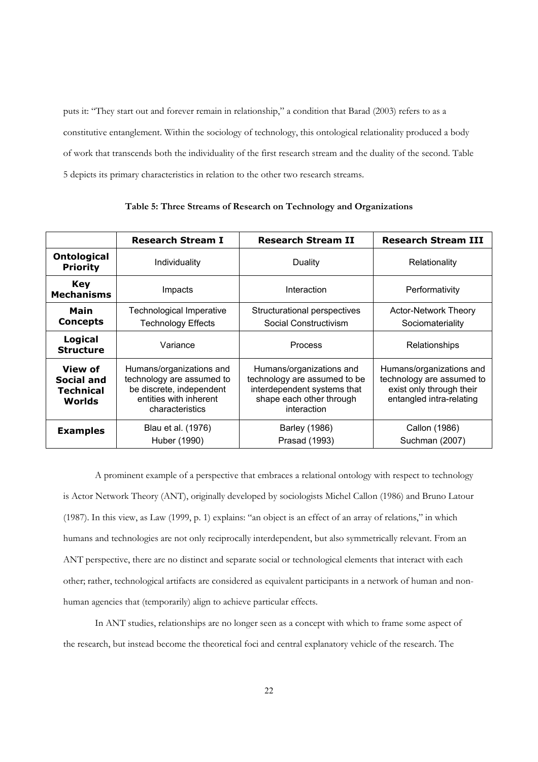puts it: "They start out and forever remain in relationship," a condition that Barad (2003) refers to as a constitutive entanglement. Within the sociology of technology, this ontological relationality produced a body of work that transcends both the individuality of the first research stream and the duality of the second. Table 5 depicts its primary characteristics in relation to the other two research streams.

**Table 5: Three Streams of Research on Technology and Organizations**

| | **Research Stream I** | **Research Stream II** | **Research Stream III** |
|---|---|---|---|
| **Ontological Priority** | Individuality | Duality | Relationality |
| **Key Mechanisms** | Impacts | Interaction | Performativity |
| **Main Concepts** | Technological Imperative<br>Technology Effects | Structurational perspectives<br>Social Constructivism | Actor-Network Theory<br>Sociomateriality |
| **Logical Structure** | Variance | Process | Relationships |
| **View of Social and Technical Worlds** | Humans/organizations and technology are assumed to be discrete, independent entities with inherent characteristics | Humans/organizations and technology are assumed to be interdependent systems that shape each other through interaction | Humans/organizations and technology are assumed to exist only through their entangled intra-relating |
| **Examples** | Blau et al. (1976)<br>Huber (1990) | Barley (1986)<br>Prasad (1993) | Callon (1986)<br>Suchman (2007) |

A prominent example of a perspective that embraces a relational ontology with respect to technology is Actor Network Theory (ANT), originally developed by sociologists Michel Callon (1986) and Bruno Latour (1987). In this view, as Law (1999, p. 1) explains: "an object is an effect of an array of relations," in which humans and technologies are not only reciprocally interdependent, but also symmetrically relevant. From an ANT perspective, there are no distinct and separate social or technological elements that interact with each other; rather, technological artifacts are considered as equivalent participants in a network of human and non-human agencies that (temporarily) align to achieve particular effects.

In ANT studies, relationships are no longer seen as a concept with which to frame some aspect of the research, but instead become the theoretical foci and central explanatory vehicle of the research. The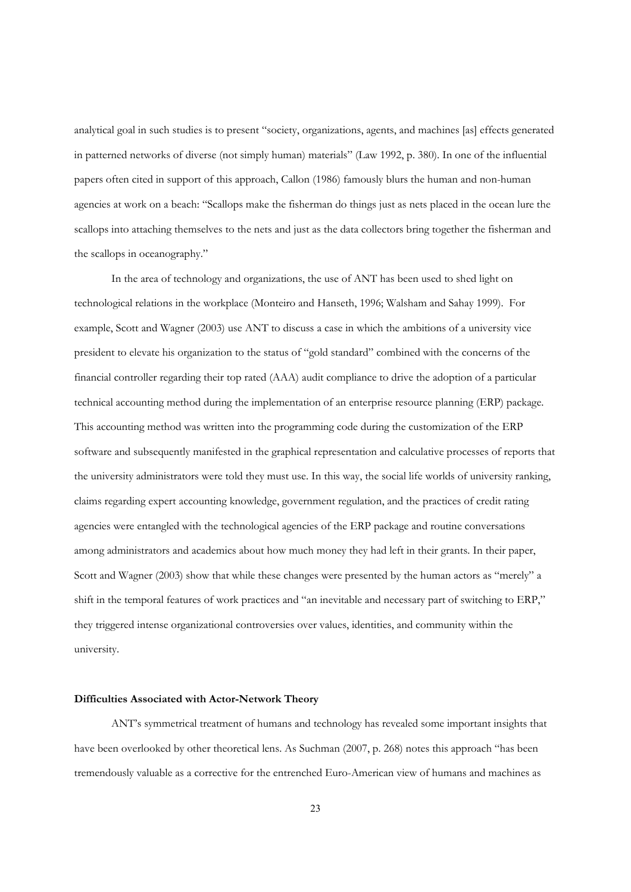analytical goal in such studies is to present "society, organizations, agents, and machines [as] effects generated in patterned networks of diverse (not simply human) materials" (Law 1992, p. 380). In one of the influential papers often cited in support of this approach, Callon (1986) famously blurs the human and non-human agencies at work on a beach: "Scallops make the fisherman do things just as nets placed in the ocean lure the scallops into attaching themselves to the nets and just as the data collectors bring together the fisherman and the scallops in oceanography."

In the area of technology and organizations, the use of ANT has been used to shed light on technological relations in the workplace (Monteiro and Hanseth, 1996; Walsham and Sahay 1999). For example, Scott and Wagner (2003) use ANT to discuss a case in which the ambitions of a university vice president to elevate his organization to the status of "gold standard" combined with the concerns of the financial controller regarding their top rated (AAA) audit compliance to drive the adoption of a particular technical accounting method during the implementation of an enterprise resource planning (ERP) package. This accounting method was written into the programming code during the customization of the ERP software and subsequently manifested in the graphical representation and calculative processes of reports that the university administrators were told they must use. In this way, the social life worlds of university ranking, claims regarding expert accounting knowledge, government regulation, and the practices of credit rating agencies were entangled with the technological agencies of the ERP package and routine conversations among administrators and academics about how much money they had left in their grants. In their paper, Scott and Wagner (2003) show that while these changes were presented by the human actors as "merely" a shift in the temporal features of work practices and "an inevitable and necessary part of switching to ERP," they triggered intense organizational controversies over values, identities, and community within the university.

**Difficulties Associated with Actor-Network Theory**

ANT's symmetrical treatment of humans and technology has revealed some important insights that have been overlooked by other theoretical lens. As Suchman (2007, p. 268) notes this approach "has been tremendously valuable as a corrective for the entrenched Euro-American view of humans and machines as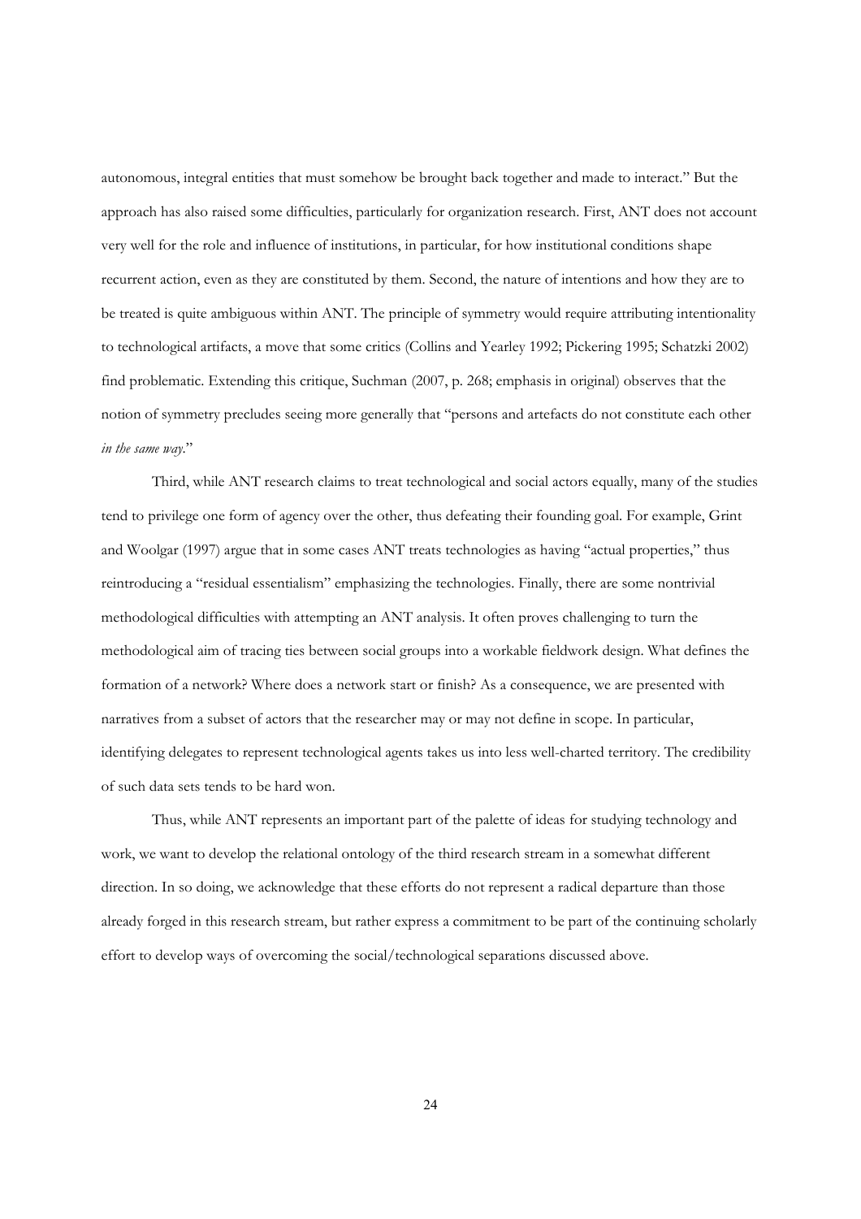autonomous, integral entities that must somehow be brought back together and made to interact." But the approach has also raised some difficulties, particularly for organization research. First, ANT does not account very well for the role and influence of institutions, in particular, for how institutional conditions shape recurrent action, even as they are constituted by them. Second, the nature of intentions and how they are to be treated is quite ambiguous within ANT. The principle of symmetry would require attributing intentionality to technological artifacts, a move that some critics (Collins and Yearley 1992; Pickering 1995; Schatzki 2002) find problematic. Extending this critique, Suchman (2007, p. 268; emphasis in original) observes that the notion of symmetry precludes seeing more generally that "persons and artefacts do not constitute each other *in the same way*."

Third, while ANT research claims to treat technological and social actors equally, many of the studies tend to privilege one form of agency over the other, thus defeating their founding goal. For example, Grint and Woolgar (1997) argue that in some cases ANT treats technologies as having "actual properties," thus reintroducing a "residual essentialism" emphasizing the technologies. Finally, there are some nontrivial methodological difficulties with attempting an ANT analysis. It often proves challenging to turn the methodological aim of tracing ties between social groups into a workable fieldwork design. What defines the formation of a network? Where does a network start or finish? As a consequence, we are presented with narratives from a subset of actors that the researcher may or may not define in scope. In particular, identifying delegates to represent technological agents takes us into less well-charted territory. The credibility of such data sets tends to be hard won.

Thus, while ANT represents an important part of the palette of ideas for studying technology and work, we want to develop the relational ontology of the third research stream in a somewhat different direction. In so doing, we acknowledge that these efforts do not represent a radical departure than those already forged in this research stream, but rather express a commitment to be part of the continuing scholarly effort to develop ways of overcoming the social/technological separations discussed above.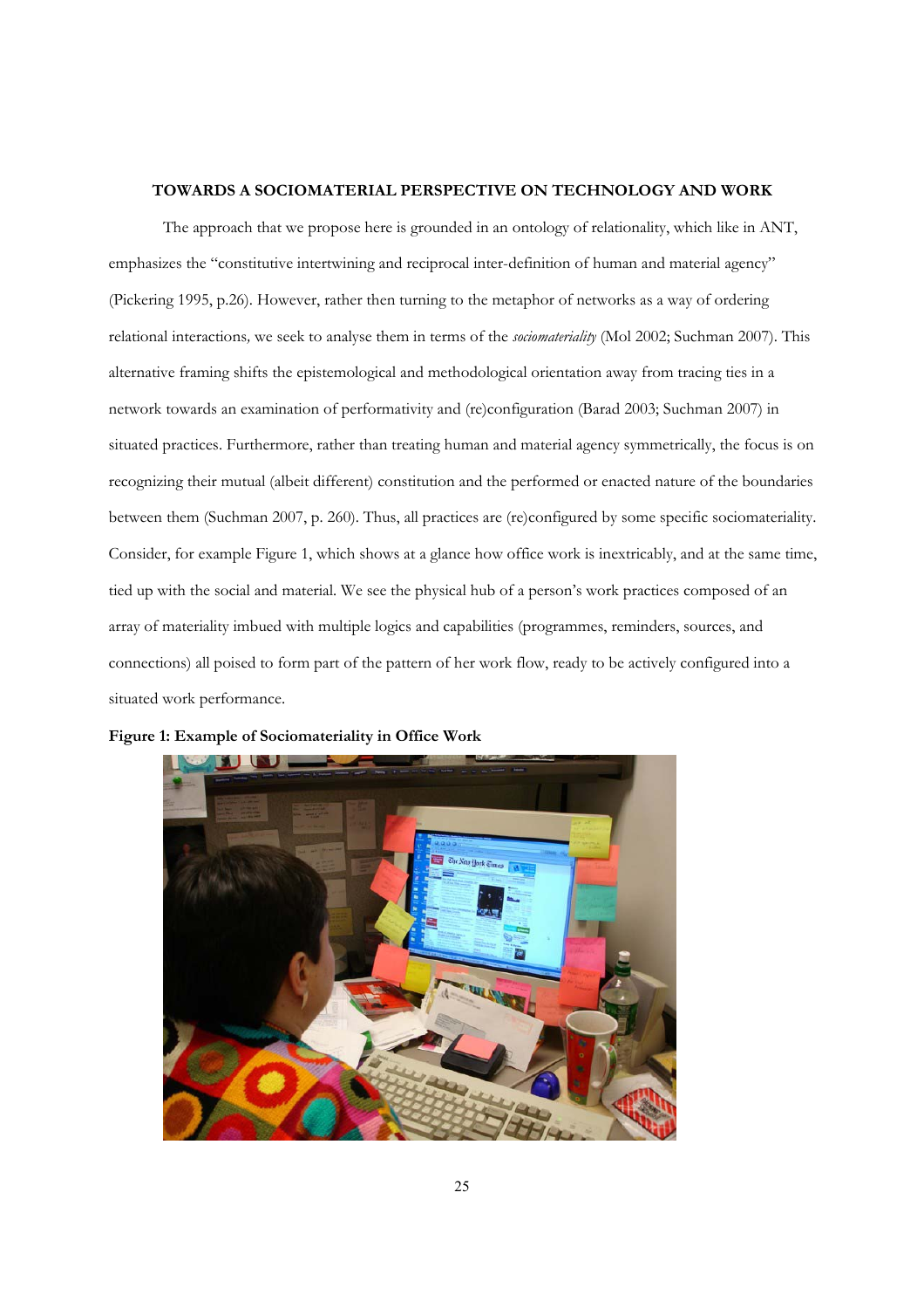### TOWARDS A SOCIOMATERIAL PERSPECTIVE ON TECHNOLOGY AND WORK

The approach that we propose here is grounded in an ontology of relationality, which like in ANT, emphasizes the "constitutive intertwining and reciprocal inter-definition of human and material agency" (Pickering 1995, p.26). However, rather then turning to the metaphor of networks as a way of ordering relational interactions, we seek to analyse them in terms of the *sociomateriality* (Mol 2002; Suchman 2007). This alternative framing shifts the epistemological and methodological orientation away from tracing ties in a network towards an examination of performativity and (re)configuration (Barad 2003; Suchman 2007) in situated practices. Furthermore, rather than treating human and material agency symmetrically, the focus is on recognizing their mutual (albeit different) constitution and the performed or enacted nature of the boundaries between them (Suchman 2007, p. 260). Thus, all practices are (re)configured by some specific sociomateriality. Consider, for example Figure 1, which shows at a glance how office work is inextricably, and at the same time, tied up with the social and material. We see the physical hub of a person's work practices composed of an array of materiality imbued with multiple logics and capabilities (programmes, reminders, sources, and connections) all poised to form part of the pattern of her work flow, ready to be actively configured into a situated work performance.

**Figure 1: Example of Sociomateriality in Office Work**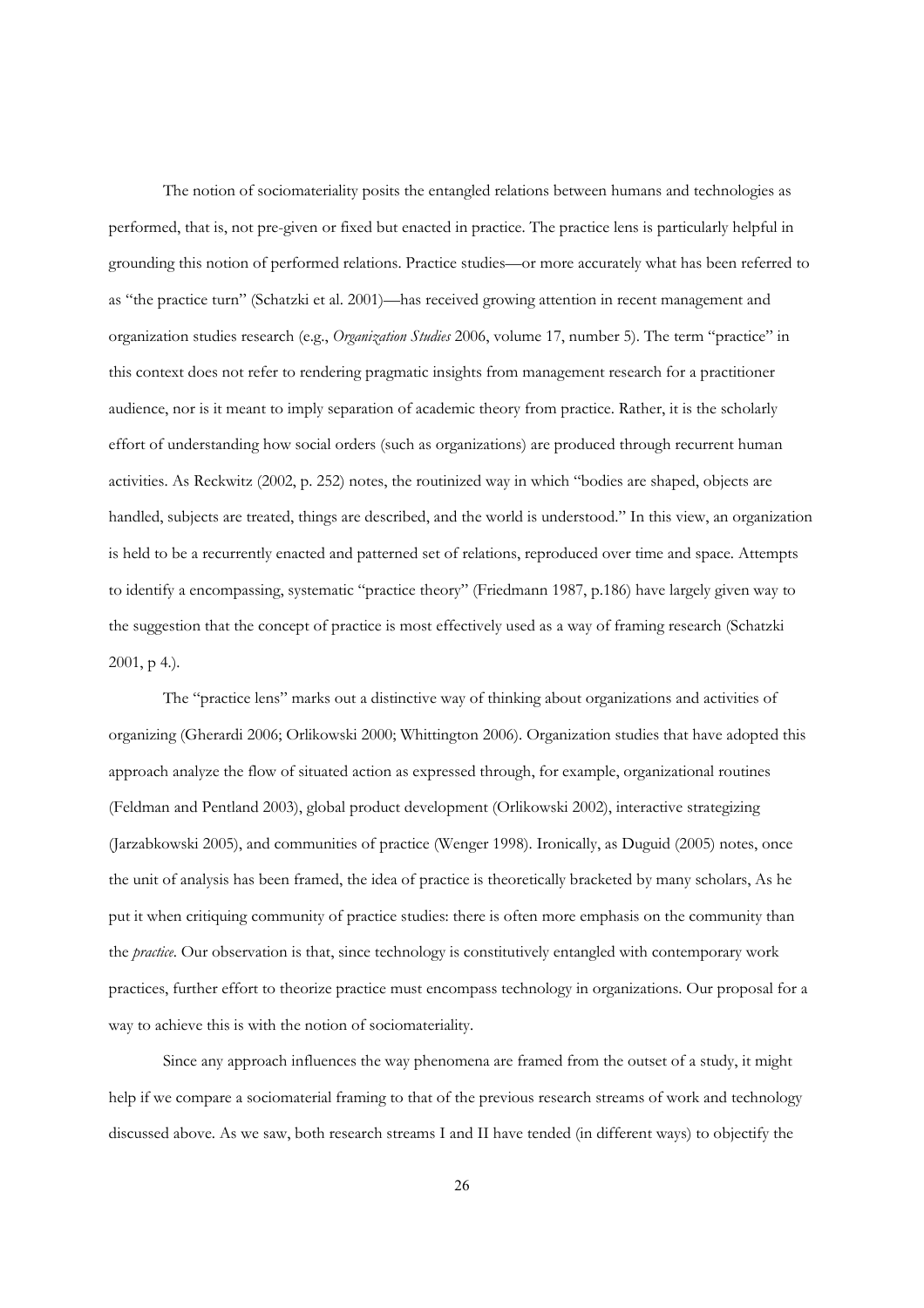The notion of sociomateriality posits the entangled relations between humans and technologies as performed, that is, not pre-given or fixed but enacted in practice. The practice lens is particularly helpful in grounding this notion of performed relations. Practice studies—or more accurately what has been referred to as "the practice turn" (Schatzki et al. 2001)—has received growing attention in recent management and organization studies research (e.g., *Organization Studies* 2006, volume 17, number 5). The term "practice" in this context does not refer to rendering pragmatic insights from management research for a practitioner audience, nor is it meant to imply separation of academic theory from practice. Rather, it is the scholarly effort of understanding how social orders (such as organizations) are produced through recurrent human activities. As Reckwitz (2002, p. 252) notes, the routinized way in which "bodies are shaped, objects are handled, subjects are treated, things are described, and the world is understood." In this view, an organization is held to be a recurrently enacted and patterned set of relations, reproduced over time and space. Attempts to identify a encompassing, systematic "practice theory" (Friedmann 1987, p.186) have largely given way to the suggestion that the concept of practice is most effectively used as a way of framing research (Schatzki 2001, p 4.).

The "practice lens" marks out a distinctive way of thinking about organizations and activities of organizing (Gherardi 2006; Orlikowski 2000; Whittington 2006). Organization studies that have adopted this approach analyze the flow of situated action as expressed through, for example, organizational routines (Feldman and Pentland 2003), global product development (Orlikowski 2002), interactive strategizing (Jarzabkowski 2005), and communities of practice (Wenger 1998). Ironically, as Duguid (2005) notes, once the unit of analysis has been framed, the idea of practice is theoretically bracketed by many scholars, As he put it when critiquing community of practice studies: there is often more emphasis on the community than the *practice*. Our observation is that, since technology is constitutively entangled with contemporary work practices, further effort to theorize practice must encompass technology in organizations. Our proposal for a way to achieve this is with the notion of sociomateriality.

Since any approach influences the way phenomena are framed from the outset of a study, it might help if we compare a sociomaterial framing to that of the previous research streams of work and technology discussed above. As we saw, both research streams I and II have tended (in different ways) to objectify the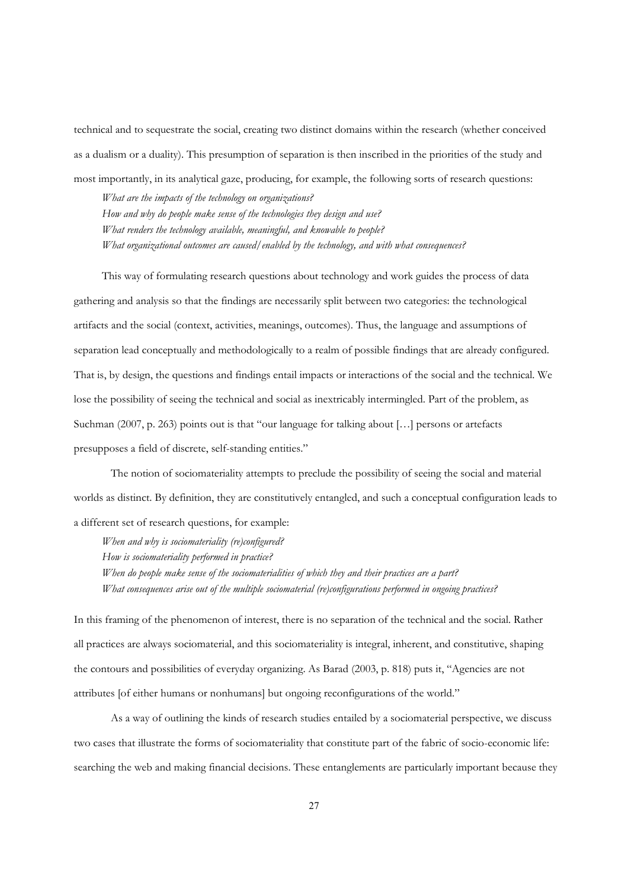technical and to sequestrate the social, creating two distinct domains within the research (whether conceived as a dualism or a duality). This presumption of separation is then inscribed in the priorities of the study and most importantly, in its analytical gaze, producing, for example, the following sorts of research questions:

*What are the impacts of the technology on organizations?*
*How and why do people make sense of the technologies they design and use?*
*What renders the technology available, meaningful, and knowable to people?*
*What organizational outcomes are caused/enabled by the technology, and with what consequences?*

This way of formulating research questions about technology and work guides the process of data gathering and analysis so that the findings are necessarily split between two categories: the technological artifacts and the social (context, activities, meanings, outcomes). Thus, the language and assumptions of separation lead conceptually and methodologically to a realm of possible findings that are already configured. That is, by design, the questions and findings entail impacts or interactions of the social and the technical. We lose the possibility of seeing the technical and social as inextricably intermingled. Part of the problem, as Suchman (2007, p. 263) points out is that "our language for talking about […] persons or artefacts presupposes a field of discrete, self-standing entities."

The notion of sociomateriality attempts to preclude the possibility of seeing the social and material worlds as distinct. By definition, they are constitutively entangled, and such a conceptual configuration leads to a different set of research questions, for example:

*When and why is sociomateriality (re)configured?*
*How is sociomateriality performed in practice?*
*When do people make sense of the sociomaterialities of which they and their practices are a part?*
*What consequences arise out of the multiple sociomaterial (re)configurations performed in ongoing practices?*

In this framing of the phenomenon of interest, there is no separation of the technical and the social. Rather all practices are always sociomaterial, and this sociomateriality is integral, inherent, and constitutive, shaping the contours and possibilities of everyday organizing. As Barad (2003, p. 818) puts it, "Agencies are not attributes [of either humans or nonhumans] but ongoing reconfigurations of the world."

As a way of outlining the kinds of research studies entailed by a sociomaterial perspective, we discuss two cases that illustrate the forms of sociomateriality that constitute part of the fabric of socio-economic life: searching the web and making financial decisions. These entanglements are particularly important because they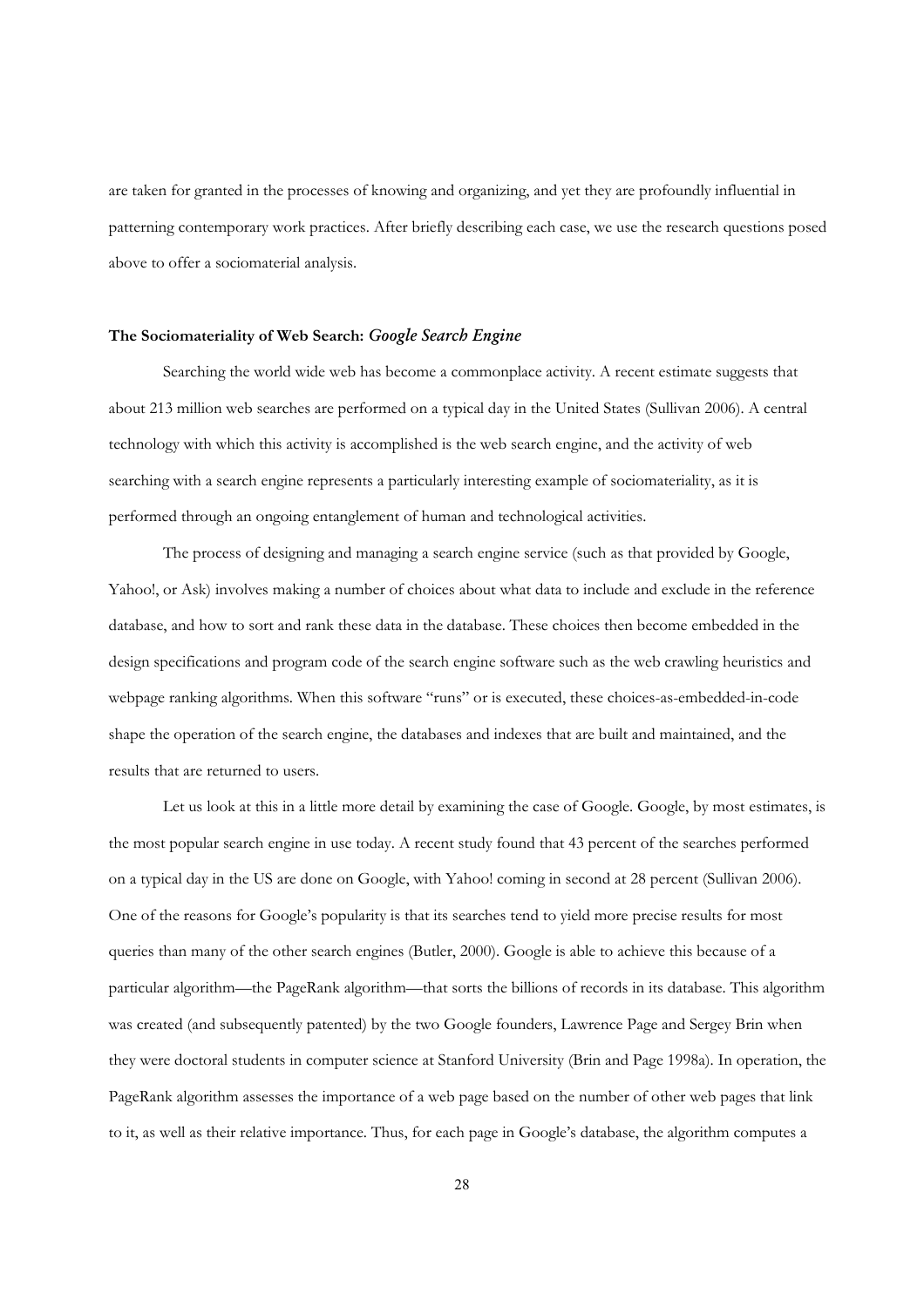are taken for granted in the processes of knowing and organizing, and yet they are profoundly influential in patterning contemporary work practices. After briefly describing each case, we use the research questions posed above to offer a sociomaterial analysis.

### The Sociomateriality of Web Search: *Google Search Engine*

Searching the world wide web has become a commonplace activity. A recent estimate suggests that about 213 million web searches are performed on a typical day in the United States (Sullivan 2006). A central technology with which this activity is accomplished is the web search engine, and the activity of web searching with a search engine represents a particularly interesting example of sociomateriality, as it is performed through an ongoing entanglement of human and technological activities.

The process of designing and managing a search engine service (such as that provided by Google, Yahoo!, or Ask) involves making a number of choices about what data to include and exclude in the reference database, and how to sort and rank these data in the database. These choices then become embedded in the design specifications and program code of the search engine software such as the web crawling heuristics and webpage ranking algorithms. When this software "runs" or is executed, these choices-as-embedded-in-code shape the operation of the search engine, the databases and indexes that are built and maintained, and the results that are returned to users.

Let us look at this in a little more detail by examining the case of Google. Google, by most estimates, is the most popular search engine in use today. A recent study found that 43 percent of the searches performed on a typical day in the US are done on Google, with Yahoo! coming in second at 28 percent (Sullivan 2006). One of the reasons for Google's popularity is that its searches tend to yield more precise results for most queries than many of the other search engines (Butler, 2000). Google is able to achieve this because of a particular algorithm—the PageRank algorithm—that sorts the billions of records in its database. This algorithm was created (and subsequently patented) by the two Google founders, Lawrence Page and Sergey Brin when they were doctoral students in computer science at Stanford University (Brin and Page 1998a). In operation, the PageRank algorithm assesses the importance of a web page based on the number of other web pages that link to it, as well as their relative importance. Thus, for each page in Google's database, the algorithm computes a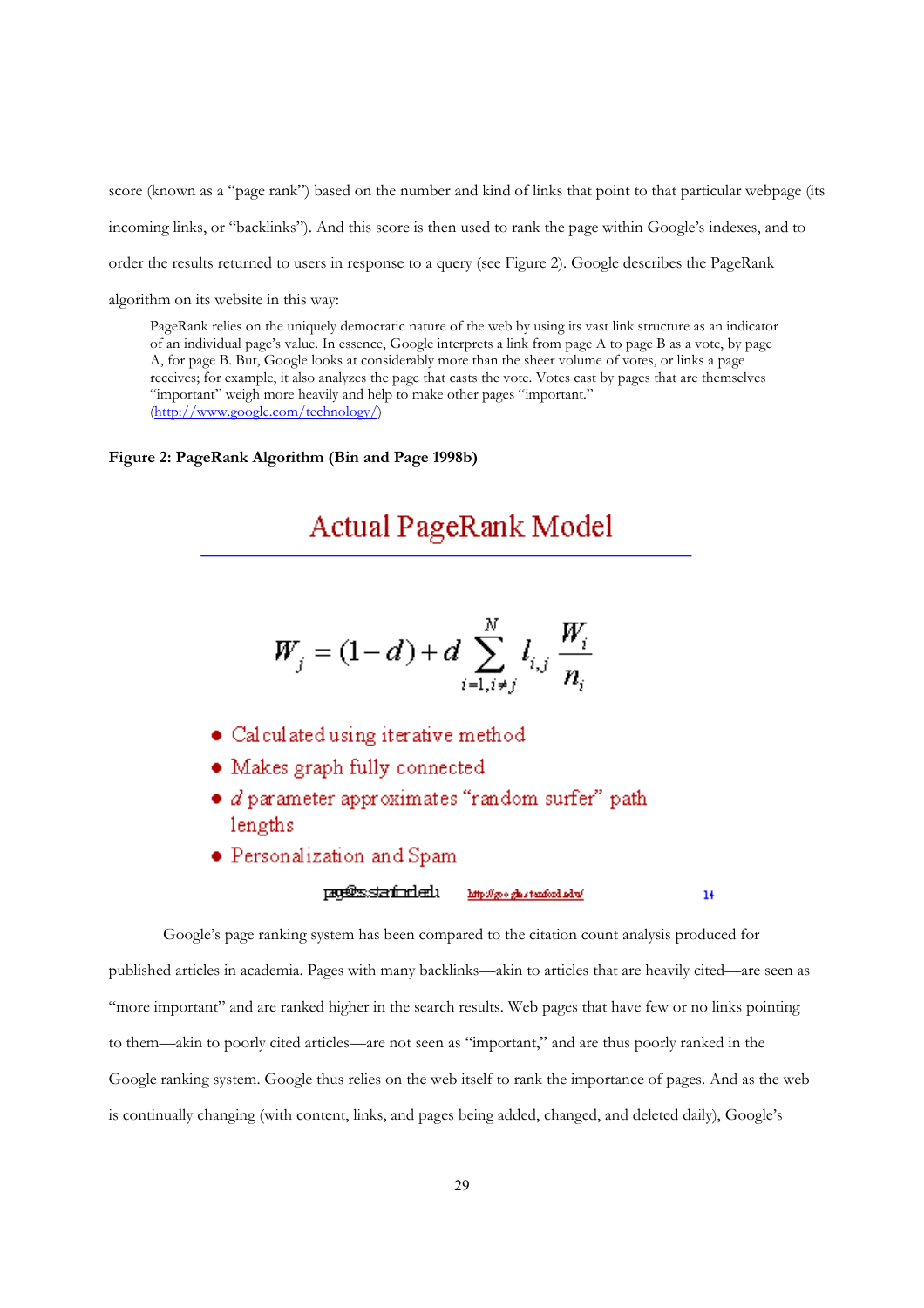score (known as a "page rank") based on the number and kind of links that point to that particular webpage (its incoming links, or "backlinks"). And this score is then used to rank the page within Google's indexes, and to order the results returned to users in response to a query (see Figure 2). Google describes the PageRank algorithm on its website in this way:

> PageRank relies on the uniquely democratic nature of the web by using its vast link structure as an indicator of an individual page's value. In essence, Google interprets a link from page A to page B as a vote, by page A, for page B. But, Google looks at considerably more than the sheer volume of votes, or links a page receives; for example, it also analyzes the page that casts the vote. Votes cast by pages that are themselves "important" weigh more heavily and help to make other pages "important." (http://www.google.com/technology/)

**Figure 2: PageRank Algorithm (Bin and Page 1998b)**

## Actual PageRank Model

$$W_j = (1-d) + d \sum_{i=1, i \neq j}^{N} l_{i,j} \frac{W_i}{n_i}$$

- Calculated using iterative method
- Makes graph fully connected
- *d* parameter approximates "random surfer" path lengths
- Personalization and Spam

page@cs.stanford.edu http://google.stanford.edu/ 14

Google's page ranking system has been compared to the citation count analysis produced for published articles in academia. Pages with many backlinks—akin to articles that are heavily cited—are seen as "more important" and are ranked higher in the search results. Web pages that have few or no links pointing to them—akin to poorly cited articles—are not seen as "important," and are thus poorly ranked in the Google ranking system. Google thus relies on the web itself to rank the importance of pages. And as the web is continually changing (with content, links, and pages being added, changed, and deleted daily), Google's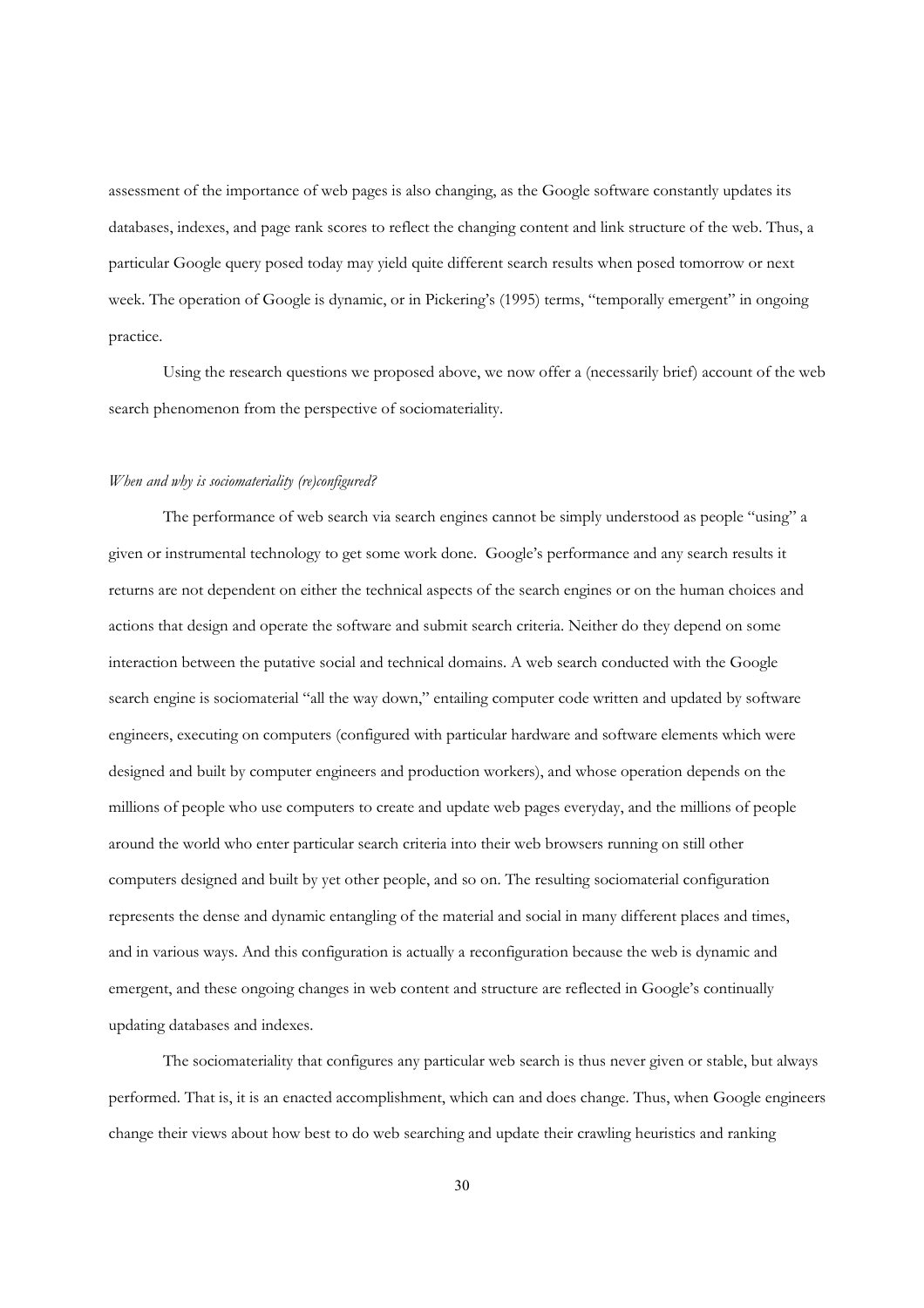assessment of the importance of web pages is also changing, as the Google software constantly updates its databases, indexes, and page rank scores to reflect the changing content and link structure of the web. Thus, a particular Google query posed today may yield quite different search results when posed tomorrow or next week. The operation of Google is dynamic, or in Pickering's (1995) terms, "temporally emergent" in ongoing practice.

Using the research questions we proposed above, we now offer a (necessarily brief) account of the web search phenomenon from the perspective of sociomateriality.

*When and why is sociomateriality (re)configured?*

The performance of web search via search engines cannot be simply understood as people "using" a given or instrumental technology to get some work done. Google's performance and any search results it returns are not dependent on either the technical aspects of the search engines or on the human choices and actions that design and operate the software and submit search criteria. Neither do they depend on some interaction between the putative social and technical domains. A web search conducted with the Google search engine is sociomaterial "all the way down," entailing computer code written and updated by software engineers, executing on computers (configured with particular hardware and software elements which were designed and built by computer engineers and production workers), and whose operation depends on the millions of people who use computers to create and update web pages everyday, and the millions of people around the world who enter particular search criteria into their web browsers running on still other computers designed and built by yet other people, and so on. The resulting sociomaterial configuration represents the dense and dynamic entangling of the material and social in many different places and times, and in various ways. And this configuration is actually a reconfiguration because the web is dynamic and emergent, and these ongoing changes in web content and structure are reflected in Google's continually updating databases and indexes.

The sociomateriality that configures any particular web search is thus never given or stable, but always performed. That is, it is an enacted accomplishment, which can and does change. Thus, when Google engineers change their views about how best to do web searching and update their crawling heuristics and ranking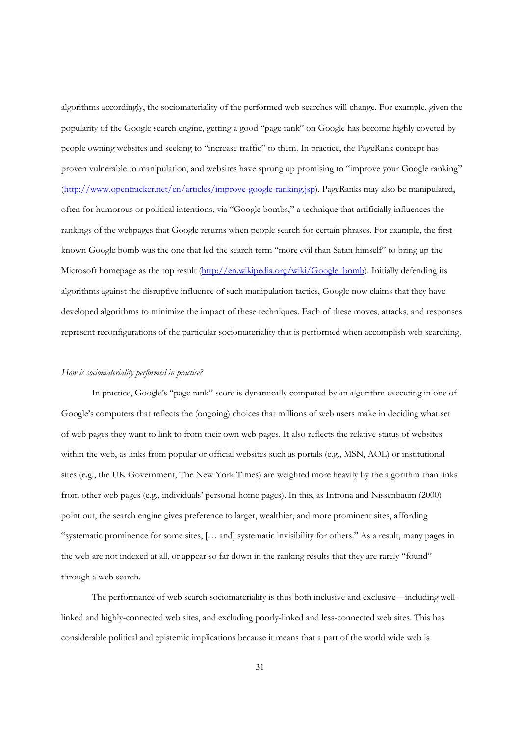algorithms accordingly, the sociomateriality of the performed web searches will change. For example, given the popularity of the Google search engine, getting a good "page rank" on Google has become highly coveted by people owning websites and seeking to "increase traffic" to them. In practice, the PageRank concept has proven vulnerable to manipulation, and websites have sprung up promising to "improve your Google ranking" (http://www.opentracker.net/en/articles/improve-google-ranking.jsp). PageRanks may also be manipulated, often for humorous or political intentions, via "Google bombs," a technique that artificially influences the rankings of the webpages that Google returns when people search for certain phrases. For example, the first known Google bomb was the one that led the search term "more evil than Satan himself" to bring up the Microsoft homepage as the top result (http://en.wikipedia.org/wiki/Google_bomb). Initially defending its algorithms against the disruptive influence of such manipulation tactics, Google now claims that they have developed algorithms to minimize the impact of these techniques. Each of these moves, attacks, and responses represent reconfigurations of the particular sociomateriality that is performed when accomplish web searching.

*How is sociomateriality performed in practice?*

In practice, Google's "page rank" score is dynamically computed by an algorithm executing in one of Google's computers that reflects the (ongoing) choices that millions of web users make in deciding what set of web pages they want to link to from their own web pages. It also reflects the relative status of websites within the web, as links from popular or official websites such as portals (e.g., MSN, AOL) or institutional sites (e.g., the UK Government, The New York Times) are weighted more heavily by the algorithm than links from other web pages (e.g., individuals' personal home pages). In this, as Introna and Nissenbaum (2000) point out, the search engine gives preference to larger, wealthier, and more prominent sites, affording "systematic prominence for some sites, [… and] systematic invisibility for others." As a result, many pages in the web are not indexed at all, or appear so far down in the ranking results that they are rarely "found" through a web search.

The performance of web search sociomateriality is thus both inclusive and exclusive—including well-linked and highly-connected web sites, and excluding poorly-linked and less-connected web sites. This has considerable political and epistemic implications because it means that a part of the world wide web is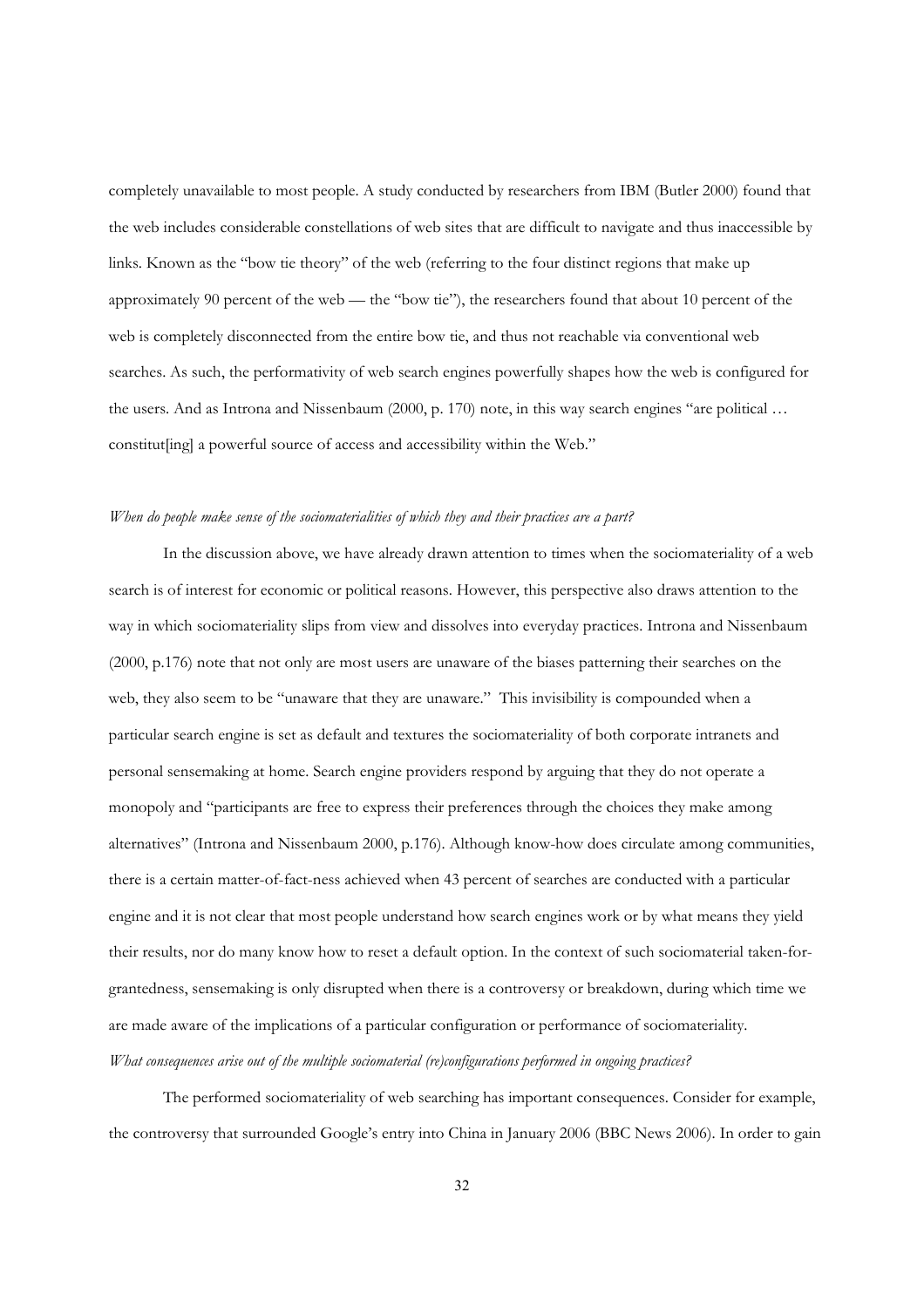completely unavailable to most people. A study conducted by researchers from IBM (Butler 2000) found that the web includes considerable constellations of web sites that are difficult to navigate and thus inaccessible by links. Known as the "bow tie theory" of the web (referring to the four distinct regions that make up approximately 90 percent of the web — the "bow tie"), the researchers found that about 10 percent of the web is completely disconnected from the entire bow tie, and thus not reachable via conventional web searches. As such, the performativity of web search engines powerfully shapes how the web is configured for the users. And as Introna and Nissenbaum (2000, p. 170) note, in this way search engines "are political … constitut[ing] a powerful source of access and accessibility within the Web."

*When do people make sense of the sociomaterialities of which they and their practices are a part?*

In the discussion above, we have already drawn attention to times when the sociomateriality of a web search is of interest for economic or political reasons. However, this perspective also draws attention to the way in which sociomateriality slips from view and dissolves into everyday practices. Introna and Nissenbaum (2000, p.176) note that not only are most users are unaware of the biases patterning their searches on the web, they also seem to be "unaware that they are unaware." This invisibility is compounded when a particular search engine is set as default and textures the sociomateriality of both corporate intranets and personal sensemaking at home. Search engine providers respond by arguing that they do not operate a monopoly and "participants are free to express their preferences through the choices they make among alternatives" (Introna and Nissenbaum 2000, p.176). Although know-how does circulate among communities, there is a certain matter-of-fact-ness achieved when 43 percent of searches are conducted with a particular engine and it is not clear that most people understand how search engines work or by what means they yield their results, nor do many know how to reset a default option. In the context of such sociomaterial taken-for-grantedness, sensemaking is only disrupted when there is a controversy or breakdown, during which time we are made aware of the implications of a particular configuration or performance of sociomateriality.

*What consequences arise out of the multiple sociomaterial (re)configurations performed in ongoing practices?*

The performed sociomateriality of web searching has important consequences. Consider for example, the controversy that surrounded Google's entry into China in January 2006 (BBC News 2006). In order to gain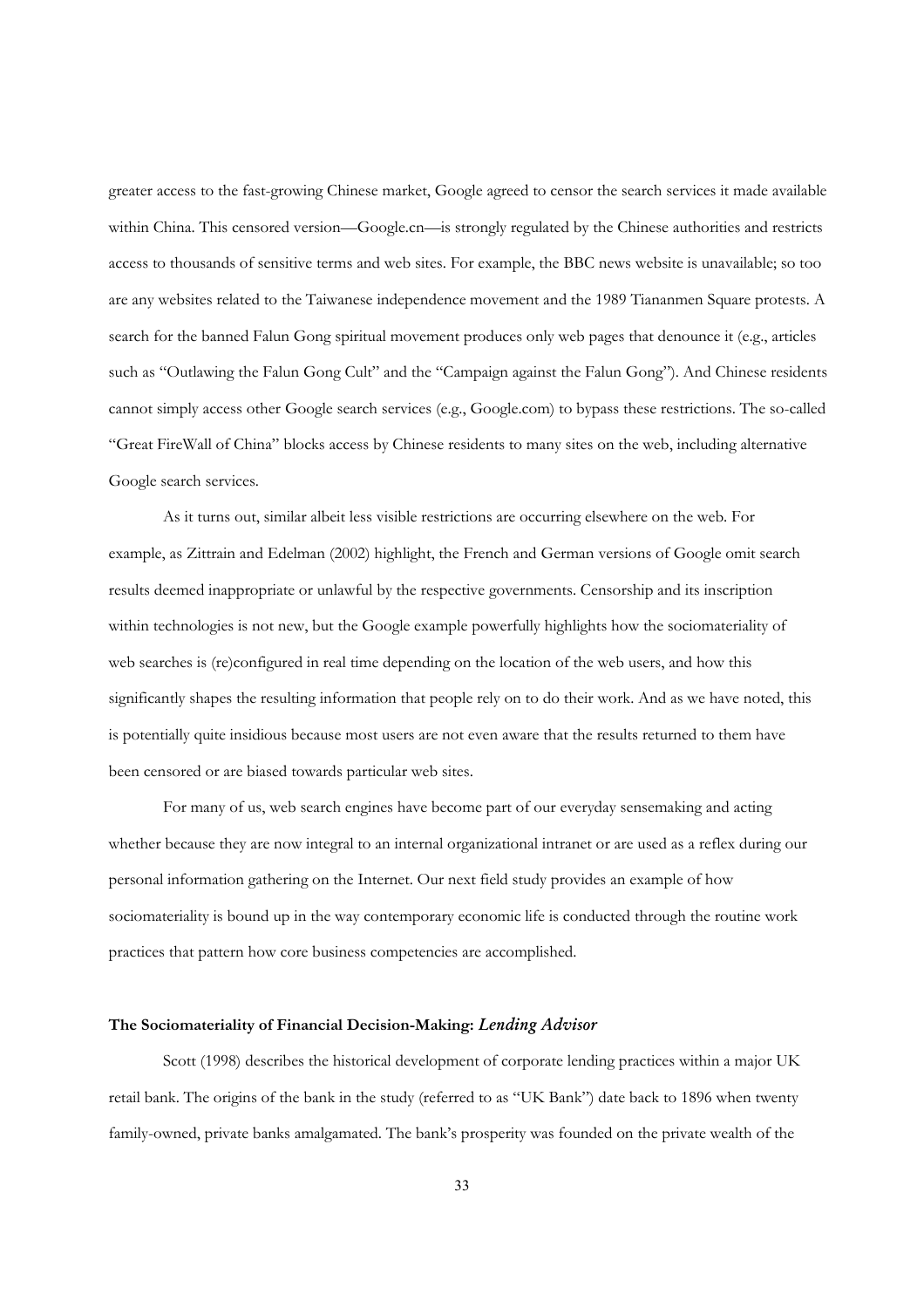greater access to the fast-growing Chinese market, Google agreed to censor the search services it made available within China. This censored version—Google.cn—is strongly regulated by the Chinese authorities and restricts access to thousands of sensitive terms and web sites. For example, the BBC news website is unavailable; so too are any websites related to the Taiwanese independence movement and the 1989 Tiananmen Square protests. A search for the banned Falun Gong spiritual movement produces only web pages that denounce it (e.g., articles such as "Outlawing the Falun Gong Cult" and the "Campaign against the Falun Gong"). And Chinese residents cannot simply access other Google search services (e.g., Google.com) to bypass these restrictions. The so-called "Great FireWall of China" blocks access by Chinese residents to many sites on the web, including alternative Google search services.

As it turns out, similar albeit less visible restrictions are occurring elsewhere on the web. For example, as Zittrain and Edelman (2002) highlight, the French and German versions of Google omit search results deemed inappropriate or unlawful by the respective governments. Censorship and its inscription within technologies is not new, but the Google example powerfully highlights how the sociomateriality of web searches is (re)configured in real time depending on the location of the web users, and how this significantly shapes the resulting information that people rely on to do their work. And as we have noted, this is potentially quite insidious because most users are not even aware that the results returned to them have been censored or are biased towards particular web sites.

For many of us, web search engines have become part of our everyday sensemaking and acting whether because they are now integral to an internal organizational intranet or are used as a reflex during our personal information gathering on the Internet. Our next field study provides an example of how sociomateriality is bound up in the way contemporary economic life is conducted through the routine work practices that pattern how core business competencies are accomplished.

**The Sociomateriality of Financial Decision-Making: *Lending Advisor***

Scott (1998) describes the historical development of corporate lending practices within a major UK retail bank. The origins of the bank in the study (referred to as "UK Bank") date back to 1896 when twenty family-owned, private banks amalgamated. The bank's prosperity was founded on the private wealth of the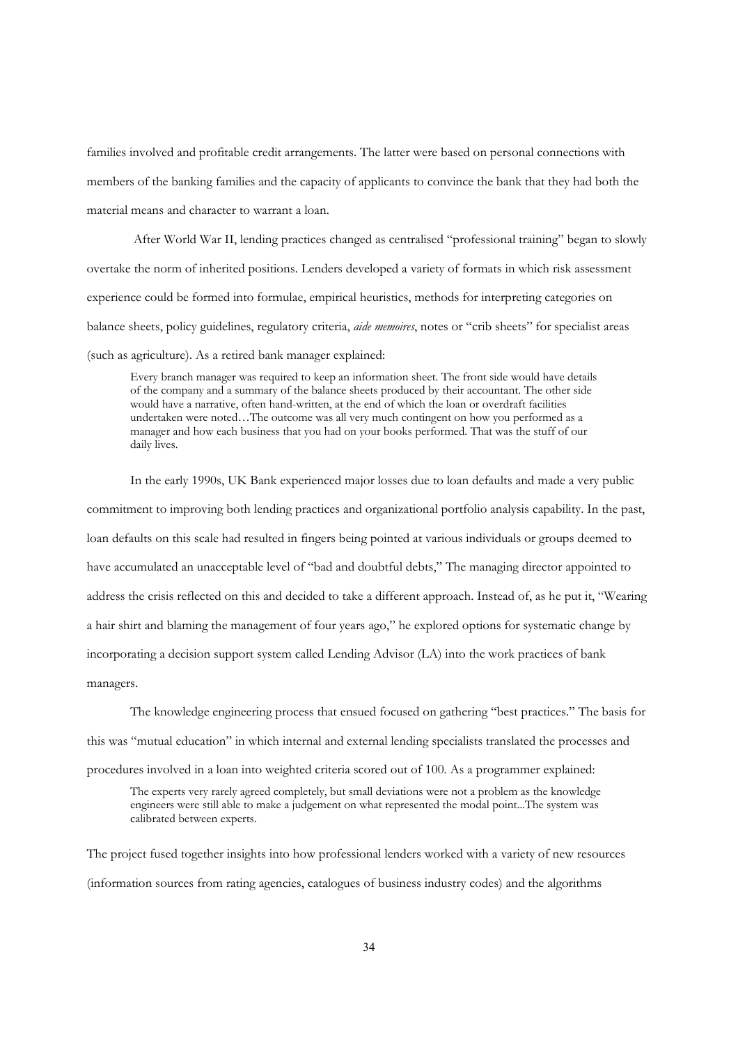families involved and profitable credit arrangements. The latter were based on personal connections with members of the banking families and the capacity of applicants to convince the bank that they had both the material means and character to warrant a loan.

After World War II, lending practices changed as centralised "professional training" began to slowly overtake the norm of inherited positions. Lenders developed a variety of formats in which risk assessment experience could be formed into formulae, empirical heuristics, methods for interpreting categories on balance sheets, policy guidelines, regulatory criteria, *aide memoires*, notes or "crib sheets" for specialist areas (such as agriculture). As a retired bank manager explained:

> Every branch manager was required to keep an information sheet. The front side would have details of the company and a summary of the balance sheets produced by their accountant. The other side would have a narrative, often hand-written, at the end of which the loan or overdraft facilities undertaken were noted…The outcome was all very much contingent on how you performed as a manager and how each business that you had on your books performed. That was the stuff of our daily lives.

In the early 1990s, UK Bank experienced major losses due to loan defaults and made a very public commitment to improving both lending practices and organizational portfolio analysis capability. In the past, loan defaults on this scale had resulted in fingers being pointed at various individuals or groups deemed to have accumulated an unacceptable level of "bad and doubtful debts," The managing director appointed to address the crisis reflected on this and decided to take a different approach. Instead of, as he put it, "Wearing a hair shirt and blaming the management of four years ago," he explored options for systematic change by incorporating a decision support system called Lending Advisor (LA) into the work practices of bank managers.

The knowledge engineering process that ensued focused on gathering "best practices." The basis for this was "mutual education" in which internal and external lending specialists translated the processes and procedures involved in a loan into weighted criteria scored out of 100. As a programmer explained:

> The experts very rarely agreed completely, but small deviations were not a problem as the knowledge engineers were still able to make a judgement on what represented the modal point...The system was calibrated between experts.

The project fused together insights into how professional lenders worked with a variety of new resources (information sources from rating agencies, catalogues of business industry codes) and the algorithms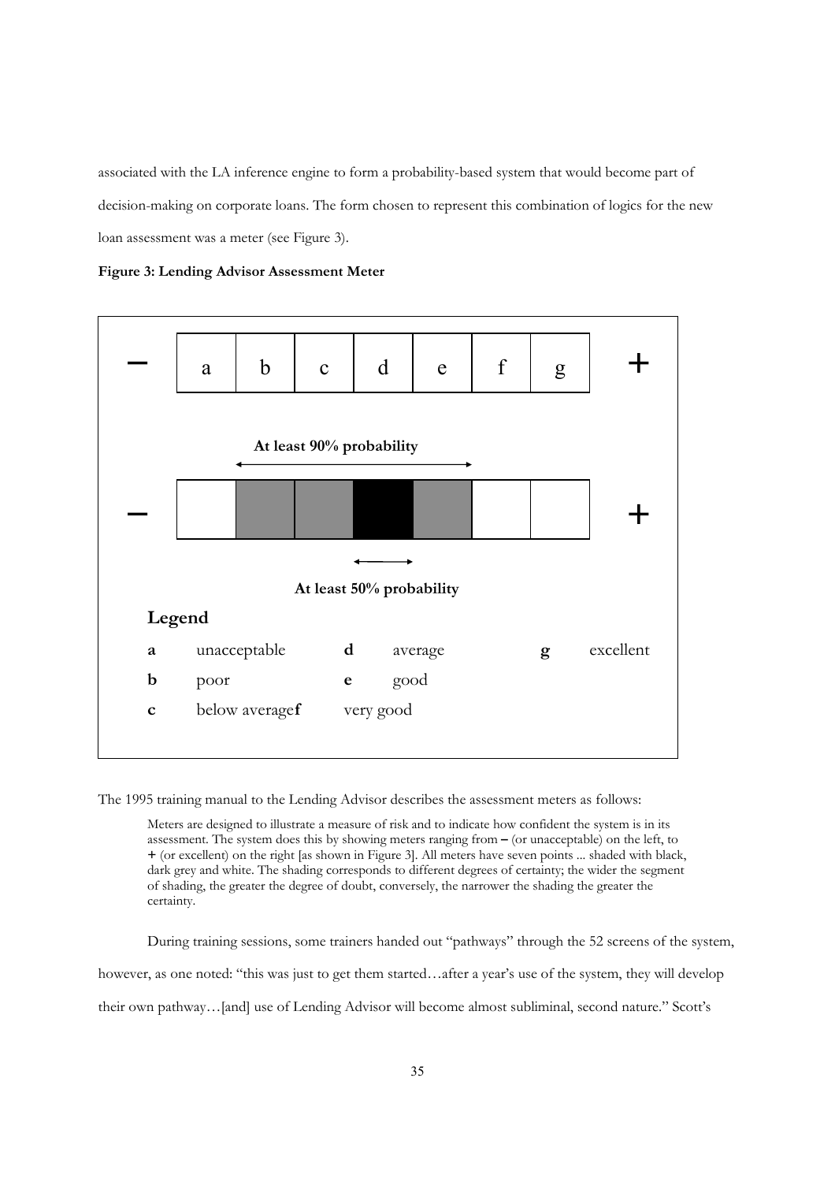associated with the LA inference engine to form a probability-based system that would become part of decision-making on corporate loans. The form chosen to represent this combination of logics for the new loan assessment was a meter (see Figure 3).

**Figure 3: Lending Advisor Assessment Meter**

| – | a | b | c | d | e | f | g | + |
|---|---|---|---|---|---|---|---|---|

**At least 90% probability**

**At least 50% probability**

**Legend**

| | | | | | |
|---|---|---|---|---|---|
| **a** | unacceptable | **d** | average | **g** | excellent |
| **b** | poor | **e** | good | | |
| **c** | below average | **f** | very good | | |

The 1995 training manual to the Lending Advisor describes the assessment meters as follows:

> Meters are designed to illustrate a measure of risk and to indicate how confident the system is in its assessment. The system does this by showing meters ranging from **–** (or unacceptable) on the left, to **+** (or excellent) on the right [as shown in Figure 3]. All meters have seven points ... shaded with black, dark grey and white. The shading corresponds to different degrees of certainty; the wider the segment of shading, the greater the degree of doubt, conversely, the narrower the shading the greater the certainty.

During training sessions, some trainers handed out "pathways" through the 52 screens of the system, however, as one noted: "this was just to get them started…after a year's use of the system, they will develop their own pathway…[and] use of Lending Advisor will become almost subliminal, second nature." Scott's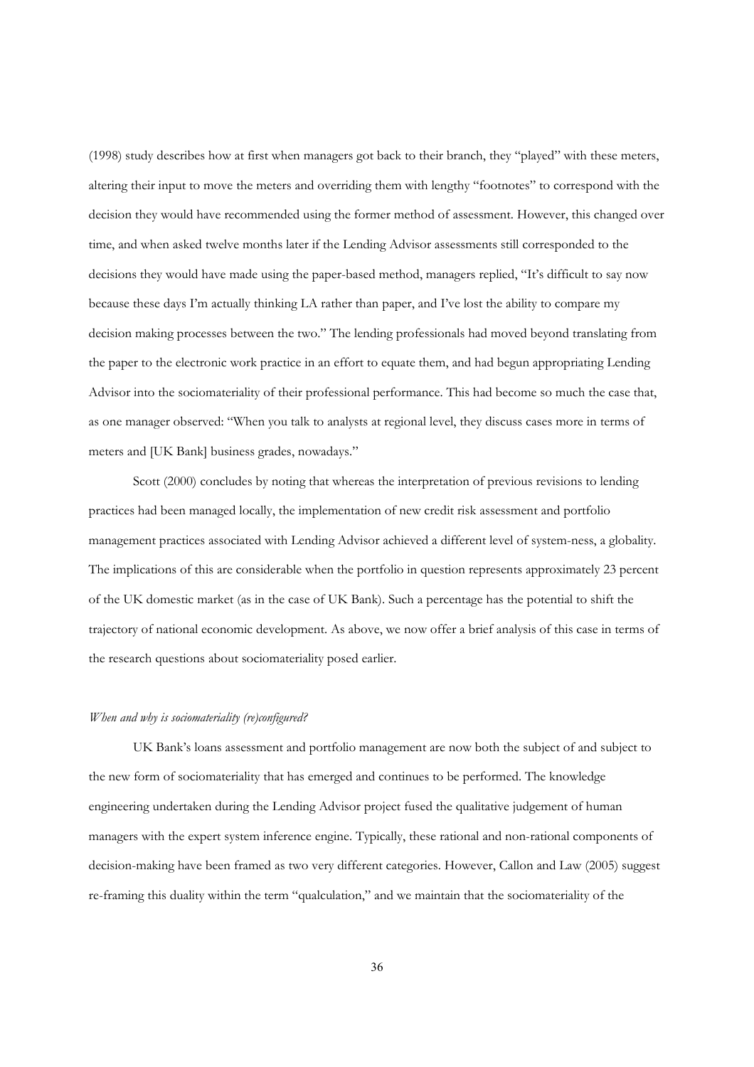(1998) study describes how at first when managers got back to their branch, they "played" with these meters, altering their input to move the meters and overriding them with lengthy "footnotes" to correspond with the decision they would have recommended using the former method of assessment. However, this changed over time, and when asked twelve months later if the Lending Advisor assessments still corresponded to the decisions they would have made using the paper-based method, managers replied, "It's difficult to say now because these days I'm actually thinking LA rather than paper, and I've lost the ability to compare my decision making processes between the two." The lending professionals had moved beyond translating from the paper to the electronic work practice in an effort to equate them, and had begun appropriating Lending Advisor into the sociomateriality of their professional performance. This had become so much the case that, as one manager observed: "When you talk to analysts at regional level, they discuss cases more in terms of meters and [UK Bank] business grades, nowadays."

Scott (2000) concludes by noting that whereas the interpretation of previous revisions to lending practices had been managed locally, the implementation of new credit risk assessment and portfolio management practices associated with Lending Advisor achieved a different level of system-ness, a globality. The implications of this are considerable when the portfolio in question represents approximately 23 percent of the UK domestic market (as in the case of UK Bank). Such a percentage has the potential to shift the trajectory of national economic development. As above, we now offer a brief analysis of this case in terms of the research questions about sociomateriality posed earlier.

*When and why is sociomateriality (re)configured?*

UK Bank's loans assessment and portfolio management are now both the subject of and subject to the new form of sociomateriality that has emerged and continues to be performed. The knowledge engineering undertaken during the Lending Advisor project fused the qualitative judgement of human managers with the expert system inference engine. Typically, these rational and non-rational components of decision-making have been framed as two very different categories. However, Callon and Law (2005) suggest re-framing this duality within the term "qualculation," and we maintain that the sociomateriality of the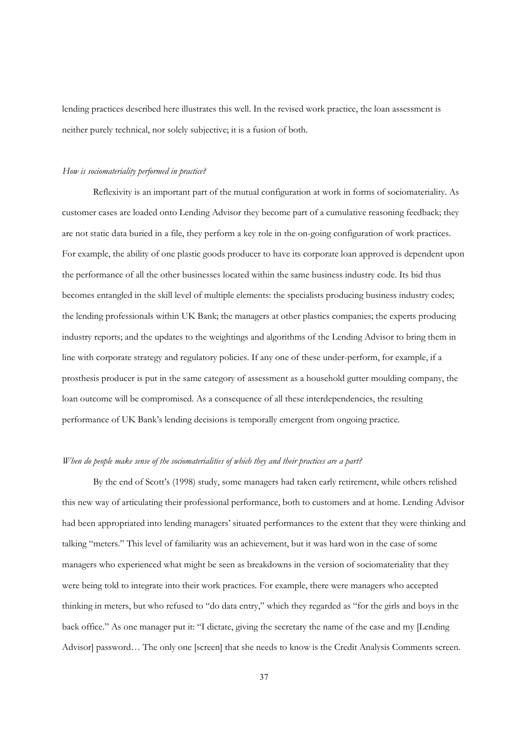lending practices described here illustrates this well. In the revised work practice, the loan assessment is neither purely technical, nor solely subjective; it is a fusion of both.

*How is sociomateriality performed in practice?*

Reflexivity is an important part of the mutual configuration at work in forms of sociomateriality. As customer cases are loaded onto Lending Advisor they become part of a cumulative reasoning feedback; they are not static data buried in a file, they perform a key role in the on-going configuration of work practices. For example, the ability of one plastic goods producer to have its corporate loan approved is dependent upon the performance of all the other businesses located within the same business industry code. Its bid thus becomes entangled in the skill level of multiple elements: the specialists producing business industry codes; the lending professionals within UK Bank; the managers at other plastics companies; the experts producing industry reports; and the updates to the weightings and algorithms of the Lending Advisor to bring them in line with corporate strategy and regulatory policies. If any one of these under-perform, for example, if a prosthesis producer is put in the same category of assessment as a household gutter moulding company, the loan outcome will be compromised. As a consequence of all these interdependencies, the resulting performance of UK Bank's lending decisions is temporally emergent from ongoing practice.

*When do people make sense of the sociomaterialities of which they and their practices are a part?*

By the end of Scott's (1998) study, some managers had taken early retirement, while others relished this new way of articulating their professional performance, both to customers and at home. Lending Advisor had been appropriated into lending managers' situated performances to the extent that they were thinking and talking "meters." This level of familiarity was an achievement, but it was hard won in the case of some managers who experienced what might be seen as breakdowns in the version of sociomateriality that they were being told to integrate into their work practices. For example, there were managers who accepted thinking in meters, but who refused to "do data entry," which they regarded as "for the girls and boys in the back office." As one manager put it: "I dictate, giving the secretary the name of the case and my [Lending Advisor] password… The only one [screen] that she needs to know is the Credit Analysis Comments screen.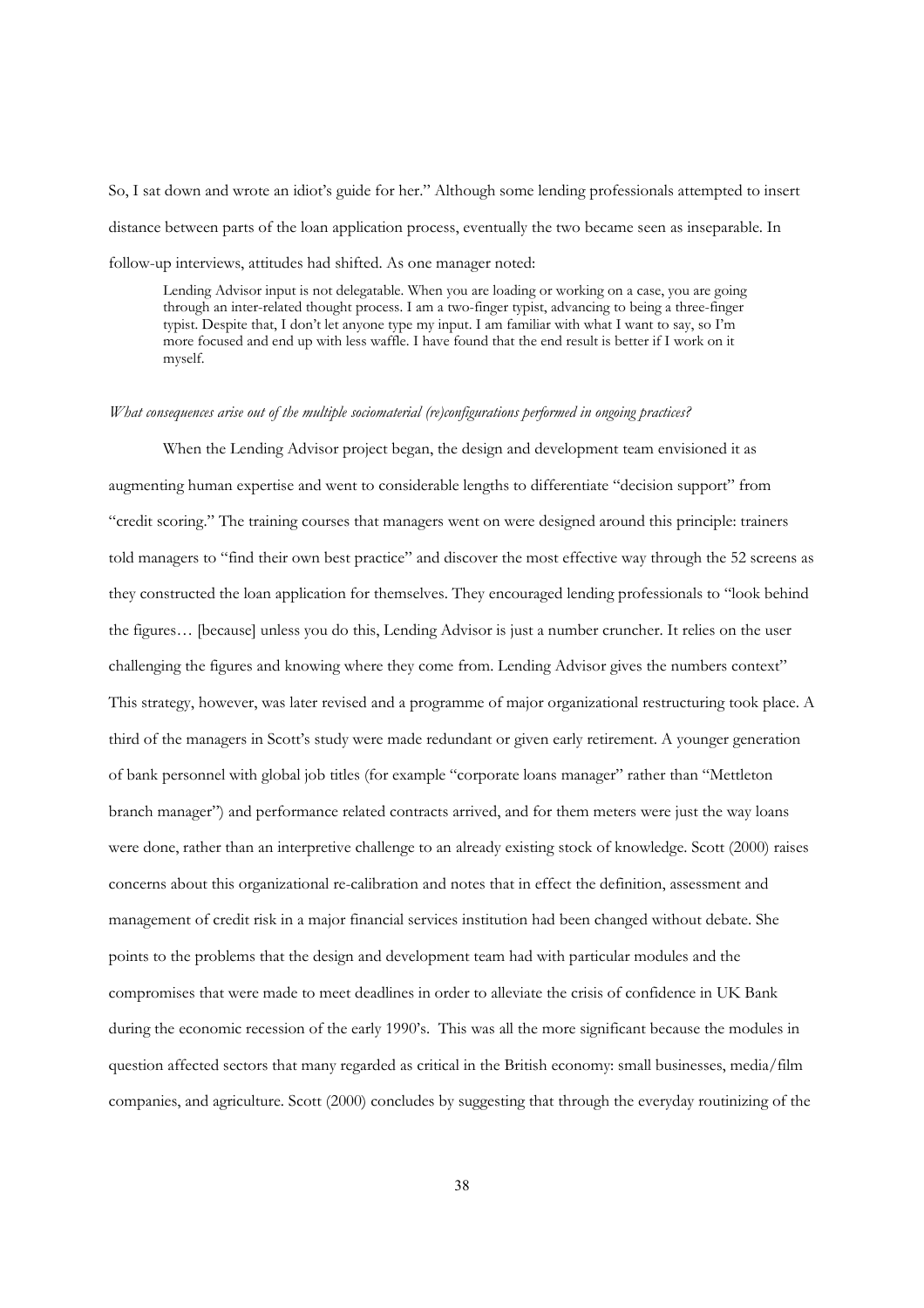So, I sat down and wrote an idiot's guide for her." Although some lending professionals attempted to insert distance between parts of the loan application process, eventually the two became seen as inseparable. In follow-up interviews, attitudes had shifted. As one manager noted:

> Lending Advisor input is not delegatable. When you are loading or working on a case, you are going through an inter-related thought process. I am a two-finger typist, advancing to being a three-finger typist. Despite that, I don't let anyone type my input. I am familiar with what I want to say, so I'm more focused and end up with less waffle. I have found that the end result is better if I work on it myself.

*What consequences arise out of the multiple sociomaterial (re)configurations performed in ongoing practices?*

When the Lending Advisor project began, the design and development team envisioned it as augmenting human expertise and went to considerable lengths to differentiate "decision support" from "credit scoring." The training courses that managers went on were designed around this principle: trainers told managers to "find their own best practice" and discover the most effective way through the 52 screens as they constructed the loan application for themselves. They encouraged lending professionals to "look behind the figures… [because] unless you do this, Lending Advisor is just a number cruncher. It relies on the user challenging the figures and knowing where they come from. Lending Advisor gives the numbers context" This strategy, however, was later revised and a programme of major organizational restructuring took place. A third of the managers in Scott's study were made redundant or given early retirement. A younger generation of bank personnel with global job titles (for example "corporate loans manager" rather than "Mettleton branch manager") and performance related contracts arrived, and for them meters were just the way loans were done, rather than an interpretive challenge to an already existing stock of knowledge. Scott (2000) raises concerns about this organizational re-calibration and notes that in effect the definition, assessment and management of credit risk in a major financial services institution had been changed without debate. She points to the problems that the design and development team had with particular modules and the compromises that were made to meet deadlines in order to alleviate the crisis of confidence in UK Bank during the economic recession of the early 1990's. This was all the more significant because the modules in question affected sectors that many regarded as critical in the British economy: small businesses, media/film companies, and agriculture. Scott (2000) concludes by suggesting that through the everyday routinizing of the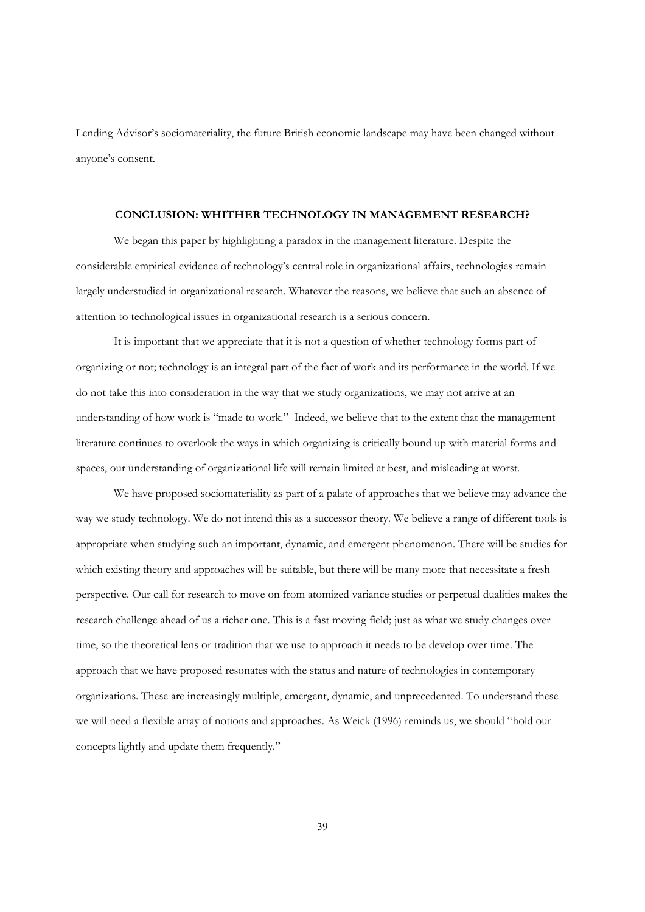Lending Advisor's sociomateriality, the future British economic landscape may have been changed without anyone's consent.

## CONCLUSION: WHITHER TECHNOLOGY IN MANAGEMENT RESEARCH?

We began this paper by highlighting a paradox in the management literature. Despite the considerable empirical evidence of technology's central role in organizational affairs, technologies remain largely understudied in organizational research. Whatever the reasons, we believe that such an absence of attention to technological issues in organizational research is a serious concern.

It is important that we appreciate that it is not a question of whether technology forms part of organizing or not; technology is an integral part of the fact of work and its performance in the world. If we do not take this into consideration in the way that we study organizations, we may not arrive at an understanding of how work is "made to work." Indeed, we believe that to the extent that the management literature continues to overlook the ways in which organizing is critically bound up with material forms and spaces, our understanding of organizational life will remain limited at best, and misleading at worst.

We have proposed sociomateriality as part of a palate of approaches that we believe may advance the way we study technology. We do not intend this as a successor theory. We believe a range of different tools is appropriate when studying such an important, dynamic, and emergent phenomenon. There will be studies for which existing theory and approaches will be suitable, but there will be many more that necessitate a fresh perspective. Our call for research to move on from atomized variance studies or perpetual dualities makes the research challenge ahead of us a richer one. This is a fast moving field; just as what we study changes over time, so the theoretical lens or tradition that we use to approach it needs to be develop over time. The approach that we have proposed resonates with the status and nature of technologies in contemporary organizations. These are increasingly multiple, emergent, dynamic, and unprecedented. To understand these we will need a flexible array of notions and approaches. As Weick (1996) reminds us, we should "hold our concepts lightly and update them frequently."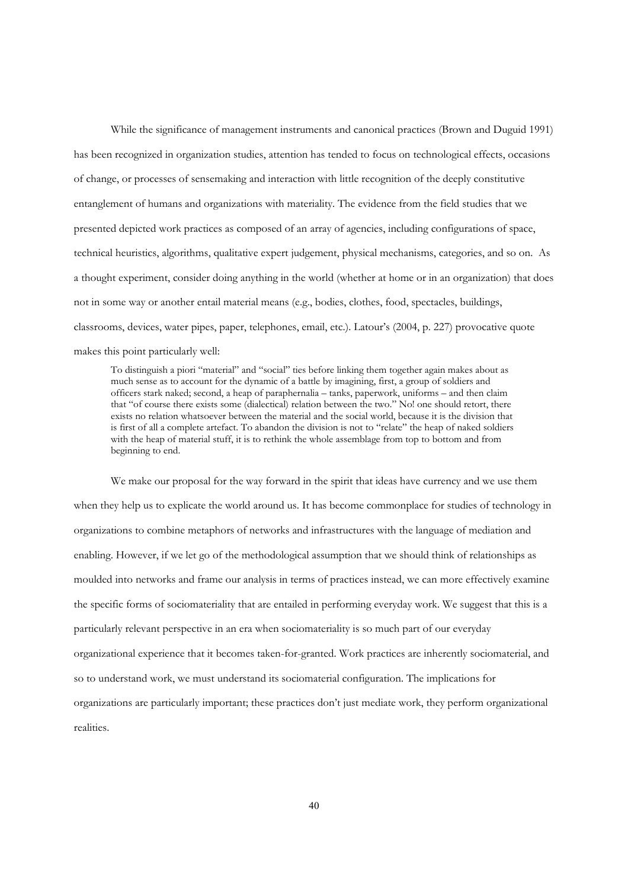While the significance of management instruments and canonical practices (Brown and Duguid 1991) has been recognized in organization studies, attention has tended to focus on technological effects, occasions of change, or processes of sensemaking and interaction with little recognition of the deeply constitutive entanglement of humans and organizations with materiality. The evidence from the field studies that we presented depicted work practices as composed of an array of agencies, including configurations of space, technical heuristics, algorithms, qualitative expert judgement, physical mechanisms, categories, and so on. As a thought experiment, consider doing anything in the world (whether at home or in an organization) that does not in some way or another entail material means (e.g., bodies, clothes, food, spectacles, buildings, classrooms, devices, water pipes, paper, telephones, email, etc.). Latour's (2004, p. 227) provocative quote makes this point particularly well:

> To distinguish a piori "material" and "social" ties before linking them together again makes about as much sense as to account for the dynamic of a battle by imagining, first, a group of soldiers and officers stark naked; second, a heap of paraphernalia – tanks, paperwork, uniforms – and then claim that "of course there exists some (dialectical) relation between the two." No! one should retort, there exists no relation whatsoever between the material and the social world, because it is the division that is first of all a complete artefact. To abandon the division is not to "relate" the heap of naked soldiers with the heap of material stuff, it is to rethink the whole assemblage from top to bottom and from beginning to end.

We make our proposal for the way forward in the spirit that ideas have currency and we use them when they help us to explicate the world around us. It has become commonplace for studies of technology in organizations to combine metaphors of networks and infrastructures with the language of mediation and enabling. However, if we let go of the methodological assumption that we should think of relationships as moulded into networks and frame our analysis in terms of practices instead, we can more effectively examine the specific forms of sociomateriality that are entailed in performing everyday work. We suggest that this is a particularly relevant perspective in an era when sociomateriality is so much part of our everyday organizational experience that it becomes taken-for-granted. Work practices are inherently sociomaterial, and so to understand work, we must understand its sociomaterial configuration. The implications for organizations are particularly important; these practices don't just mediate work, they perform organizational realities.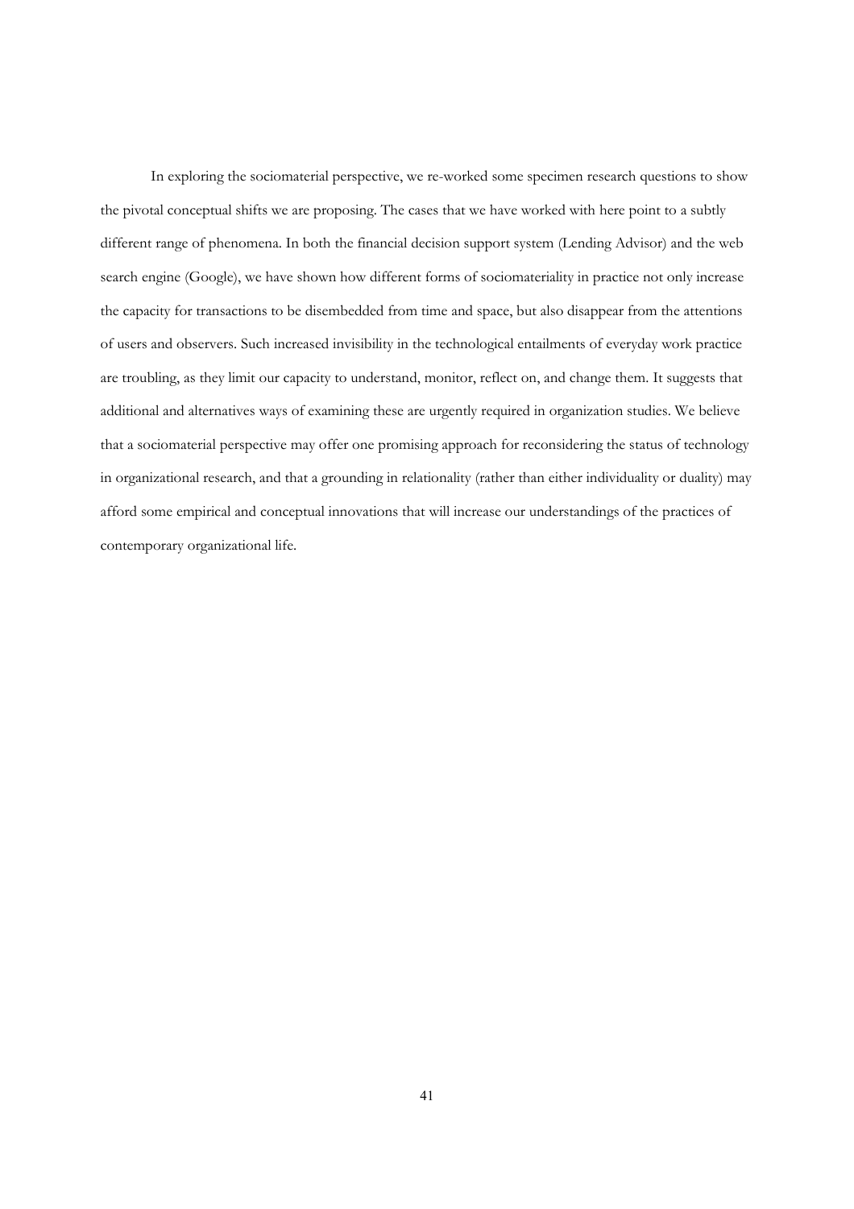In exploring the sociomaterial perspective, we re-worked some specimen research questions to show the pivotal conceptual shifts we are proposing. The cases that we have worked with here point to a subtly different range of phenomena. In both the financial decision support system (Lending Advisor) and the web search engine (Google), we have shown how different forms of sociomateriality in practice not only increase the capacity for transactions to be disembedded from time and space, but also disappear from the attentions of users and observers. Such increased invisibility in the technological entailments of everyday work practice are troubling, as they limit our capacity to understand, monitor, reflect on, and change them. It suggests that additional and alternatives ways of examining these are urgently required in organization studies. We believe that a sociomaterial perspective may offer one promising approach for reconsidering the status of technology in organizational research, and that a grounding in relationality (rather than either individuality or duality) may afford some empirical and conceptual innovations that will increase our understandings of the practices of contemporary organizational life.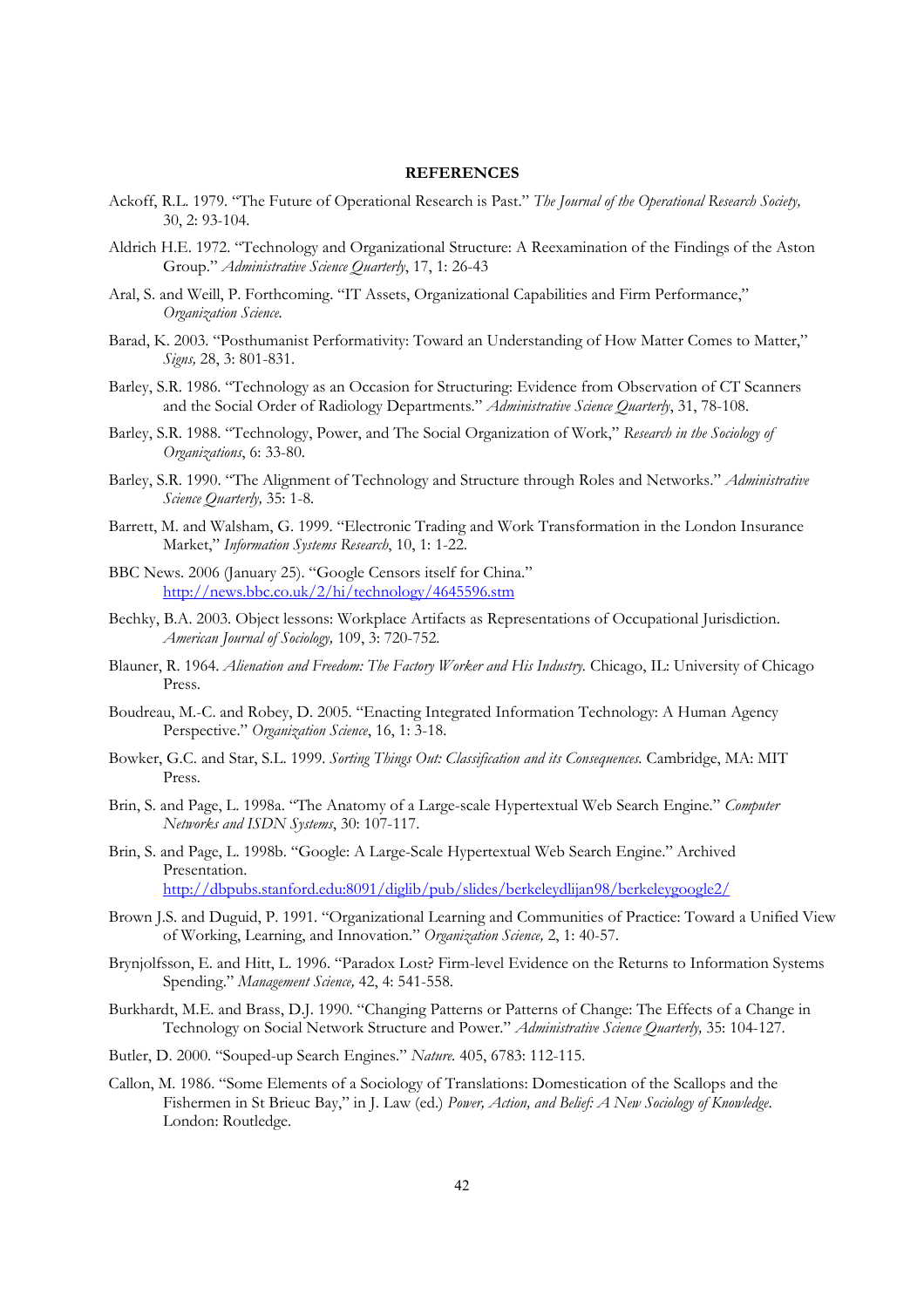## REFERENCES

Ackoff, R.L. 1979. "The Future of Operational Research is Past." *The Journal of the Operational Research Society,* 30, 2: 93-104.

Aldrich H.E. 1972. "Technology and Organizational Structure: A Reexamination of the Findings of the Aston Group." *Administrative Science Quarterly*, 17, 1: 26-43

Aral, S. and Weill, P. Forthcoming. "IT Assets, Organizational Capabilities and Firm Performance," *Organization Science.*

Barad, K. 2003. "Posthumanist Performativity: Toward an Understanding of How Matter Comes to Matter," *Signs,* 28, 3: 801-831.

Barley, S.R. 1986. "Technology as an Occasion for Structuring: Evidence from Observation of CT Scanners and the Social Order of Radiology Departments." *Administrative Science Quarterly*, 31, 78-108.

Barley, S.R. 1988. "Technology, Power, and The Social Organization of Work," *Research in the Sociology of Organizations*, 6: 33-80.

Barley, S.R. 1990. "The Alignment of Technology and Structure through Roles and Networks." *Administrative Science Quarterly,* 35: 1-8.

Barrett, M. and Walsham, G. 1999. "Electronic Trading and Work Transformation in the London Insurance Market," *Information Systems Research*, 10, 1: 1-22.

BBC News. 2006 (January 25). "Google Censors itself for China." http://news.bbc.co.uk/2/hi/technology/4645596.stm

Bechky, B.A. 2003. Object lessons: Workplace Artifacts as Representations of Occupational Jurisdiction. *American Journal of Sociology,* 109, 3: 720-752.

Blauner, R. 1964. *Alienation and Freedom: The Factory Worker and His Industry.* Chicago, IL: University of Chicago Press.

Boudreau, M.-C. and Robey, D. 2005. "Enacting Integrated Information Technology: A Human Agency Perspective." *Organization Science*, 16, 1: 3-18.

Bowker, G.C. and Star, S.L. 1999. *Sorting Things Out: Classification and its Consequences.* Cambridge, MA: MIT Press.

Brin, S. and Page, L. 1998a. "The Anatomy of a Large-scale Hypertextual Web Search Engine." *Computer Networks and ISDN Systems*, 30: 107-117.

Brin, S. and Page, L. 1998b. "Google: A Large-Scale Hypertextual Web Search Engine." Archived Presentation. http://dbpubs.stanford.edu:8091/diglib/pub/slides/berkeleydlijan98/berkeleygoogle2/

Brown J.S. and Duguid, P. 1991. "Organizational Learning and Communities of Practice: Toward a Unified View of Working, Learning, and Innovation." *Organization Science,* 2, 1: 40-57.

Brynjolfsson, E. and Hitt, L. 1996. "Paradox Lost? Firm-level Evidence on the Returns to Information Systems Spending." *Management Science,* 42, 4: 541-558.

Burkhardt, M.E. and Brass, D.J. 1990. "Changing Patterns or Patterns of Change: The Effects of a Change in Technology on Social Network Structure and Power." *Administrative Science Quarterly,* 35: 104-127.

Butler, D. 2000. "Souped-up Search Engines." *Nature.* 405, 6783: 112-115.

Callon, M. 1986. "Some Elements of a Sociology of Translations: Domestication of the Scallops and the Fishermen in St Brieuc Bay," in J. Law (ed.) *Power, Action, and Belief: A New Sociology of Knowledge*. London: Routledge.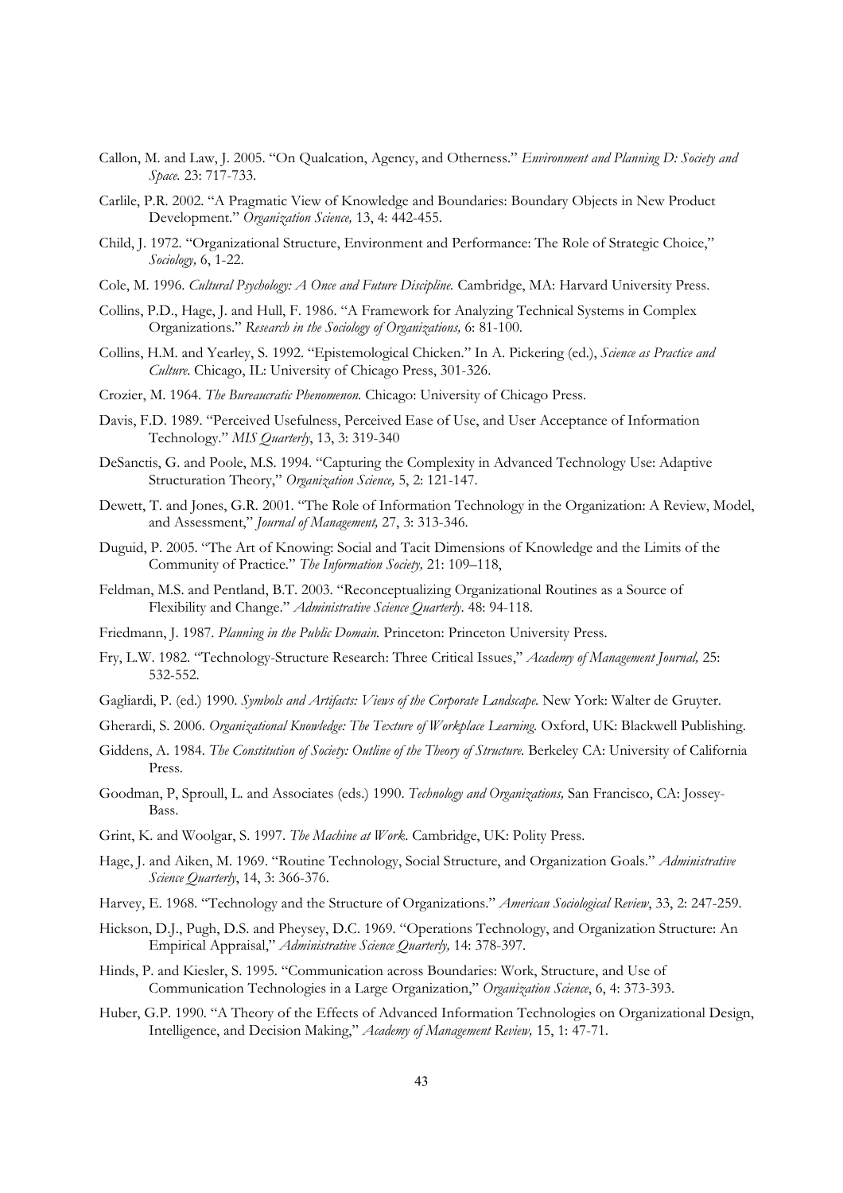Callon, M. and Law, J. 2005. "On Qualcation, Agency, and Otherness." *Environment and Planning D: Society and Space.* 23: 717-733.

Carlile, P.R. 2002. "A Pragmatic View of Knowledge and Boundaries: Boundary Objects in New Product Development." *Organization Science,* 13, 4: 442-455.

Child, J. 1972. "Organizational Structure, Environment and Performance: The Role of Strategic Choice," *Sociology,* 6, 1-22.

Cole, M. 1996. *Cultural Psychology: A Once and Future Discipline.* Cambridge, MA: Harvard University Press.

Collins, P.D., Hage, J. and Hull, F. 1986. "A Framework for Analyzing Technical Systems in Complex Organizations." *Research in the Sociology of Organizations,* 6: 81-100.

Collins, H.M. and Yearley, S. 1992. "Epistemological Chicken." In A. Pickering (ed.), *Science as Practice and Culture*. Chicago, IL: University of Chicago Press, 301-326.

Crozier, M. 1964. *The Bureaucratic Phenomenon.* Chicago: University of Chicago Press.

Davis, F.D. 1989. "Perceived Usefulness, Perceived Ease of Use, and User Acceptance of Information Technology." *MIS Quarterly*, 13, 3: 319-340

DeSanctis, G. and Poole, M.S. 1994. "Capturing the Complexity in Advanced Technology Use: Adaptive Structuration Theory," *Organization Science,* 5, 2: 121-147.

Dewett, T. and Jones, G.R. 2001. "The Role of Information Technology in the Organization: A Review, Model, and Assessment," *Journal of Management,* 27, 3: 313-346.

Duguid, P. 2005. "The Art of Knowing: Social and Tacit Dimensions of Knowledge and the Limits of the Community of Practice." *The Information Society,* 21: 109–118,

Feldman, M.S. and Pentland, B.T. 2003. "Reconceptualizing Organizational Routines as a Source of Flexibility and Change." *Administrative Science Quarterly*. 48: 94-118.

Friedmann, J. 1987. *Planning in the Public Domain.* Princeton: Princeton University Press.

Fry, L.W. 1982. "Technology-Structure Research: Three Critical Issues," *Academy of Management Journal,* 25: 532-552.

Gagliardi, P. (ed.) 1990. *Symbols and Artifacts: Views of the Corporate Landscape.* New York: Walter de Gruyter.

Gherardi, S. 2006. *Organizational Knowledge: The Texture of Workplace Learning.* Oxford, UK: Blackwell Publishing.

Giddens, A. 1984. *The Constitution of Society: Outline of the Theory of Structure.* Berkeley CA: University of California Press.

Goodman, P, Sproull, L. and Associates (eds.) 1990. *Technology and Organizations,* San Francisco, CA: Jossey-Bass.

Grint, K. and Woolgar, S. 1997. *The Machine at Work*. Cambridge, UK: Polity Press.

Hage, J. and Aiken, M. 1969. "Routine Technology, Social Structure, and Organization Goals." *Administrative Science Quarterly*, 14, 3: 366-376.

Harvey, E. 1968. "Technology and the Structure of Organizations." *American Sociological Review*, 33, 2: 247-259.

Hickson, D.J., Pugh, D.S. and Pheysey, D.C. 1969. "Operations Technology, and Organization Structure: An Empirical Appraisal," *Administrative Science Quarterly,* 14: 378-397.

Hinds, P. and Kiesler, S. 1995. "Communication across Boundaries: Work, Structure, and Use of Communication Technologies in a Large Organization," *Organization Science*, 6, 4: 373-393.

Huber, G.P. 1990. "A Theory of the Effects of Advanced Information Technologies on Organizational Design, Intelligence, and Decision Making," *Academy of Management Review,* 15, 1: 47-71.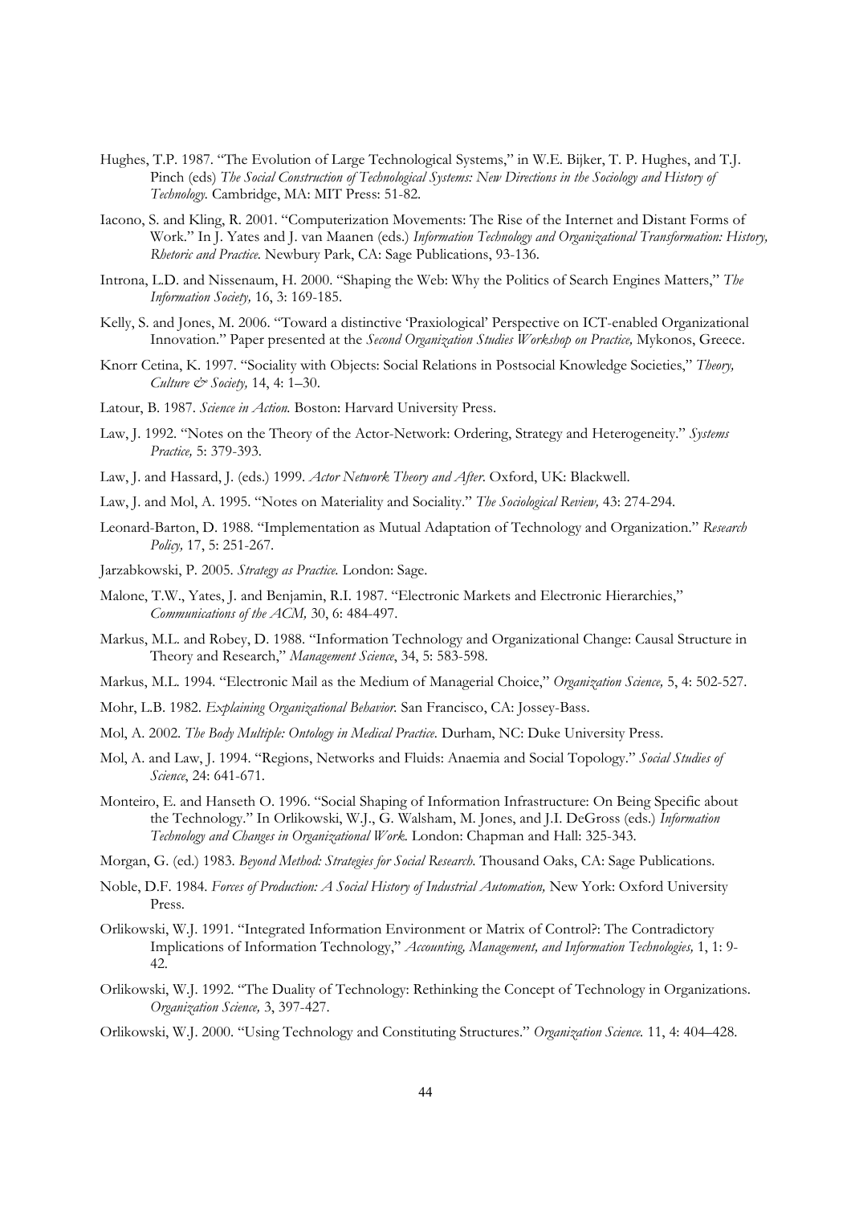Hughes, T.P. 1987. "The Evolution of Large Technological Systems," in W.E. Bijker, T. P. Hughes, and T.J. Pinch (eds) *The Social Construction of Technological Systems: New Directions in the Sociology and History of Technology.* Cambridge, MA: MIT Press: 51-82.

Iacono, S. and Kling, R. 2001. "Computerization Movements: The Rise of the Internet and Distant Forms of Work." In J. Yates and J. van Maanen (eds.) *Information Technology and Organizational Transformation: History, Rhetoric and Practice.* Newbury Park, CA: Sage Publications, 93-136.

Introna, L.D. and Nissenaum, H. 2000. "Shaping the Web: Why the Politics of Search Engines Matters," *The Information Society,* 16, 3: 169-185.

Kelly, S. and Jones, M. 2006. "Toward a distinctive 'Praxiological' Perspective on ICT-enabled Organizational Innovation." Paper presented at the *Second Organization Studies Workshop on Practice,* Mykonos, Greece.

Knorr Cetina, K. 1997. "Sociality with Objects: Social Relations in Postsocial Knowledge Societies," *Theory, Culture & Society,* 14, 4: 1–30.

Latour, B. 1987. *Science in Action.* Boston: Harvard University Press.

Law, J. 1992. "Notes on the Theory of the Actor-Network: Ordering, Strategy and Heterogeneity." *Systems Practice,* 5: 379-393.

Law, J. and Hassard, J. (eds.) 1999. *Actor Network Theory and After.* Oxford, UK: Blackwell.

Law, J. and Mol, A. 1995. "Notes on Materiality and Sociality." *The Sociological Review,* 43: 274-294.

Leonard-Barton, D. 1988. "Implementation as Mutual Adaptation of Technology and Organization." *Research Policy,* 17, 5: 251-267.

Jarzabkowski, P. 2005. *Strategy as Practice.* London: Sage.

Malone, T.W., Yates, J. and Benjamin, R.I. 1987. "Electronic Markets and Electronic Hierarchies," *Communications of the ACM,* 30, 6: 484-497.

Markus, M.L. and Robey, D. 1988. "Information Technology and Organizational Change: Causal Structure in Theory and Research," *Management Science*, 34, 5: 583-598.

Markus, M.L. 1994. "Electronic Mail as the Medium of Managerial Choice," *Organization Science,* 5, 4: 502-527.

Mohr, L.B. 1982. *Explaining Organizational Behavior.* San Francisco, CA: Jossey-Bass.

Mol, A. 2002. *The Body Multiple: Ontology in Medical Practice.* Durham, NC: Duke University Press.

Mol, A. and Law, J. 1994. "Regions, Networks and Fluids: Anaemia and Social Topology." *Social Studies of Science*, 24: 641-671.

Monteiro, E. and Hanseth O. 1996. "Social Shaping of Information Infrastructure: On Being Specific about the Technology." In Orlikowski, W.J., G. Walsham, M. Jones, and J.I. DeGross (eds.) *Information Technology and Changes in Organizational Work.* London: Chapman and Hall: 325-343.

Morgan, G. (ed.) 1983. *Beyond Method: Strategies for Social Research.* Thousand Oaks, CA: Sage Publications.

Noble, D.F. 1984. *Forces of Production: A Social History of Industrial Automation,* New York: Oxford University Press.

Orlikowski, W.J. 1991. "Integrated Information Environment or Matrix of Control?: The Contradictory Implications of Information Technology," *Accounting, Management, and Information Technologies,* 1, 1: 9-42.

Orlikowski, W.J. 1992. "The Duality of Technology: Rethinking the Concept of Technology in Organizations. *Organization Science,* 3, 397-427.

Orlikowski, W.J. 2000. "Using Technology and Constituting Structures." *Organization Science.* 11, 4: 404–428.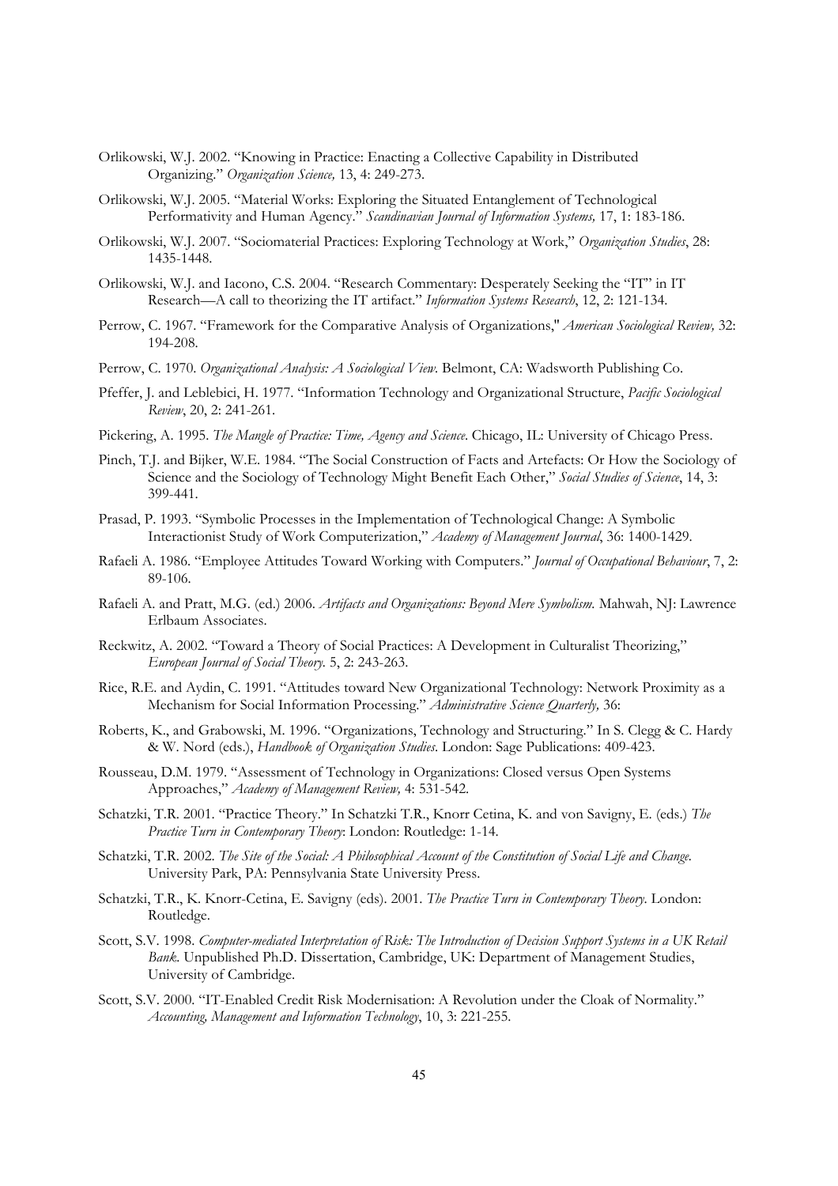Orlikowski, W.J. 2002. "Knowing in Practice: Enacting a Collective Capability in Distributed Organizing." *Organization Science,* 13, 4: 249-273.

Orlikowski, W.J. 2005. "Material Works: Exploring the Situated Entanglement of Technological Performativity and Human Agency." *Scandinavian Journal of Information Systems,* 17, 1: 183-186.

Orlikowski, W.J. 2007. "Sociomaterial Practices: Exploring Technology at Work," *Organization Studies*, 28: 1435-1448.

Orlikowski, W.J. and Iacono, C.S. 2004. "Research Commentary: Desperately Seeking the "IT" in IT Research—A call to theorizing the IT artifact." *Information Systems Research*, 12, 2: 121-134.

Perrow, C. 1967. "Framework for the Comparative Analysis of Organizations," *American Sociological Review,* 32: 194-208.

Perrow, C. 1970. *Organizational Analysis: A Sociological View*. Belmont, CA: Wadsworth Publishing Co.

Pfeffer, J. and Leblebici, H. 1977. "Information Technology and Organizational Structure, *Pacific Sociological Review*, 20, 2: 241-261.

Pickering, A. 1995. *The Mangle of Practice: Time, Agency and Science*. Chicago, IL: University of Chicago Press.

Pinch, T.J. and Bijker, W.E. 1984. "The Social Construction of Facts and Artefacts: Or How the Sociology of Science and the Sociology of Technology Might Benefit Each Other," *Social Studies of Science*, 14, 3: 399-441.

Prasad, P. 1993. "Symbolic Processes in the Implementation of Technological Change: A Symbolic Interactionist Study of Work Computerization," *Academy of Management Journal*, 36: 1400-1429.

Rafaeli A. 1986. "Employee Attitudes Toward Working with Computers." *Journal of Occupational Behaviour*, 7, 2: 89-106.

Rafaeli A. and Pratt, M.G. (ed.) 2006. *Artifacts and Organizations: Beyond Mere Symbolism.* Mahwah, NJ: Lawrence Erlbaum Associates.

Reckwitz, A. 2002. "Toward a Theory of Social Practices: A Development in Culturalist Theorizing," *European Journal of Social Theory.* 5, 2: 243-263.

Rice, R.E. and Aydin, C. 1991. "Attitudes toward New Organizational Technology: Network Proximity as a Mechanism for Social Information Processing." *Administrative Science Quarterly,* 36:

Roberts, K., and Grabowski, M. 1996. "Organizations, Technology and Structuring." In S. Clegg & C. Hardy & W. Nord (eds.), *Handbook of Organization Studies*. London: Sage Publications: 409-423.

Rousseau, D.M. 1979. "Assessment of Technology in Organizations: Closed versus Open Systems Approaches," *Academy of Management Review,* 4: 531-542.

Schatzki, T.R. 2001. "Practice Theory." In Schatzki T.R., Knorr Cetina, K. and von Savigny, E. (eds.) *The Practice Turn in Contemporary Theory*: London: Routledge: 1-14.

Schatzki, T.R. 2002. *The Site of the Social: A Philosophical Account of the Constitution of Social Life and Change.* University Park, PA: Pennsylvania State University Press.

Schatzki, T.R., K. Knorr-Cetina, E. Savigny (eds). 2001. *The Practice Turn in Contemporary Theory*. London: Routledge.

Scott, S.V. 1998. *Computer-mediated Interpretation of Risk: The Introduction of Decision Support Systems in a UK Retail Bank.* Unpublished Ph.D. Dissertation, Cambridge, UK: Department of Management Studies, University of Cambridge.

Scott, S.V. 2000. "IT-Enabled Credit Risk Modernisation: A Revolution under the Cloak of Normality." *Accounting, Management and Information Technology*, 10, 3: 221-255.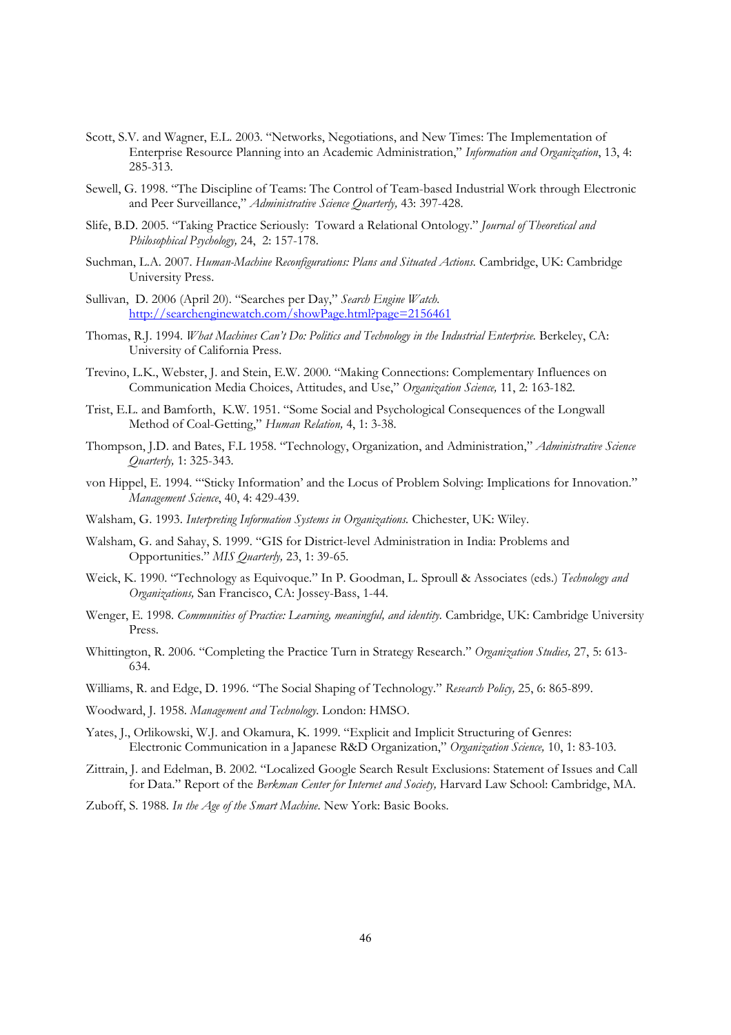Scott, S.V. and Wagner, E.L. 2003. "Networks, Negotiations, and New Times: The Implementation of Enterprise Resource Planning into an Academic Administration," *Information and Organization*, 13, 4: 285-313.

Sewell, G. 1998. "The Discipline of Teams: The Control of Team-based Industrial Work through Electronic and Peer Surveillance," *Administrative Science Quarterly,* 43: 397-428.

Slife, B.D. 2005. "Taking Practice Seriously: Toward a Relational Ontology." *Journal of Theoretical and Philosophical Psychology,* 24, 2: 157-178.

Suchman, L.A. 2007. *Human-Machine Reconfigurations: Plans and Situated Actions.* Cambridge, UK: Cambridge University Press.

Sullivan, D. 2006 (April 20). "Searches per Day," *Search Engine Watch.* http://searchenginewatch.com/showPage.html?page=2156461

Thomas, R.J. 1994. *What Machines Can't Do: Politics and Technology in the Industrial Enterprise.* Berkeley, CA: University of California Press.

Trevino, L.K., Webster, J. and Stein, E.W. 2000. "Making Connections: Complementary Influences on Communication Media Choices, Attitudes, and Use," *Organization Science,* 11, 2: 163-182.

Trist, E.L. and Bamforth, K.W. 1951. "Some Social and Psychological Consequences of the Longwall Method of Coal-Getting," *Human Relation,* 4, 1: 3-38.

Thompson, J.D. and Bates, F.L 1958. "Technology, Organization, and Administration," *Administrative Science Quarterly,* 1: 325-343.

von Hippel, E. 1994. "'Sticky Information' and the Locus of Problem Solving: Implications for Innovation." *Management Science*, 40, 4: 429-439.

Walsham, G. 1993. *Interpreting Information Systems in Organizations.* Chichester, UK: Wiley.

Walsham, G. and Sahay, S. 1999. "GIS for District-level Administration in India: Problems and Opportunities." *MIS Quarterly,* 23, 1: 39-65.

Weick, K. 1990. "Technology as Equivoque." In P. Goodman, L. Sproull & Associates (eds.) *Technology and Organizations,* San Francisco, CA: Jossey-Bass, 1-44.

Wenger, E. 1998. *Communities of Practice: Learning, meaningful, and identity.* Cambridge, UK: Cambridge University Press.

Whittington, R. 2006. "Completing the Practice Turn in Strategy Research." *Organization Studies,* 27, 5: 613-634.

Williams, R. and Edge, D. 1996. "The Social Shaping of Technology." *Research Policy,* 25, 6: 865-899.

Woodward, J. 1958. *Management and Technology.* London: HMSO.

Yates, J., Orlikowski, W.J. and Okamura, K. 1999. "Explicit and Implicit Structuring of Genres: Electronic Communication in a Japanese R&D Organization," *Organization Science,* 10, 1: 83-103.

Zittrain, J. and Edelman, B. 2002. "Localized Google Search Result Exclusions: Statement of Issues and Call for Data." Report of the *Berkman Center for Internet and Society,* Harvard Law School: Cambridge, MA.

Zuboff, S. 1988. *In the Age of the Smart Machine.* New York: Basic Books.